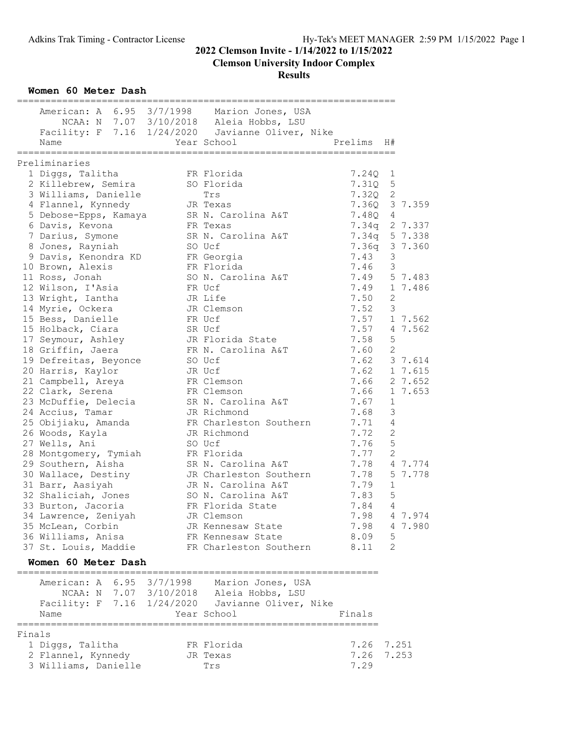# 2022 Clemson Invite - 1/14/2022 to 1/15/2022

## Clemson University Indoor Complex

## Results

### Women 60 Meter Dash

American: A 6.95 3/7/1998 Marion Jones, USA
NCAA: N 7.07 3/10/2018 Aleia Hobbs, LSU
Facility: F 7.16 1/24/2020 Javianne Oliver, Nike

**Preliminaries**

| Place | Name | Year | School | Prelims | H# | |
|---|---|---|---|---|---|---|
| 1 | Diggs, Talitha | FR | Florida | 7.24Q | 1 | |
| 2 | Killebrew, Semira | SO | Florida | 7.31Q | 5 | |
| 3 | Williams, Danielle | | Trs | 7.32Q | 2 | |
| 4 | Flannel, Kynnedy | JR | Texas | 7.36Q | 3 | 7.359 |
| 5 | Debose-Epps, Kamaya | SR | N. Carolina A&T | 7.48Q | 4 | |
| 6 | Davis, Kevona | FR | Texas | 7.34q | 2 | 7.337 |
| 7 | Darius, Symone | SR | N. Carolina A&T | 7.34q | 5 | 7.338 |
| 8 | Jones, Rayniah | SO | Ucf | 7.36q | 3 | 7.360 |
| 9 | Davis, Kenondra KD | FR | Georgia | 7.43 | 3 | |
| 10 | Brown, Alexis | FR | Florida | 7.46 | 3 | |
| 11 | Ross, Jonah | SO | N. Carolina A&T | 7.49 | 5 | 7.483 |
| 12 | Wilson, I'Asia | FR | Ucf | 7.49 | 1 | 7.486 |
| 13 | Wright, Iantha | JR | Life | 7.50 | 2 | |
| 14 | Myrie, Ockera | JR | Clemson | 7.52 | 3 | |
| 15 | Bess, Danielle | FR | Ucf | 7.57 | 1 | 7.562 |
| 15 | Holback, Ciara | SR | Ucf | 7.57 | 4 | 7.562 |
| 17 | Seymour, Ashley | JR | Florida State | 7.58 | 5 | |
| 18 | Griffin, Jaera | FR | N. Carolina A&T | 7.60 | 2 | |
| 19 | Defreitas, Beyonce | SO | Ucf | 7.62 | 3 | 7.614 |
| 20 | Harris, Kaylor | JR | Ucf | 7.62 | 1 | 7.615 |
| 21 | Campbell, Areya | FR | Clemson | 7.66 | 2 | 7.652 |
| 22 | Clark, Serena | FR | Clemson | 7.66 | 1 | 7.653 |
| 23 | McDuffie, Delecia | SR | N. Carolina A&T | 7.67 | 1 | |
| 24 | Accius, Tamar | JR | Richmond | 7.68 | 3 | |
| 25 | Obijiaku, Amanda | FR | Charleston Southern | 7.71 | 4 | |
| 26 | Woods, Kayla | JR | Richmond | 7.72 | 2 | |
| 27 | Wells, Ani | SO | Ucf | 7.76 | 5 | |
| 28 | Montgomery, Tymiah | FR | Florida | 7.77 | 2 | |
| 29 | Southern, Aisha | SR | N. Carolina A&T | 7.78 | 4 | 7.774 |
| 30 | Wallace, Destiny | JR | Charleston Southern | 7.78 | 5 | 7.778 |
| 31 | Barr, Aasiyah | JR | N. Carolina A&T | 7.79 | 1 | |
| 32 | Shaliciah, Jones | SO | N. Carolina A&T | 7.83 | 5 | |
| 33 | Burton, Jacoria | FR | Florida State | 7.84 | 4 | |
| 34 | Lawrence, Zeniyah | JR | Clemson | 7.98 | 4 | 7.974 |
| 35 | McLean, Corbin | JR | Kennesaw State | 7.98 | 4 | 7.980 |
| 36 | Williams, Anisa | FR | Kennesaw State | 8.09 | 5 | |
| 37 | St. Louis, Maddie | FR | Charleston Southern | 8.11 | 2 | |

### Women 60 Meter Dash

American: A 6.95 3/7/1998 Marion Jones, USA
NCAA: N 7.07 3/10/2018 Aleia Hobbs, LSU
Facility: F 7.16 1/24/2020 Javianne Oliver, Nike

**Finals**

| Place | Name | Year | School | Finals | |
|---|---|---|---|---|---|
| 1 | Diggs, Talitha | FR | Florida | 7.26 | 7.251 |
| 2 | Flannel, Kynnedy | JR | Texas | 7.26 | 7.253 |
| 3 | Williams, Danielle | | Trs | 7.29 | |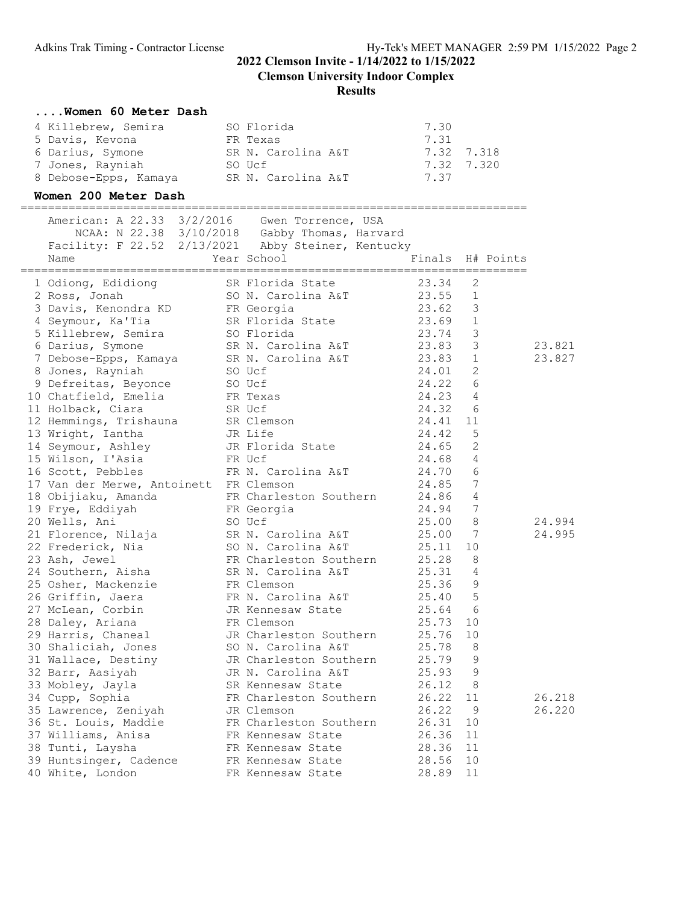2022 Clemson Invite - 1/14/2022 to 1/15/2022

Clemson University Indoor Complex

Results

### ....Women 60 Meter Dash

| Place | Name | Year | School | Finals | |
|---|---|---|---|---|---|
| 4 | Killebrew, Semira | SO | Florida | 7.30 | |
| 5 | Davis, Kevona | FR | Texas | 7.31 | |
| 6 | Darius, Symone | SR | N. Carolina A&T | 7.32 | 7.318 |
| 7 | Jones, Rayniah | SO | Ucf | 7.32 | 7.320 |
| 8 | Debose-Epps, Kamaya | SR | N. Carolina A&T | 7.37 | |

### Women 200 Meter Dash

American: A 22.33 3/2/2016 Gwen Torrence, USA
NCAA: N 22.38 3/10/2018 Gabby Thomas, Harvard
Facility: F 22.52 2/13/2021 Abby Steiner, Kentucky

| Place | Name | Year | School | Finals | H# | Points | |
|---|---|---|---|---|---|---|---|
| 1 | Odiong, Edidiong | SR | Florida State | 23.34 | 2 | | |
| 2 | Ross, Jonah | SO | N. Carolina A&T | 23.55 | 1 | | |
| 3 | Davis, Kenondra KD | FR | Georgia | 23.62 | 3 | | |
| 4 | Seymour, Ka'Tia | SR | Florida State | 23.69 | 1 | | |
| 5 | Killebrew, Semira | SO | Florida | 23.74 | 3 | | |
| 6 | Darius, Symone | SR | N. Carolina A&T | 23.83 | 3 | | 23.821 |
| 7 | Debose-Epps, Kamaya | SR | N. Carolina A&T | 23.83 | 1 | | 23.827 |
| 8 | Jones, Rayniah | SO | Ucf | 24.01 | 2 | | |
| 9 | Defreitas, Beyonce | SO | Ucf | 24.22 | 6 | | |
| 10 | Chatfield, Emelia | FR | Texas | 24.23 | 4 | | |
| 11 | Holback, Ciara | SR | Ucf | 24.32 | 6 | | |
| 12 | Hemmings, Trishauna | SR | Clemson | 24.41 | 11 | | |
| 13 | Wright, Iantha | JR | Life | 24.42 | 5 | | |
| 14 | Seymour, Ashley | JR | Florida State | 24.65 | 2 | | |
| 15 | Wilson, I'Asia | FR | Ucf | 24.68 | 4 | | |
| 16 | Scott, Pebbles | FR | N. Carolina A&T | 24.70 | 6 | | |
| 17 | Van der Merwe, Antoinett | FR | Clemson | 24.85 | 7 | | |
| 18 | Obijiaku, Amanda | FR | Charleston Southern | 24.86 | 4 | | |
| 19 | Frye, Eddiyah | FR | Georgia | 24.94 | 7 | | |
| 20 | Wells, Ani | SO | Ucf | 25.00 | 8 | | 24.994 |
| 21 | Florence, Nilaja | SR | N. Carolina A&T | 25.00 | 7 | | 24.995 |
| 22 | Frederick, Nia | SO | N. Carolina A&T | 25.11 | 10 | | |
| 23 | Ash, Jewel | FR | Charleston Southern | 25.28 | 8 | | |
| 24 | Southern, Aisha | SR | N. Carolina A&T | 25.31 | 4 | | |
| 25 | Osher, Mackenzie | FR | Clemson | 25.36 | 9 | | |
| 26 | Griffin, Jaera | FR | N. Carolina A&T | 25.40 | 5 | | |
| 27 | McLean, Corbin | JR | Kennesaw State | 25.64 | 6 | | |
| 28 | Daley, Ariana | FR | Clemson | 25.73 | 10 | | |
| 29 | Harris, Chaneal | JR | Charleston Southern | 25.76 | 10 | | |
| 30 | Shaliciah, Jones | SO | N. Carolina A&T | 25.78 | 8 | | |
| 31 | Wallace, Destiny | JR | Charleston Southern | 25.79 | 9 | | |
| 32 | Barr, Aasiyah | JR | N. Carolina A&T | 25.93 | 9 | | |
| 33 | Mobley, Jayla | SR | Kennesaw State | 26.12 | 8 | | |
| 34 | Cupp, Sophia | FR | Charleston Southern | 26.22 | 11 | | 26.218 |
| 35 | Lawrence, Zeniyah | JR | Clemson | 26.22 | 9 | | 26.220 |
| 36 | St. Louis, Maddie | FR | Charleston Southern | 26.31 | 10 | | |
| 37 | Williams, Anisa | FR | Kennesaw State | 26.36 | 11 | | |
| 38 | Tunti, Laysha | FR | Kennesaw State | 28.36 | 11 | | |
| 39 | Huntsinger, Cadence | FR | Kennesaw State | 28.56 | 10 | | |
| 40 | White, London | FR | Kennesaw State | 28.89 | 11 | | |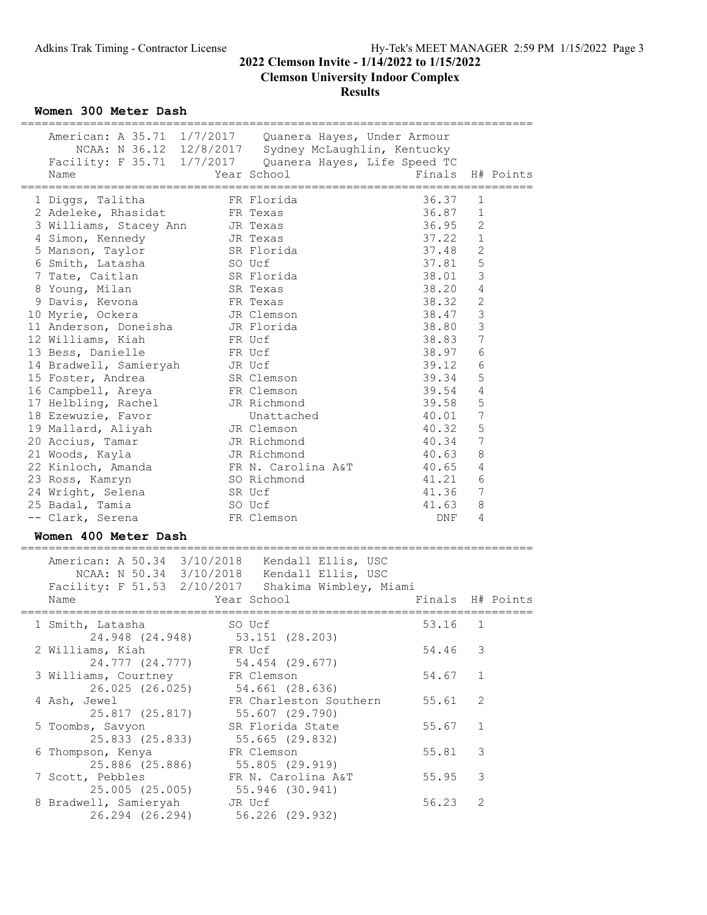# 2022 Clemson Invite - 1/14/2022 to 1/15/2022

## Clemson University Indoor Complex

### Results

### Women 300 Meter Dash

American: A 35.71 1/7/2017 Quanera Hayes, Under Armour
NCAA: N 36.12 12/8/2017 Sydney McLaughlin, Kentucky
Facility: F 35.71 1/7/2017 Quanera Hayes, Life Speed TC

| | Name | Year | School | Finals | H# | Points |
|---|---|---|---|---|---|---|
| 1 | Diggs, Talitha | FR | Florida | 36.37 | 1 | |
| 2 | Adeleke, Rhasidat | FR | Texas | 36.87 | 1 | |
| 3 | Williams, Stacey Ann | JR | Texas | 36.95 | 2 | |
| 4 | Simon, Kennedy | JR | Texas | 37.22 | 1 | |
| 5 | Manson, Taylor | SR | Florida | 37.48 | 2 | |
| 6 | Smith, Latasha | SO | Ucf | 37.81 | 5 | |
| 7 | Tate, Caitlan | SR | Florida | 38.01 | 3 | |
| 8 | Young, Milan | SR | Texas | 38.20 | 4 | |
| 9 | Davis, Kevona | FR | Texas | 38.32 | 2 | |
| 10 | Myrie, Ockera | JR | Clemson | 38.47 | 3 | |
| 11 | Anderson, Doneisha | JR | Florida | 38.80 | 3 | |
| 12 | Williams, Kiah | FR | Ucf | 38.83 | 7 | |
| 13 | Bess, Danielle | FR | Ucf | 38.97 | 6 | |
| 14 | Bradwell, Samieryah | JR | Ucf | 39.12 | 6 | |
| 15 | Foster, Andrea | SR | Clemson | 39.34 | 5 | |
| 16 | Campbell, Areya | FR | Clemson | 39.54 | 4 | |
| 17 | Helbling, Rachel | JR | Richmond | 39.58 | 5 | |
| 18 | Ezewuzie, Favor | | Unattached | 40.01 | 7 | |
| 19 | Mallard, Aliyah | JR | Clemson | 40.32 | 5 | |
| 20 | Accius, Tamar | JR | Richmond | 40.34 | 7 | |
| 21 | Woods, Kayla | JR | Richmond | 40.63 | 8 | |
| 22 | Kinloch, Amanda | FR | N. Carolina A&T | 40.65 | 4 | |
| 23 | Ross, Kamryn | SO | Richmond | 41.21 | 6 | |
| 24 | Wright, Selena | SR | Ucf | 41.36 | 7 | |
| 25 | Badal, Tamia | SO | Ucf | 41.63 | 8 | |
| -- | Clark, Serena | FR | Clemson | DNF | 4 | |

### Women 400 Meter Dash

American: A 50.34 3/10/2018 Kendall Ellis, USC
NCAA: N 50.34 3/10/2018 Kendall Ellis, USC
Facility: F 51.53 2/10/2017 Shakima Wimbley, Miami

| | Name | Year | School | Finals | H# | Points |
|---|---|---|---|---|---|---|
| 1 | Smith, Latasha | SO | Ucf | 53.16 | 1 | |
| | 24.948 (24.948) | | 53.151 (28.203) | | | |
| 2 | Williams, Kiah | FR | Ucf | 54.46 | 3 | |
| | 24.777 (24.777) | | 54.454 (29.677) | | | |
| 3 | Williams, Courtney | FR | Clemson | 54.67 | 1 | |
| | 26.025 (26.025) | | 54.661 (28.636) | | | |
| 4 | Ash, Jewel | FR | Charleston Southern | 55.61 | 2 | |
| | 25.817 (25.817) | | 55.607 (29.790) | | | |
| 5 | Toombs, Savyon | SR | Florida State | 55.67 | 1 | |
| | 25.833 (25.833) | | 55.665 (29.832) | | | |
| 6 | Thompson, Kenya | FR | Clemson | 55.81 | 3 | |
| | 25.886 (25.886) | | 55.805 (29.919) | | | |
| 7 | Scott, Pebbles | FR | N. Carolina A&T | 55.95 | 3 | |
| | 25.005 (25.005) | | 55.946 (30.941) | | | |
| 8 | Bradwell, Samieryah | JR | Ucf | 56.23 | 2 | |
| | 26.294 (26.294) | | 56.226 (29.932) | | | |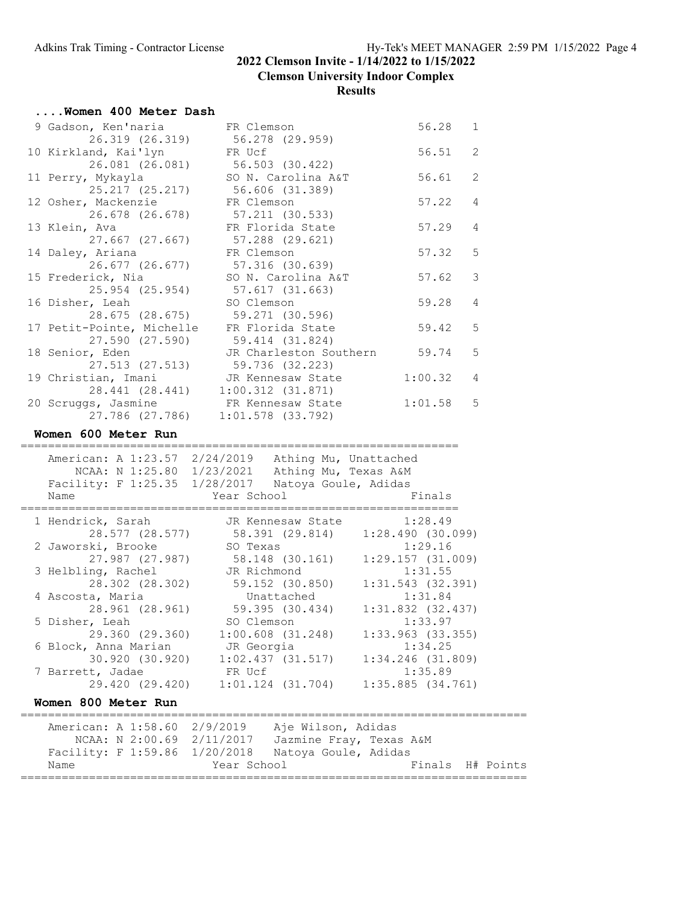## 2022 Clemson Invite - 1/14/2022 to 1/15/2022

## Clemson University Indoor Complex

## Results

### ....Women 400 Meter Dash

| Place | Name | Year | School | Finals | H# |
|---|---|---|---|---|---|
| 9 | Gadson, Ken'naria | FR | Clemson | 56.28 | 1 |
| | 26.319 (26.319) | | 56.278 (29.959) | | |
| 10 | Kirkland, Kai'lyn | FR | Ucf | 56.51 | 2 |
| | 26.081 (26.081) | | 56.503 (30.422) | | |
| 11 | Perry, Mykayla | SO | N. Carolina A&T | 56.61 | 2 |
| | 25.217 (25.217) | | 56.606 (31.389) | | |
| 12 | Osher, Mackenzie | FR | Clemson | 57.22 | 4 |
| | 26.678 (26.678) | | 57.211 (30.533) | | |
| 13 | Klein, Ava | FR | Florida State | 57.29 | 4 |
| | 27.667 (27.667) | | 57.288 (29.621) | | |
| 14 | Daley, Ariana | FR | Clemson | 57.32 | 5 |
| | 26.677 (26.677) | | 57.316 (30.639) | | |
| 15 | Frederick, Nia | SO | N. Carolina A&T | 57.62 | 3 |
| | 25.954 (25.954) | | 57.617 (31.663) | | |
| 16 | Disher, Leah | SO | Clemson | 59.28 | 4 |
| | 28.675 (28.675) | | 59.271 (30.596) | | |
| 17 | Petit-Pointe, Michelle | FR | Florida State | 59.42 | 5 |
| | 27.590 (27.590) | | 59.414 (31.824) | | |
| 18 | Senior, Eden | JR | Charleston Southern | 59.74 | 5 |
| | 27.513 (27.513) | | 59.736 (32.223) | | |
| 19 | Christian, Imani | JR | Kennesaw State | 1:00.32 | 4 |
| | 28.441 (28.441) | | 1:00.312 (31.871) | | |
| 20 | Scruggs, Jasmine | FR | Kennesaw State | 1:01.58 | 5 |
| | 27.786 (27.786) | | 1:01.578 (33.792) | | |

### Women 600 Meter Run

American: A 1:23.57 2/24/2019 Athing Mu, Unattached
NCAA: N 1:25.80 1/23/2021 Athing Mu, Texas A&M
Facility: F 1:25.35 1/28/2017 Natoya Goule, Adidas

| Place | Name | Year | School | Finals |
|---|---|---|---|---|
| 1 | Hendrick, Sarah | JR | Kennesaw State | 1:28.49 |
| | 28.577 (28.577) | | 58.391 (29.814) | 1:28.490 (30.099) |
| 2 | Jaworski, Brooke | SO | Texas | 1:29.16 |
| | 27.987 (27.987) | | 58.148 (30.161) | 1:29.157 (31.009) |
| 3 | Helbling, Rachel | JR | Richmond | 1:31.55 |
| | 28.302 (28.302) | | 59.152 (30.850) | 1:31.543 (32.391) |
| 4 | Ascosta, Maria | | Unattached | 1:31.84 |
| | 28.961 (28.961) | | 59.395 (30.434) | 1:31.832 (32.437) |
| 5 | Disher, Leah | SO | Clemson | 1:33.97 |
| | 29.360 (29.360) | | 1:00.608 (31.248) | 1:33.963 (33.355) |
| 6 | Block, Anna Marian | JR | Georgia | 1:34.25 |
| | 30.920 (30.920) | | 1:02.437 (31.517) | 1:34.246 (31.809) |
| 7 | Barrett, Jadae | FR | Ucf | 1:35.89 |
| | 29.420 (29.420) | | 1:01.124 (31.704) | 1:35.885 (34.761) |

### Women 800 Meter Run

American: A 1:58.60 2/9/2019 Aje Wilson, Adidas
NCAA: N 2:00.69 2/11/2017 Jazmine Fray, Texas A&M
Facility: F 1:59.86 1/20/2018 Natoya Goule, Adidas

| Name | Year | School | Finals | H# | Points |
|---|---|---|---|---|---|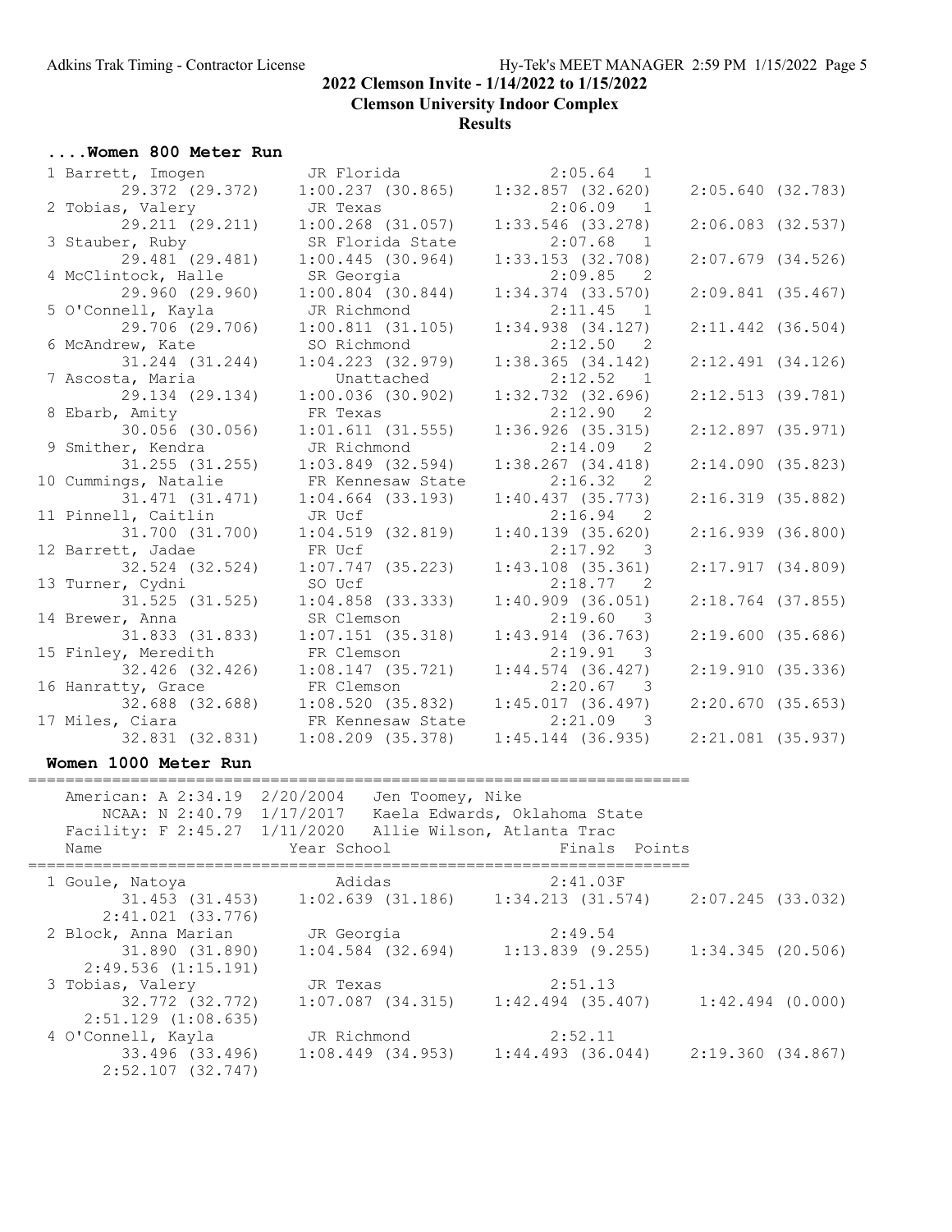## 2022 Clemson Invite - 1/14/2022 to 1/15/2022

## Clemson University Indoor Complex

## Results

### ....Women 800 Meter Run

| Place | Name | Year School | Finals | H# |
|---|---|---|---|---|
| 1 | Barrett, Imogen | JR Florida | 2:05.64 | 1 |
| | 29.372 (29.372) | 1:00.237 (30.865) | 1:32.857 (32.620) | 2:05.640 (32.783) |
| 2 | Tobias, Valery | JR Texas | 2:06.09 | 1 |
| | 29.211 (29.211) | 1:00.268 (31.057) | 1:33.546 (33.278) | 2:06.083 (32.537) |
| 3 | Stauber, Ruby | SR Florida State | 2:07.68 | 1 |
| | 29.481 (29.481) | 1:00.445 (30.964) | 1:33.153 (32.708) | 2:07.679 (34.526) |
| 4 | McClintock, Halle | SR Georgia | 2:09.85 | 2 |
| | 29.960 (29.960) | 1:00.804 (30.844) | 1:34.374 (33.570) | 2:09.841 (35.467) |
| 5 | O'Connell, Kayla | JR Richmond | 2:11.45 | 1 |
| | 29.706 (29.706) | 1:00.811 (31.105) | 1:34.938 (34.127) | 2:11.442 (36.504) |
| 6 | McAndrew, Kate | SO Richmond | 2:12.50 | 2 |
| | 31.244 (31.244) | 1:04.223 (32.979) | 1:38.365 (34.142) | 2:12.491 (34.126) |
| 7 | Ascosta, Maria | Unattached | 2:12.52 | 1 |
| | 29.134 (29.134) | 1:00.036 (30.902) | 1:32.732 (32.696) | 2:12.513 (39.781) |
| 8 | Ebarb, Amity | FR Texas | 2:12.90 | 2 |
| | 30.056 (30.056) | 1:01.611 (31.555) | 1:36.926 (35.315) | 2:12.897 (35.971) |
| 9 | Smither, Kendra | JR Richmond | 2:14.09 | 2 |
| | 31.255 (31.255) | 1:03.849 (32.594) | 1:38.267 (34.418) | 2:14.090 (35.823) |
| 10 | Cummings, Natalie | FR Kennesaw State | 2:16.32 | 2 |
| | 31.471 (31.471) | 1:04.664 (33.193) | 1:40.437 (35.773) | 2:16.319 (35.882) |
| 11 | Pinnell, Caitlin | JR Ucf | 2:16.94 | 2 |
| | 31.700 (31.700) | 1:04.519 (32.819) | 1:40.139 (35.620) | 2:16.939 (36.800) |
| 12 | Barrett, Jadae | FR Ucf | 2:17.92 | 3 |
| | 32.524 (32.524) | 1:07.747 (35.223) | 1:43.108 (35.361) | 2:17.917 (34.809) |
| 13 | Turner, Cydni | SO Ucf | 2:18.77 | 2 |
| | 31.525 (31.525) | 1:04.858 (33.333) | 1:40.909 (36.051) | 2:18.764 (37.855) |
| 14 | Brewer, Anna | SR Clemson | 2:19.60 | 3 |
| | 31.833 (31.833) | 1:07.151 (35.318) | 1:43.914 (36.763) | 2:19.600 (35.686) |
| 15 | Finley, Meredith | FR Clemson | 2:19.91 | 3 |
| | 32.426 (32.426) | 1:08.147 (35.721) | 1:44.574 (36.427) | 2:19.910 (35.336) |
| 16 | Hanratty, Grace | FR Clemson | 2:20.67 | 3 |
| | 32.688 (32.688) | 1:08.520 (35.832) | 1:45.017 (36.497) | 2:20.670 (35.653) |
| 17 | Miles, Ciara | FR Kennesaw State | 2:21.09 | 3 |
| | 32.831 (32.831) | 1:08.209 (35.378) | 1:45.144 (36.935) | 2:21.081 (35.937) |

### Women 1000 Meter Run

American: A 2:34.19 2/20/2004 Jen Toomey, Nike
NCAA: N 2:40.79 1/17/2017 Kaela Edwards, Oklahoma State
Facility: F 2:45.27 1/11/2020 Allie Wilson, Atlanta Trac

| Place | Name | Year School | Finals | Points |
|---|---|---|---|---|
| 1 | Goule, Natoya | Adidas | 2:41.03F | |
| | 31.453 (31.453) | 1:02.639 (31.186) | 1:34.213 (31.574) | 2:07.245 (33.032) |
| | 2:41.021 (33.776) | | | |
| 2 | Block, Anna Marian | JR Georgia | 2:49.54 | |
| | 31.890 (31.890) | 1:04.584 (32.694) | 1:13.839 (9.255) | 1:34.345 (20.506) |
| | 2:49.536 (1:15.191) | | | |
| 3 | Tobias, Valery | JR Texas | 2:51.13 | |
| | 32.772 (32.772) | 1:07.087 (34.315) | 1:42.494 (35.407) | 1:42.494 (0.000) |
| | 2:51.129 (1:08.635) | | | |
| 4 | O'Connell, Kayla | JR Richmond | 2:52.11 | |
| | 33.496 (33.496) | 1:08.449 (34.953) | 1:44.493 (36.044) | 2:19.360 (34.867) |
| | 2:52.107 (32.747) | | | |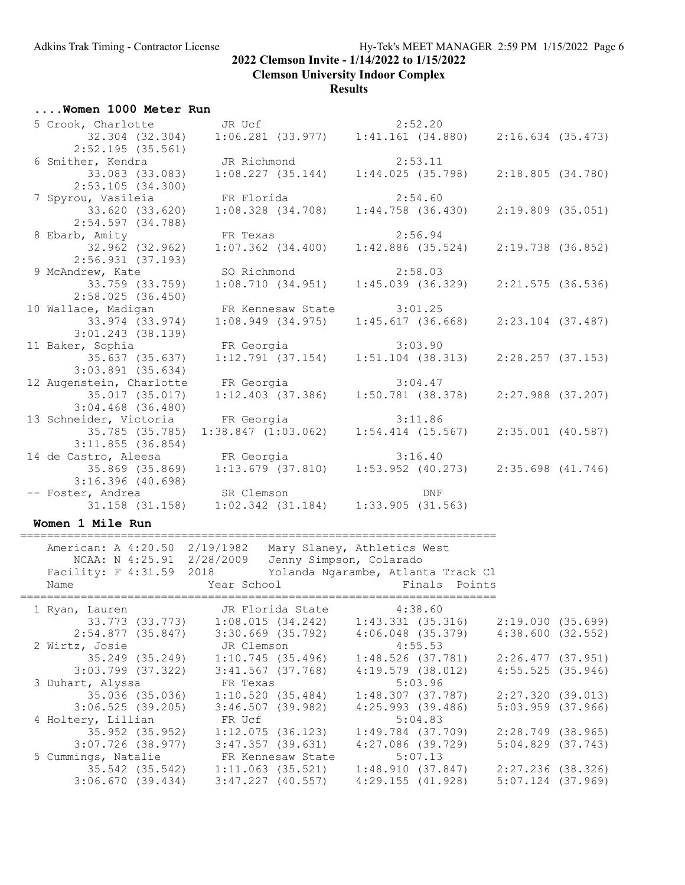## 2022 Clemson Invite - 1/14/2022 to 1/15/2022

**Clemson University Indoor Complex**

**Results**

### ....Women 1000 Meter Run

```
  5 Crook, Charlotte           JR Ucf                        2:52.20
         32.304 (32.304)    1:06.281 (33.977)    1:41.161 (34.880)    2:16.634 (35.473)
       2:52.195 (35.561)
  6 Smither, Kendra            JR Richmond                   2:53.11
         33.083 (33.083)    1:08.227 (35.144)    1:44.025 (35.798)    2:18.805 (34.780)
       2:53.105 (34.300)
  7 Spyrou, Vasileia           FR Florida                    2:54.60
         33.620 (33.620)    1:08.328 (34.708)    1:44.758 (36.430)    2:19.809 (35.051)
       2:54.597 (34.788)
  8 Ebarb, Amity               FR Texas                      2:56.94
         32.962 (32.962)    1:07.362 (34.400)    1:42.886 (35.524)    2:19.738 (36.852)
       2:56.931 (37.193)
  9 McAndrew, Kate             SO Richmond                   2:58.03
         33.759 (33.759)    1:08.710 (34.951)    1:45.039 (36.329)    2:21.575 (36.536)
       2:58.025 (36.450)
 10 Wallace, Madigan           FR Kennesaw State             3:01.25
         33.974 (33.974)    1:08.949 (34.975)    1:45.617 (36.668)    2:23.104 (37.487)
       3:01.243 (38.139)
 11 Baker, Sophia              FR Georgia                    3:03.90
         35.637 (35.637)    1:12.791 (37.154)    1:51.104 (38.313)    2:28.257 (37.153)
       3:03.891 (35.634)
 12 Augenstein, Charlotte      FR Georgia                    3:04.47
         35.017 (35.017)    1:12.403 (37.386)    1:50.781 (38.378)    2:27.988 (37.207)
       3:04.468 (36.480)
 13 Schneider, Victoria        FR Georgia                    3:11.86
         35.785 (35.785)  1:38.847 (1:03.062)    1:54.414 (15.567)    2:35.001 (40.587)
       3:11.855 (36.854)
 14 de Castro, Aleesa          FR Georgia                    3:16.40
         35.869 (35.869)    1:13.679 (37.810)    1:53.952 (40.273)    2:35.698 (41.746)
       3:16.396 (40.698)
 -- Foster, Andrea             SR Clemson                        DNF
         31.158 (31.158)    1:02.342 (31.184)    1:33.905 (31.563)
```

### Women 1 Mile Run

```
=====================================================================
    American: A 4:20.50  2/19/1982   Mary Slaney, Athletics West
       NCAA: N 4:25.91  2/28/2009   Jenny Simpson, Colorado
    Facility: F 4:31.59  2018        Yolanda Ngarambe, Atlanta Track Cl
    Name                    Year School                  Finals  Points
=====================================================================
  1 Ryan, Lauren               JR Florida State              4:38.60
         33.773 (33.773)    1:08.015 (34.242)    1:43.331 (35.316)    2:19.030 (35.699)
       2:54.877 (35.847)    3:30.669 (35.792)    4:06.048 (35.379)    4:38.600 (32.552)
  2 Wirtz, Josie               JR Clemson                    4:55.53
         35.249 (35.249)    1:10.745 (35.496)    1:48.526 (37.781)    2:26.477 (37.951)
       3:03.799 (37.322)    3:41.567 (37.768)    4:19.579 (38.012)    4:55.525 (35.946)
  3 Duhart, Alyssa             FR Texas                      5:03.96
         35.036 (35.036)    1:10.520 (35.484)    1:48.307 (37.787)    2:27.320 (39.013)
       3:06.525 (39.205)    3:46.507 (39.982)    4:25.993 (39.486)    5:03.959 (37.966)
  4 Holtery, Lillian           FR Ucf                        5:04.83
         35.952 (35.952)    1:12.075 (36.123)    1:49.784 (37.709)    2:28.749 (38.965)
       3:07.726 (38.977)    3:47.357 (39.631)    4:27.086 (39.729)    5:04.829 (37.743)
  5 Cummings, Natalie          FR Kennesaw State             5:07.13
         35.542 (35.542)    1:11.063 (35.521)    1:48.910 (37.847)    2:27.236 (38.326)
       3:06.670 (39.434)    3:47.227 (40.557)    4:29.155 (41.928)    5:07.124 (37.969)
```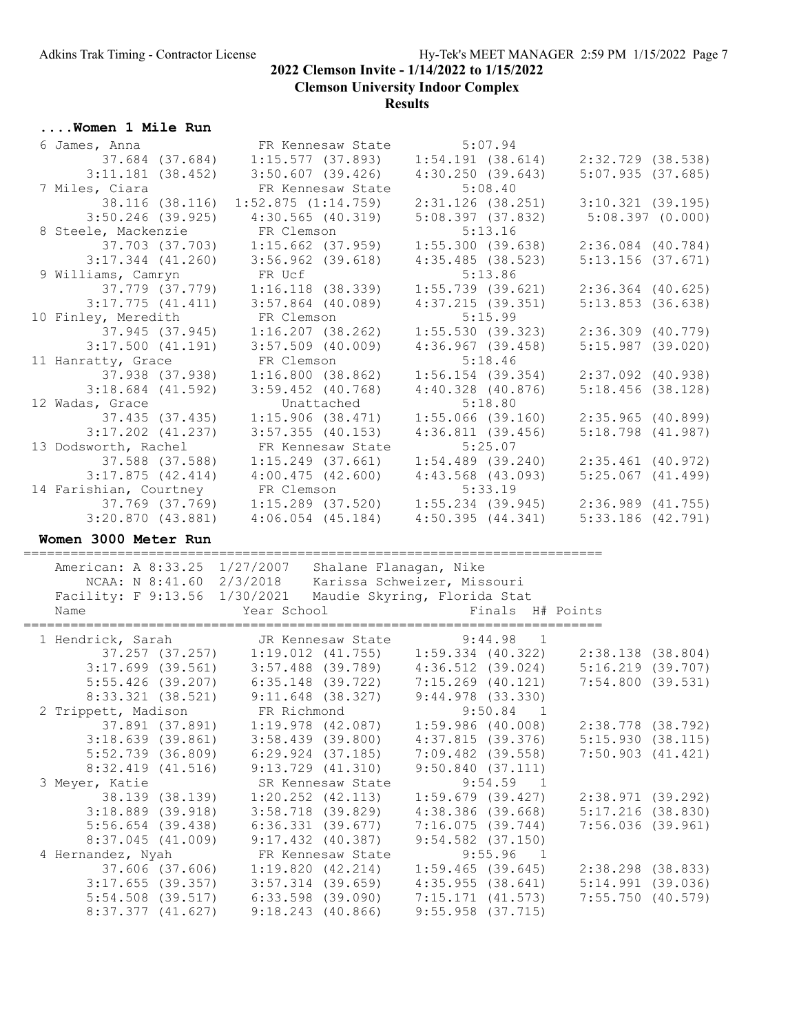## ....Women 1 Mile Run

```
  6 James, Anna              FR Kennesaw State         5:07.94
         37.684 (37.684)    1:15.577 (37.893)    1:54.191 (38.614)    2:32.729 (38.538)
       3:11.181 (38.452)    3:50.607 (39.426)    4:30.250 (39.643)    5:07.935 (37.685)
  7 Miles, Ciara             FR Kennesaw State         5:08.40
         38.116 (38.116)  1:52.875 (1:14.759)    2:31.126 (38.251)    3:10.321 (39.195)
       3:50.246 (39.925)    4:30.565 (40.319)    5:08.397 (37.832)     5:08.397 (0.000)
  8 Steele, Mackenzie        FR Clemson                5:13.16
         37.703 (37.703)    1:15.662 (37.959)    1:55.300 (39.638)    2:36.084 (40.784)
       3:17.344 (41.260)    3:56.962 (39.618)    4:35.485 (38.523)    5:13.156 (37.671)
  9 Williams, Camryn         FR Ucf                    5:13.86
         37.779 (37.779)    1:16.118 (38.339)    1:55.739 (39.621)    2:36.364 (40.625)
       3:17.775 (41.411)    3:57.864 (40.089)    4:37.215 (39.351)    5:13.853 (36.638)
 10 Finley, Meredith         FR Clemson                5:15.99
         37.945 (37.945)    1:16.207 (38.262)    1:55.530 (39.323)    2:36.309 (40.779)
       3:17.500 (41.191)    3:57.509 (40.009)    4:36.967 (39.458)    5:15.987 (39.020)
 11 Hanratty, Grace          FR Clemson                5:18.46
         37.938 (37.938)    1:16.800 (38.862)    1:56.154 (39.354)    2:37.092 (40.938)
       3:18.684 (41.592)    3:59.452 (40.768)    4:40.328 (40.876)    5:18.456 (38.128)
 12 Wadas, Grace                Unattached             5:18.80
         37.435 (37.435)    1:15.906 (38.471)    1:55.066 (39.160)    2:35.965 (40.899)
       3:17.202 (41.237)    3:57.355 (40.153)    4:36.811 (39.456)    5:18.798 (41.987)
 13 Dodsworth, Rachel        FR Kennesaw State         5:25.07
         37.588 (37.588)    1:15.249 (37.661)    1:54.489 (39.240)    2:35.461 (40.972)
       3:17.875 (42.414)    4:00.475 (42.600)    4:43.568 (43.093)    5:25.067 (41.499)
 14 Farishian, Courtney      FR Clemson                5:33.19
         37.769 (37.769)    1:15.289 (37.520)    1:55.234 (39.945)    2:36.989 (41.755)
       3:20.870 (43.881)    4:06.054 (45.184)    4:50.395 (44.341)    5:33.186 (42.791)
```

## Women 3000 Meter Run

```
==========================================================================
    American: A 8:33.25  1/27/2007   Shalane Flanagan, Nike
        NCAA: N 8:41.60  2/3/2018    Karissa Schweizer, Missouri
    Facility: F 9:13.56  1/30/2021   Maudie Skyring, Florida Stat
    Name                    Year School                 Finals  H# Points
==========================================================================
  1 Hendrick, Sarah          JR Kennesaw State         9:44.98   1
         37.257 (37.257)    1:19.012 (41.755)    1:59.334 (40.322)    2:38.138 (38.804)
       3:17.699 (39.561)    3:57.488 (39.789)    4:36.512 (39.024)    5:16.219 (39.707)
       5:55.426 (39.207)    6:35.148 (39.722)    7:15.269 (40.121)    7:54.800 (39.531)
       8:33.321 (38.521)    9:11.648 (38.327)    9:44.978 (33.330)
  2 Trippett, Madison        FR Richmond               9:50.84   1
         37.891 (37.891)    1:19.978 (42.087)    1:59.986 (40.008)    2:38.778 (38.792)
       3:18.639 (39.861)    3:58.439 (39.800)    4:37.815 (39.376)    5:15.930 (38.115)
       5:52.739 (36.809)    6:29.924 (37.185)    7:09.482 (39.558)    7:50.903 (41.421)
       8:32.419 (41.516)    9:13.729 (41.310)    9:50.840 (37.111)
  3 Meyer, Katie             SR Kennesaw State         9:54.59   1
         38.139 (38.139)    1:20.252 (42.113)    1:59.679 (39.427)    2:38.971 (39.292)
       3:18.889 (39.918)    3:58.718 (39.829)    4:38.386 (39.668)    5:17.216 (38.830)
       5:56.654 (39.438)    6:36.331 (39.677)    7:16.075 (39.744)    7:56.036 (39.961)
       8:37.045 (41.009)    9:17.432 (40.387)    9:54.582 (37.150)
  4 Hernandez, Nyah          FR Kennesaw State         9:55.96   1
         37.606 (37.606)    1:19.820 (42.214)    1:59.465 (39.645)    2:38.298 (38.833)
       3:17.655 (39.357)    3:57.314 (39.659)    4:35.955 (38.641)    5:14.991 (39.036)
       5:54.508 (39.517)    6:33.598 (39.090)    7:15.171 (41.573)    7:55.750 (40.579)
       8:37.377 (41.627)    9:18.243 (40.866)    9:55.958 (37.715)
```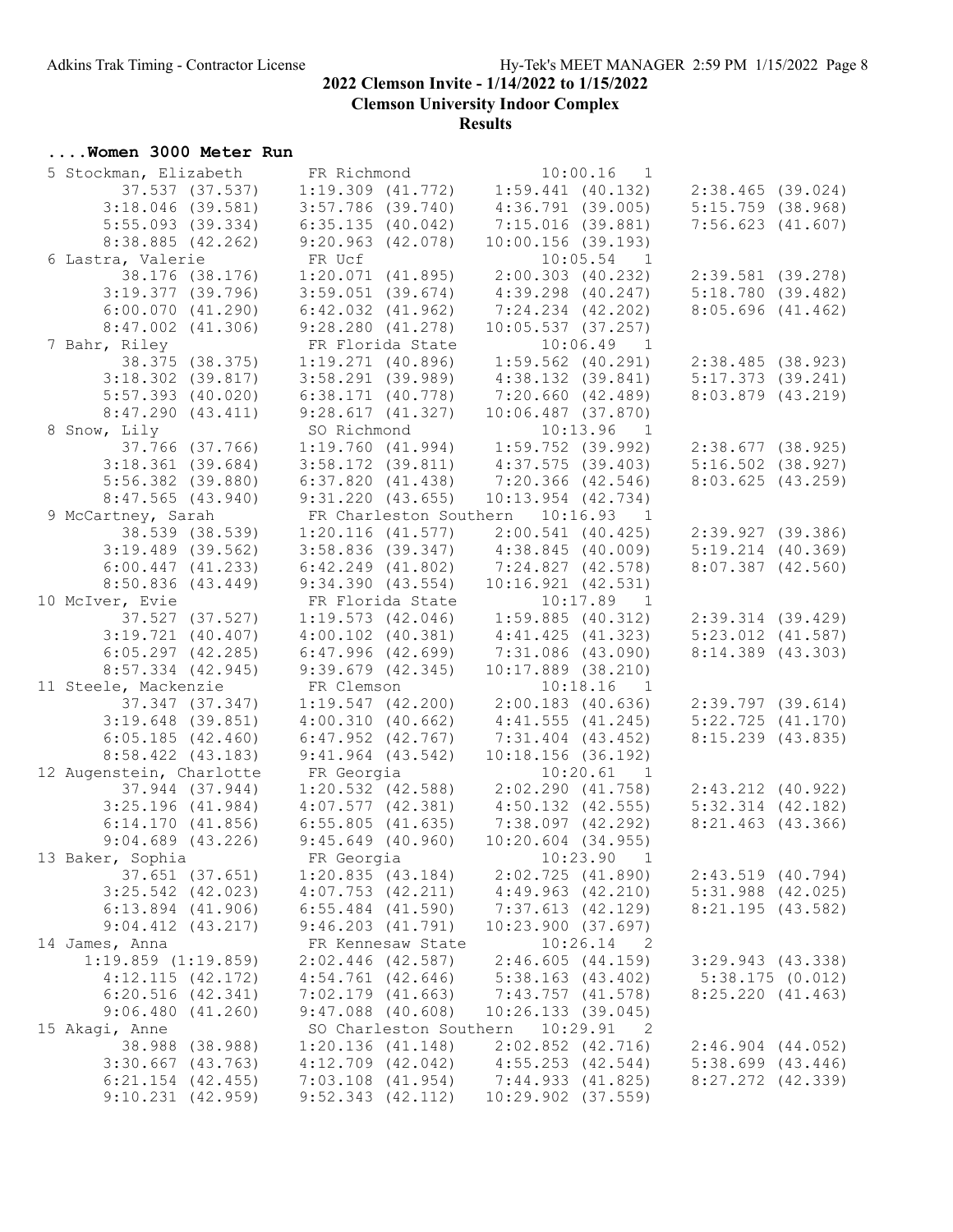## 2022 Clemson Invite - 1/14/2022 to 1/15/2022

**Clemson University Indoor Complex**

**Results**

### ....Women 3000 Meter Run

```
  5 Stockman, Elizabeth      FR Richmond                 10:00.16   1
         37.537 (37.537)     1:19.309 (41.772)     1:59.441 (40.132)     2:38.465 (39.024)
       3:18.046 (39.581)     3:57.786 (39.740)     4:36.791 (39.005)     5:15.759 (38.968)
       5:55.093 (39.334)     6:35.135 (40.042)     7:15.016 (39.881)     7:56.623 (41.607)
       8:38.885 (42.262)     9:20.963 (42.078)    10:00.156 (39.193)
  6 Lastra, Valerie          FR Ucf                      10:05.54   1
         38.176 (38.176)     1:20.071 (41.895)     2:00.303 (40.232)     2:39.581 (39.278)
       3:19.377 (39.796)     3:59.051 (39.674)     4:39.298 (40.247)     5:18.780 (39.482)
       6:00.070 (41.290)     6:42.032 (41.962)     7:24.234 (42.202)     8:05.696 (41.462)
       8:47.002 (41.306)     9:28.280 (41.278)    10:05.537 (37.257)
  7 Bahr, Riley              FR Florida State            10:06.49   1
         38.375 (38.375)     1:19.271 (40.896)     1:59.562 (40.291)     2:38.485 (38.923)
       3:18.302 (39.817)     3:58.291 (39.989)     4:38.132 (39.841)     5:17.373 (39.241)
       5:57.393 (40.020)     6:38.171 (40.778)     7:20.660 (42.489)     8:03.879 (43.219)
       8:47.290 (43.411)     9:28.617 (41.327)    10:06.487 (37.870)
  8 Snow, Lily               SO Richmond                 10:13.96   1
         37.766 (37.766)     1:19.760 (41.994)     1:59.752 (39.992)     2:38.677 (38.925)
       3:18.361 (39.684)     3:58.172 (39.811)     4:37.575 (39.403)     5:16.502 (38.927)
       5:56.382 (39.880)     6:37.820 (41.438)     7:20.366 (42.546)     8:03.625 (43.259)
       8:47.565 (43.940)     9:31.220 (43.655)    10:13.954 (42.734)
  9 McCartney, Sarah         FR Charleston Southern   10:16.93   1
         38.539 (38.539)     1:20.116 (41.577)     2:00.541 (40.425)     2:39.927 (39.386)
       3:19.489 (39.562)     3:58.836 (39.347)     4:38.845 (40.009)     5:19.214 (40.369)
       6:00.447 (41.233)     6:42.249 (41.802)     7:24.827 (42.578)     8:07.387 (42.560)
       8:50.836 (43.449)     9:34.390 (43.554)    10:16.921 (42.531)
 10 McIver, Evie             FR Florida State            10:17.89   1
         37.527 (37.527)     1:19.573 (42.046)     1:59.885 (40.312)     2:39.314 (39.429)
       3:19.721 (40.407)     4:00.102 (40.381)     4:41.425 (41.323)     5:23.012 (41.587)
       6:05.297 (42.285)     6:47.996 (42.699)     7:31.086 (43.090)     8:14.389 (43.303)
       8:57.334 (42.945)     9:39.679 (42.345)    10:17.889 (38.210)
 11 Steele, Mackenzie        FR Clemson                  10:18.16   1
         37.347 (37.347)     1:19.547 (42.200)     2:00.183 (40.636)     2:39.797 (39.614)
       3:19.648 (39.851)     4:00.310 (40.662)     4:41.555 (41.245)     5:22.725 (41.170)
       6:05.185 (42.460)     6:47.952 (42.767)     7:31.404 (43.452)     8:15.239 (43.835)
       8:58.422 (43.183)     9:41.964 (43.542)    10:18.156 (36.192)
 12 Augenstein, Charlotte    FR Georgia                  10:20.61   1
         37.944 (37.944)     1:20.532 (42.588)     2:02.290 (41.758)     2:43.212 (40.922)
       3:25.196 (41.984)     4:07.577 (42.381)     4:50.132 (42.555)     5:32.314 (42.182)
       6:14.170 (41.856)     6:55.805 (41.635)     7:38.097 (42.292)     8:21.463 (43.366)
       9:04.689 (43.226)     9:45.649 (40.960)    10:20.604 (34.955)
 13 Baker, Sophia            FR Georgia                  10:23.90   1
         37.651 (37.651)     1:20.835 (43.184)     2:02.725 (41.890)     2:43.519 (40.794)
       3:25.542 (42.023)     4:07.753 (42.211)     4:49.963 (42.210)     5:31.988 (42.025)
       6:13.894 (41.906)     6:55.484 (41.590)     7:37.613 (42.129)     8:21.195 (43.582)
       9:04.412 (43.217)     9:46.203 (41.791)    10:23.900 (37.697)
 14 James, Anna              FR Kennesaw State           10:26.14   2
     1:19.859 (1:19.859)     2:02.446 (42.587)     2:46.605 (44.159)     3:29.943 (43.338)
       4:12.115 (42.172)     4:54.761 (42.646)     5:38.163 (43.402)     5:38.175 (0.012)
       6:20.516 (42.341)     7:02.179 (41.663)     7:43.757 (41.578)     8:25.220 (41.463)
       9:06.480 (41.260)     9:47.088 (40.608)    10:26.133 (39.045)
 15 Akagi, Anne              SO Charleston Southern   10:29.91   2
         38.988 (38.988)     1:20.136 (41.148)     2:02.852 (42.716)     2:46.904 (44.052)
       3:30.667 (43.763)     4:12.709 (42.042)     4:55.253 (42.544)     5:38.699 (43.446)
       6:21.154 (42.455)     7:03.108 (41.954)     7:44.933 (41.825)     8:27.272 (42.339)
       9:10.231 (42.959)     9:52.343 (42.112)    10:29.902 (37.559)
```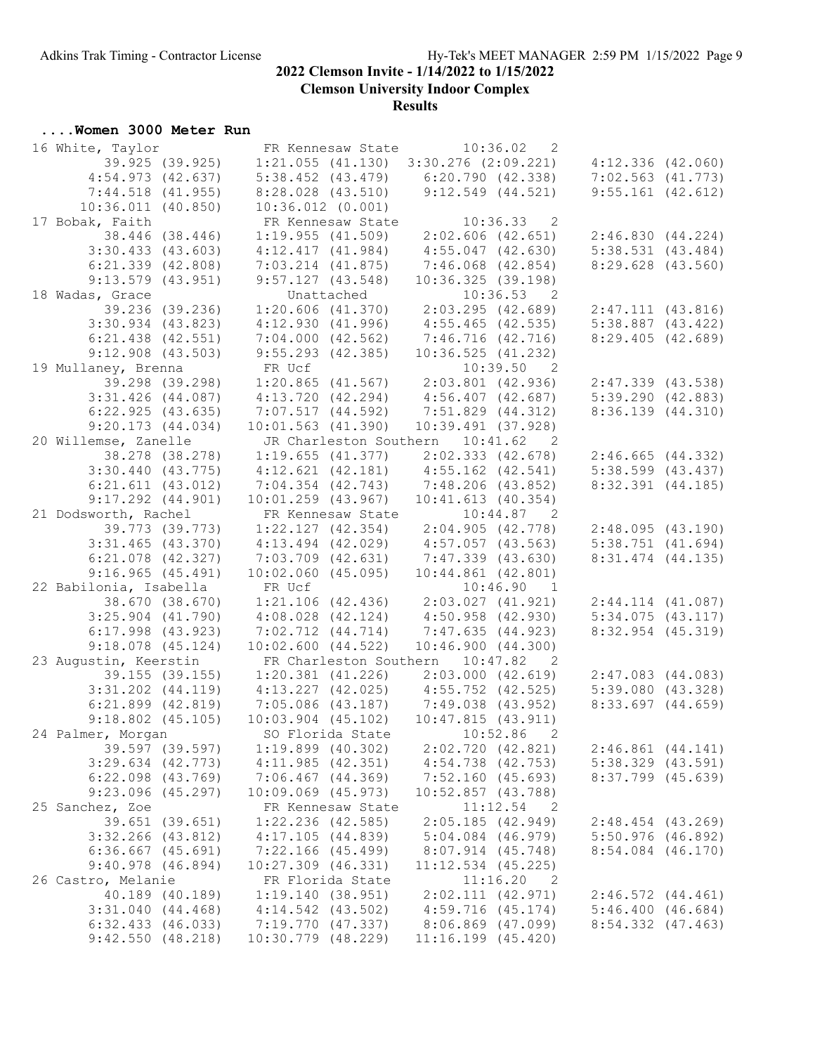## 2022 Clemson Invite - 1/14/2022 to 1/15/2022

### Clemson University Indoor Complex

### Results

#### ....Women 3000 Meter Run

```
16 White, Taylor              FR Kennesaw State          10:36.02   2 
         39.925 (39.925)    1:21.055 (41.130)  3:30.276 (2:09.221)    4:12.336 (42.060)
       4:54.973 (42.637)    5:38.452 (43.479)    6:20.790 (42.338)    7:02.563 (41.773)
       7:44.518 (41.955)    8:28.028 (43.510)    9:12.549 (44.521)    9:55.161 (42.612)
      10:36.011 (40.850)   10:36.012 (0.001)
17 Bobak, Faith               FR Kennesaw State          10:36.33   2 
         38.446 (38.446)    1:19.955 (41.509)    2:02.606 (42.651)    2:46.830 (44.224)
       3:30.433 (43.603)    4:12.417 (41.984)    4:55.047 (42.630)    5:38.531 (43.484)
       6:21.339 (42.808)    7:03.214 (41.875)    7:46.068 (42.854)    8:29.628 (43.560)
       9:13.579 (43.951)    9:57.127 (43.548)   10:36.325 (39.198)
18 Wadas, Grace                  Unattached              10:36.53   2 
         39.236 (39.236)    1:20.606 (41.370)    2:03.295 (42.689)    2:47.111 (43.816)
       3:30.934 (43.823)    4:12.930 (41.996)    4:55.465 (42.535)    5:38.887 (43.422)
       6:21.438 (42.551)    7:04.000 (42.562)    7:46.716 (42.716)    8:29.405 (42.689)
       9:12.908 (43.503)    9:55.293 (42.385)   10:36.525 (41.232)
19 Mullaney, Brenna           FR Ucf                     10:39.50   2 
         39.298 (39.298)    1:20.865 (41.567)    2:03.801 (42.936)    2:47.339 (43.538)
       3:31.426 (44.087)    4:13.720 (42.294)    4:56.407 (42.687)    5:39.290 (42.883)
       6:22.925 (43.635)    7:07.517 (44.592)    7:51.829 (44.312)    8:36.139 (44.310)
       9:20.173 (44.034)   10:01.563 (41.390)   10:39.491 (37.928)
20 Willemse, Zanelle          JR Charleston Southern  10:41.62   2 
         38.278 (38.278)    1:19.655 (41.377)    2:02.333 (42.678)    2:46.665 (44.332)
       3:30.440 (43.775)    4:12.621 (42.181)    4:55.162 (42.541)    5:38.599 (43.437)
       6:21.611 (43.012)    7:04.354 (42.743)    7:48.206 (43.852)    8:32.391 (44.185)
       9:17.292 (44.901)   10:01.259 (43.967)   10:41.613 (40.354)
21 Dodsworth, Rachel          FR Kennesaw State          10:44.87   2 
         39.773 (39.773)    1:22.127 (42.354)    2:04.905 (42.778)    2:48.095 (43.190)
       3:31.465 (43.370)    4:13.494 (42.029)    4:57.057 (43.563)    5:38.751 (41.694)
       6:21.078 (42.327)    7:03.709 (42.631)    7:47.339 (43.630)    8:31.474 (44.135)
       9:16.965 (45.491)   10:02.060 (45.095)   10:44.861 (42.801)
22 Babilonia, Isabella        FR Ucf                     10:46.90   1 
         38.670 (38.670)    1:21.106 (42.436)    2:03.027 (41.921)    2:44.114 (41.087)
       3:25.904 (41.790)    4:08.028 (42.124)    4:50.958 (42.930)    5:34.075 (43.117)
       6:17.998 (43.923)    7:02.712 (44.714)    7:47.635 (44.923)    8:32.954 (45.319)
       9:18.078 (45.124)   10:02.600 (44.522)   10:46.900 (44.300)
23 Augustin, Keerstin         FR Charleston Southern  10:47.82   2 
         39.155 (39.155)    1:20.381 (41.226)    2:03.000 (42.619)    2:47.083 (44.083)
       3:31.202 (44.119)    4:13.227 (42.025)    4:55.752 (42.525)    5:39.080 (43.328)
       6:21.899 (42.819)    7:05.086 (43.187)    7:49.038 (43.952)    8:33.697 (44.659)
       9:18.802 (45.105)   10:03.904 (45.102)   10:47.815 (43.911)
24 Palmer, Morgan             SO Florida State           10:52.86   2 
         39.597 (39.597)    1:19.899 (40.302)    2:02.720 (42.821)    2:46.861 (44.141)
       3:29.634 (42.773)    4:11.985 (42.351)    4:54.738 (42.753)    5:38.329 (43.591)
       6:22.098 (43.769)    7:06.467 (44.369)    7:52.160 (45.693)    8:37.799 (45.639)
       9:23.096 (45.297)   10:09.069 (45.973)   10:52.857 (43.788)
25 Sanchez, Zoe               FR Kennesaw State          11:12.54   2 
         39.651 (39.651)    1:22.236 (42.585)    2:05.185 (42.949)    2:48.454 (43.269)
       3:32.266 (43.812)    4:17.105 (44.839)    5:04.084 (46.979)    5:50.976 (46.892)
       6:36.667 (45.691)    7:22.166 (45.499)    8:07.914 (45.748)    8:54.084 (46.170)
       9:40.978 (46.894)   10:27.309 (46.331)   11:12.534 (45.225)
26 Castro, Melanie            FR Florida State           11:16.20   2 
         40.189 (40.189)    1:19.140 (38.951)    2:02.111 (42.971)    2:46.572 (44.461)
       3:31.040 (44.468)    4:14.542 (43.502)    4:59.716 (45.174)    5:46.400 (46.684)
       6:32.433 (46.033)    7:19.770 (47.337)    8:06.869 (47.099)    8:54.332 (47.463)
       9:42.550 (48.218)   10:30.779 (48.229)   11:16.199 (45.420)
```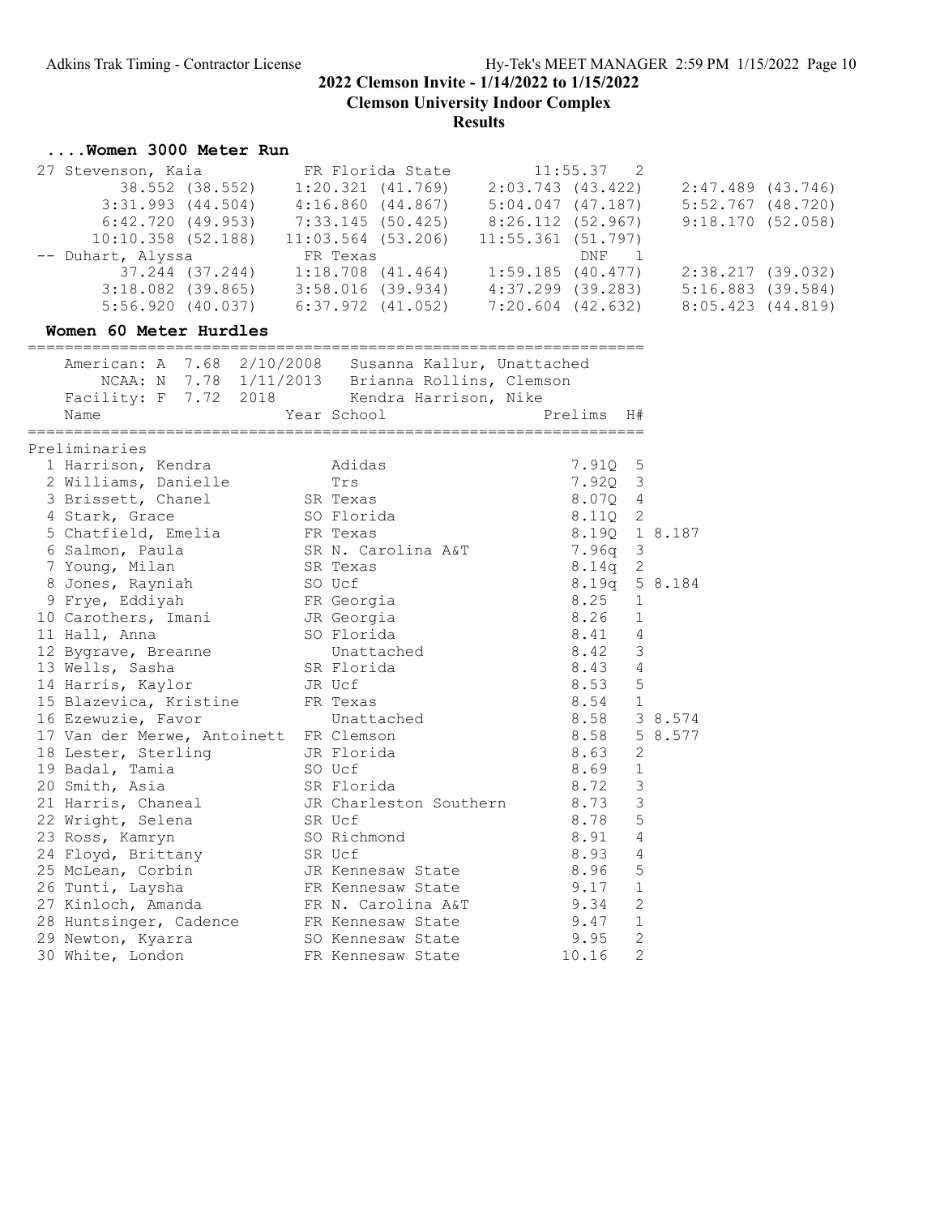## 2022 Clemson Invite - 1/14/2022 to 1/15/2022

### Clemson University Indoor Complex

### Results

#### ....Women 3000 Meter Run

```
 27 Stevenson, Kaia           FR Florida State        11:55.37   2
        38.552 (38.552)    1:20.321 (41.769)    2:03.743 (43.422)    2:47.489 (43.746)
      3:31.993 (44.504)    4:16.860 (44.867)    5:04.047 (47.187)    5:52.767 (48.720)
      6:42.720 (49.953)    7:33.145 (50.425)    8:26.112 (52.967)    9:18.170 (52.058)
     10:10.358 (52.188)   11:03.564 (53.206)   11:55.361 (51.797)
 -- Duhart, Alyssa            FR Texas                     DNF   1
        37.244 (37.244)    1:18.708 (41.464)    1:59.185 (40.477)    2:38.217 (39.032)
      3:18.082 (39.865)    3:58.016 (39.934)    4:37.299 (39.283)    5:16.883 (39.584)
      5:56.920 (40.037)    6:37.972 (41.052)    7:20.604 (42.632)    8:05.423 (44.819)
```

#### Women 60 Meter Hurdles

```
===================================================================
   American: A  7.68  2/10/2008   Susanna Kallur, Unattached
       NCAA: N  7.78  1/11/2013   Brianna Rollins, Clemson
   Facility: F  7.72  2018        Kendra Harrison, Nike
   Name                    Year School                Prelims  H#
===================================================================
Preliminaries
  1 Harrison, Kendra            Adidas                    7.91Q  5
  2 Williams, Danielle          Trs                       7.92Q  3
  3 Brissett, Chanel         SR Texas                     8.07Q  4
  4 Stark, Grace             SO Florida                   8.11Q  2
  5 Chatfield, Emelia        FR Texas                     8.19Q  1 8.187
  6 Salmon, Paula            SR N. Carolina A&T           7.96q  3
  7 Young, Milan             SR Texas                     8.14q  2
  8 Jones, Rayniah           SO Ucf                       8.19q  5 8.184
  9 Frye, Eddiyah            FR Georgia                   8.25   1
 10 Carothers, Imani         JR Georgia                   8.26   1
 11 Hall, Anna               SO Florida                   8.41   4
 12 Bygrave, Breanne            Unattached                8.42   3
 13 Wells, Sasha             SR Florida                   8.43   4
 14 Harris, Kaylor           JR Ucf                       8.53   5
 15 Blazevica, Kristine      FR Texas                     8.54   1
 16 Ezewuzie, Favor             Unattached                8.58   3 8.574
 17 Van der Merwe, Antoinett  FR Clemson                  8.58   5 8.577
 18 Lester, Sterling         JR Florida                   8.63   2
 19 Badal, Tamia             SO Ucf                       8.69   1
 20 Smith, Asia              SR Florida                   8.72   3
 21 Harris, Chaneal          JR Charleston Southern       8.73   3
 22 Wright, Selena           SR Ucf                       8.78   5
 23 Ross, Kamryn             SO Richmond                  8.91   4
 24 Floyd, Brittany          SR Ucf                       8.93   4
 25 McLean, Corbin           JR Kennesaw State            8.96   5
 26 Tunti, Laysha            FR Kennesaw State            9.17   1
 27 Kinloch, Amanda          FR N. Carolina A&T           9.34   2
 28 Huntsinger, Cadence      FR Kennesaw State            9.47   1
 29 Newton, Kyarra           SO Kennesaw State            9.95   2
 30 White, London            FR Kennesaw State           10.16   2
```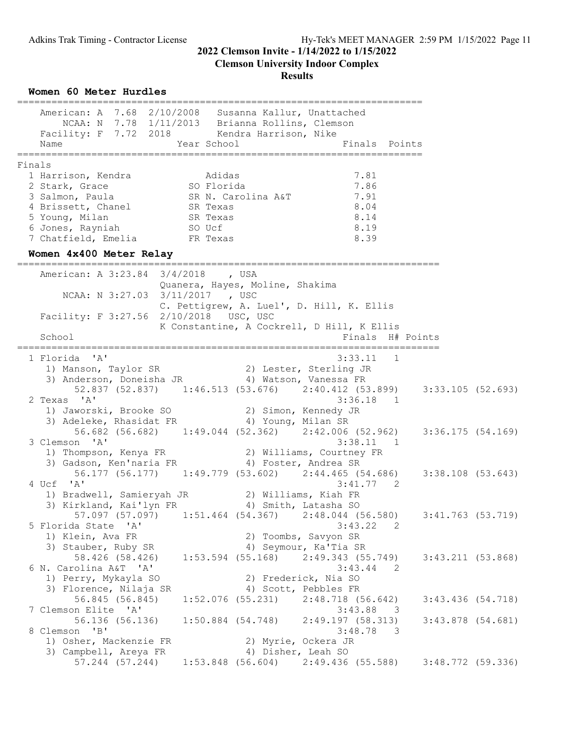## 2022 Clemson Invite - 1/14/2022 to 1/15/2022

## Clemson University Indoor Complex

## Results

### Women 60 Meter Hurdles

| Record | Mark | Date | Holder |
|---|---|---|---|
| American: A | 7.68 | 2/10/2008 | Susanna Kallur, Unattached |
| NCAA: N | 7.78 | 1/11/2013 | Brianna Rollins, Clemson |
| Facility: F | 7.72 | 2018 | Kendra Harrison, Nike |

**Finals**

| Place | Name | Year | School | Finals | Points |
|---|---|---|---|---|---|
| 1 | Harrison, Kendra | | Adidas | 7.81 | |
| 2 | Stark, Grace | SO | Florida | 7.86 | |
| 3 | Salmon, Paula | SR | N. Carolina A&T | 7.91 | |
| 4 | Brissett, Chanel | SR | Texas | 8.04 | |
| 5 | Young, Milan | SR | Texas | 8.14 | |
| 6 | Jones, Rayniah | SO | Ucf | 8.19 | |
| 7 | Chatfield, Emelia | FR | Texas | 8.39 | |

### Women 4x400 Meter Relay

| Record | Mark | Date | Holder |
|---|---|---|---|
| American: A | 3:23.84 | 3/4/2018 | , USA — Quanera, Hayes, Moline, Shakima |
| NCAA: N | 3:27.03 | 3/11/2017 | , USC — C. Pettigrew, A. Luel', D. Hill, K. Ellis |
| Facility: F | 3:27.56 | 2/10/2018 | USC, USC — K Constantine, A Cockrell, D Hill, K Ellis |

| Place | School | Finals | H# | Points |
|---|---|---|---|---|
| 1 | Florida 'A' | 3:33.11 | 1 | |
| | 1) Manson, Taylor SR; 2) Lester, Sterling JR; 3) Anderson, Doneisha JR; 4) Watson, Vanessa FR | | | |
| | 52.837 (52.837) · 1:46.513 (53.676) · 2:40.412 (53.899) · 3:33.105 (52.693) | | | |
| 2 | Texas 'A' | 3:36.18 | 1 | |
| | 1) Jaworski, Brooke SO; 2) Simon, Kennedy JR; 3) Adeleke, Rhasidat FR; 4) Young, Milan SR | | | |
| | 56.682 (56.682) · 1:49.044 (52.362) · 2:42.006 (52.962) · 3:36.175 (54.169) | | | |
| 3 | Clemson 'A' | 3:38.11 | 1 | |
| | 1) Thompson, Kenya FR; 2) Williams, Courtney FR; 3) Gadson, Ken'naria FR; 4) Foster, Andrea SR | | | |
| | 56.177 (56.177) · 1:49.779 (53.602) · 2:44.465 (54.686) · 3:38.108 (53.643) | | | |
| 4 | Ucf 'A' | 3:41.77 | 2 | |
| | 1) Bradwell, Samieryah JR; 2) Williams, Kiah FR; 3) Kirkland, Kai'lyn FR; 4) Smith, Latasha SO | | | |
| | 57.097 (57.097) · 1:51.464 (54.367) · 2:48.044 (56.580) · 3:41.763 (53.719) | | | |
| 5 | Florida State 'A' | 3:43.22 | 2 | |
| | 1) Klein, Ava FR; 2) Toombs, Savyon SR; 3) Stauber, Ruby SR; 4) Seymour, Ka'Tia SR | | | |
| | 58.426 (58.426) · 1:53.594 (55.168) · 2:49.343 (55.749) · 3:43.211 (53.868) | | | |
| 6 | N. Carolina A&T 'A' | 3:43.44 | 2 | |
| | 1) Perry, Mykayla SO; 2) Frederick, Nia SO; 3) Florence, Nilaja SR; 4) Scott, Pebbles FR | | | |
| | 56.845 (56.845) · 1:52.076 (55.231) · 2:48.718 (56.642) · 3:43.436 (54.718) | | | |
| 7 | Clemson Elite 'A' | 3:43.88 | 3 | |
| | 56.136 (56.136) · 1:50.884 (54.748) · 2:49.197 (58.313) · 3:43.878 (54.681) | | | |
| 8 | Clemson 'B' | 3:48.78 | 3 | |
| | 1) Osher, Mackenzie FR; 2) Myrie, Ockera JR; 3) Campbell, Areya FR; 4) Disher, Leah SO | | | |
| | 57.244 (57.244) · 1:53.848 (56.604) · 2:49.436 (55.588) · 3:48.772 (59.336) | | | |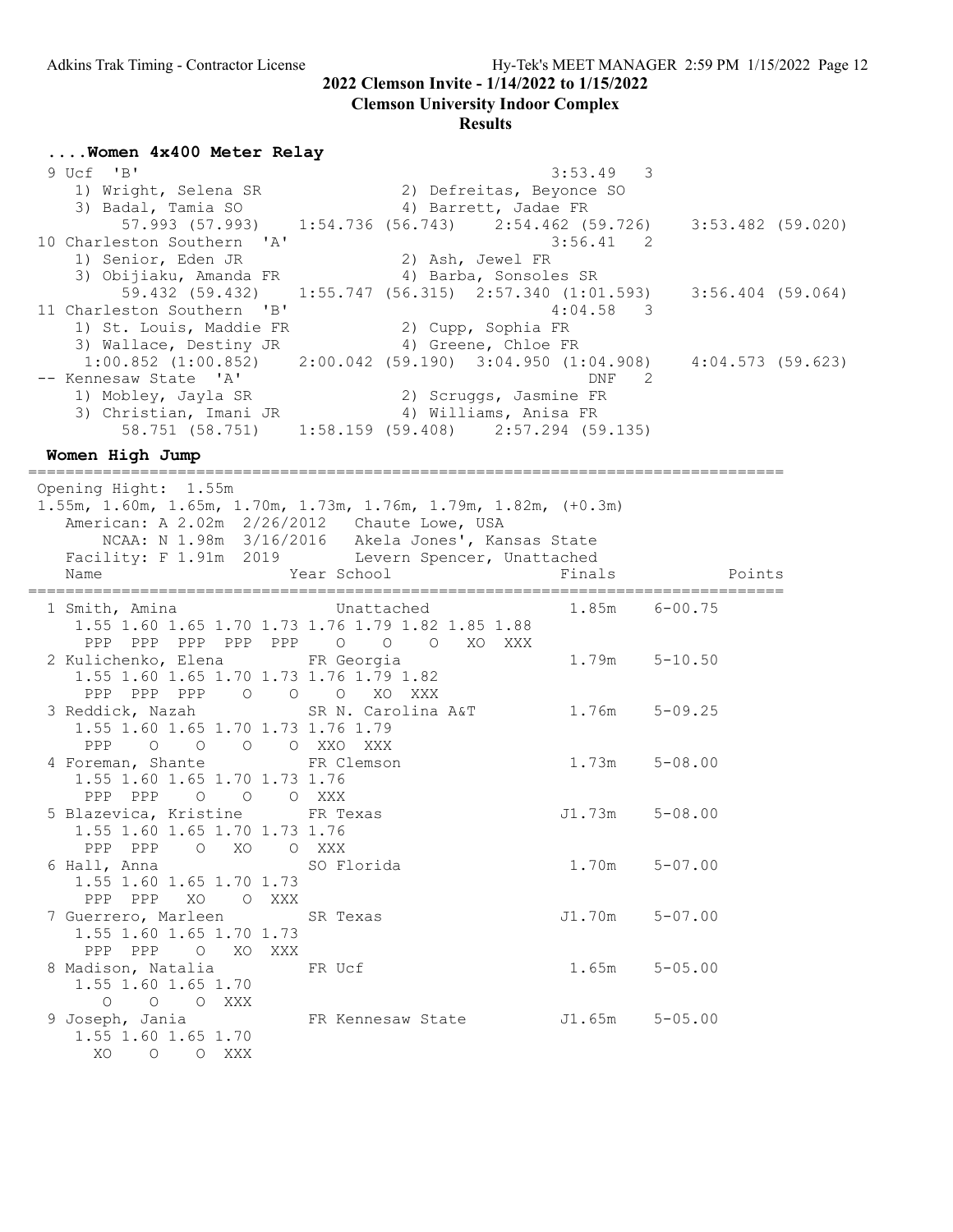## 2022 Clemson Invite - 1/14/2022 to 1/15/2022

**Clemson University Indoor Complex**

**Results**

### ....Women 4x400 Meter Relay

```
  9 Ucf  'B'                                              3:53.49   3
     1) Wright, Selena SR               2) Defreitas, Beyonce SO
     3) Badal, Tamia SO                 4) Barrett, Jadae FR
          57.993 (57.993)    1:54.736 (56.743)    2:54.462 (59.726)    3:53.482 (59.020)
 10 Charleston Southern  'A'                              3:56.41   2
     1) Senior, Eden JR                 2) Ash, Jewel FR
     3) Obijiaku, Amanda FR             4) Barba, Sonsoles SR
          59.432 (59.432)    1:55.747 (56.315)  2:57.340 (1:01.593)    3:56.404 (59.064)
 11 Charleston Southern  'B'                              4:04.58   3
     1) St. Louis, Maddie FR            2) Cupp, Sophia FR
     3) Wallace, Destiny JR             4) Greene, Chloe FR
       1:00.852 (1:00.852)    2:00.042 (59.190)  3:04.950 (1:04.908)    4:04.573 (59.623)
 -- Kennesaw State  'A'                                       DNF   2
     1) Mobley, Jayla SR                2) Scruggs, Jasmine FR
     3) Christian, Imani JR             4) Williams, Anisa FR
          58.751 (58.751)    1:58.159 (59.408)    2:57.294 (59.135)
```

### Women High Jump

```
================================================================================
 Opening Hight:  1.55m
 1.55m, 1.60m, 1.65m, 1.70m, 1.73m, 1.76m, 1.79m, 1.82m, (+0.3m)
    American: A 2.02m  2/26/2012   Chaute Lowe, USA
        NCAA: N 1.98m  3/16/2016   Akela Jones', Kansas State
    Facility: F 1.91m  2019        Levern Spencer, Unattached
    Name                    Year School                 Finals            Points
================================================================================
  1 Smith, Amina                 Unattached             1.85m    6-00.75
      1.55 1.60 1.65 1.70 1.73 1.76 1.79 1.82 1.85 1.88
       PPP  PPP  PPP  PPP  PPP    O    O    O   XO  XXX
  2 Kulichenko, Elena         FR Georgia                1.79m    5-10.50
      1.55 1.60 1.65 1.70 1.73 1.76 1.79 1.82
       PPP  PPP  PPP    O    O    O   XO  XXX
  3 Reddick, Nazah            SR N. Carolina A&T        1.76m    5-09.25
      1.55 1.60 1.65 1.70 1.73 1.76 1.79
       PPP    O    O    O    O  XXO  XXX
  4 Foreman, Shante           FR Clemson                1.73m    5-08.00
      1.55 1.60 1.65 1.70 1.73 1.76
       PPP  PPP    O    O    O  XXX
  5 Blazevica, Kristine       FR Texas                 J1.73m    5-08.00
      1.55 1.60 1.65 1.70 1.73 1.76
       PPP  PPP    O   XO    O  XXX
  6 Hall, Anna                SO Florida                1.70m    5-07.00
      1.55 1.60 1.65 1.70 1.73
       PPP  PPP   XO    O  XXX
  7 Guerrero, Marleen         SR Texas                 J1.70m    5-07.00
      1.55 1.60 1.65 1.70 1.73
       PPP  PPP    O   XO  XXX
  8 Madison, Natalia          FR Ucf                    1.65m    5-05.00
      1.55 1.60 1.65 1.70
         O    O    O  XXX
  9 Joseph, Jania             FR Kennesaw State        J1.65m    5-05.00
      1.55 1.60 1.65 1.70
        XO    O    O  XXX
```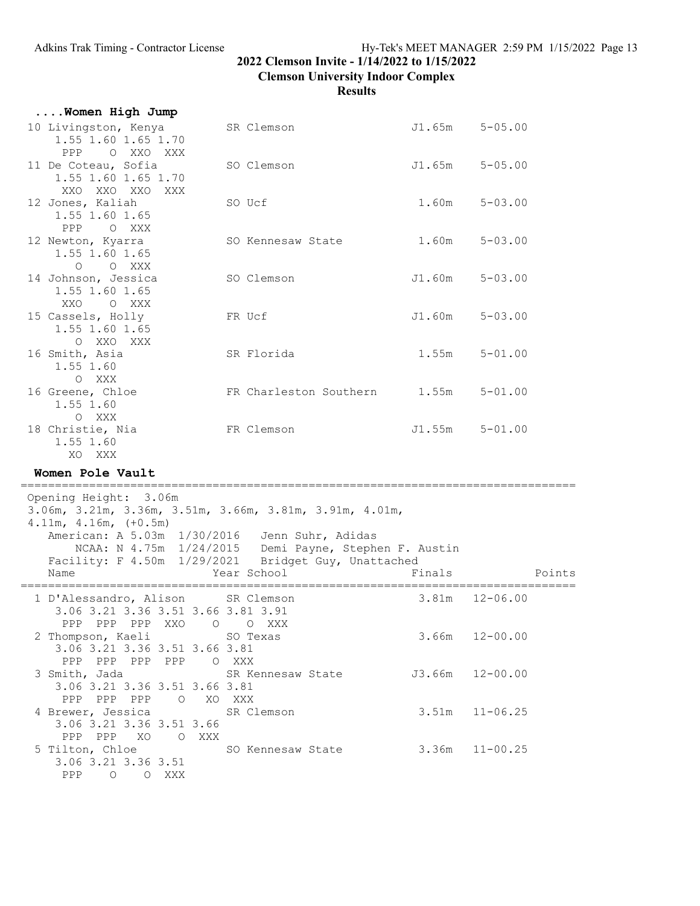2022 Clemson Invite - 1/14/2022 to 1/15/2022

Clemson University Indoor Complex

Results

## ....Women High Jump

```
 10 Livingston, Kenya          SR Clemson                  J1.65m    5-05.00
     1.55 1.60 1.65 1.70
      PPP    O  XXO  XXX
 11 De Coteau, Sofia           SO Clemson                  J1.65m    5-05.00
     1.55 1.60 1.65 1.70
      XXO  XXO  XXO  XXX
 12 Jones, Kaliah              SO Ucf                       1.60m    5-03.00
     1.55 1.60 1.65
      PPP    O  XXX
 12 Newton, Kyarra             SO Kennesaw State            1.60m    5-03.00
     1.55 1.60 1.65
        O    O  XXX
 14 Johnson, Jessica           SO Clemson                  J1.60m    5-03.00
     1.55 1.60 1.65
      XXO    O  XXX
 15 Cassels, Holly             FR Ucf                      J1.60m    5-03.00
     1.55 1.60 1.65
        O  XXO  XXX
 16 Smith, Asia                SR Florida                   1.55m    5-01.00
     1.55 1.60
        O  XXX
 16 Greene, Chloe              FR Charleston Southern       1.55m    5-01.00
     1.55 1.60
        O  XXX
 18 Christie, Nia              FR Clemson                  J1.55m    5-01.00
     1.55 1.60
       XO  XXX
```

## Women Pole Vault

```
================================================================================
 Opening Height:  3.06m
 3.06m, 3.21m, 3.36m, 3.51m, 3.66m, 3.81m, 3.91m, 4.01m,
 4.11m, 4.16m, (+0.5m)
    American: A 5.03m  1/30/2016   Jenn Suhr, Adidas
        NCAA: N 4.75m  1/24/2015   Demi Payne, Stephen F. Austin
    Facility: F 4.50m  1/29/2021   Bridget Guy, Unattached
    Name                    Year School                  Finals            Points
================================================================================
  1 D'Alessandro, Alison      SR Clemson                  3.81m   12-06.00
     3.06 3.21 3.36 3.51 3.66 3.81 3.91
      PPP  PPP  PPP  XXO    O    O  XXX
  2 Thompson, Kaeli           SO Texas                    3.66m   12-00.00
     3.06 3.21 3.36 3.51 3.66 3.81
      PPP  PPP  PPP  PPP    O  XXX
  3 Smith, Jada               SR Kennesaw State          J3.66m   12-00.00
     3.06 3.21 3.36 3.51 3.66 3.81
      PPP  PPP  PPP    O   XO  XXX
  4 Brewer, Jessica           SR Clemson                  3.51m   11-06.25
     3.06 3.21 3.36 3.51 3.66
      PPP  PPP   XO    O  XXX
  5 Tilton, Chloe             SO Kennesaw State           3.36m   11-00.25
     3.06 3.21 3.36 3.51
      PPP    O    O  XXX
```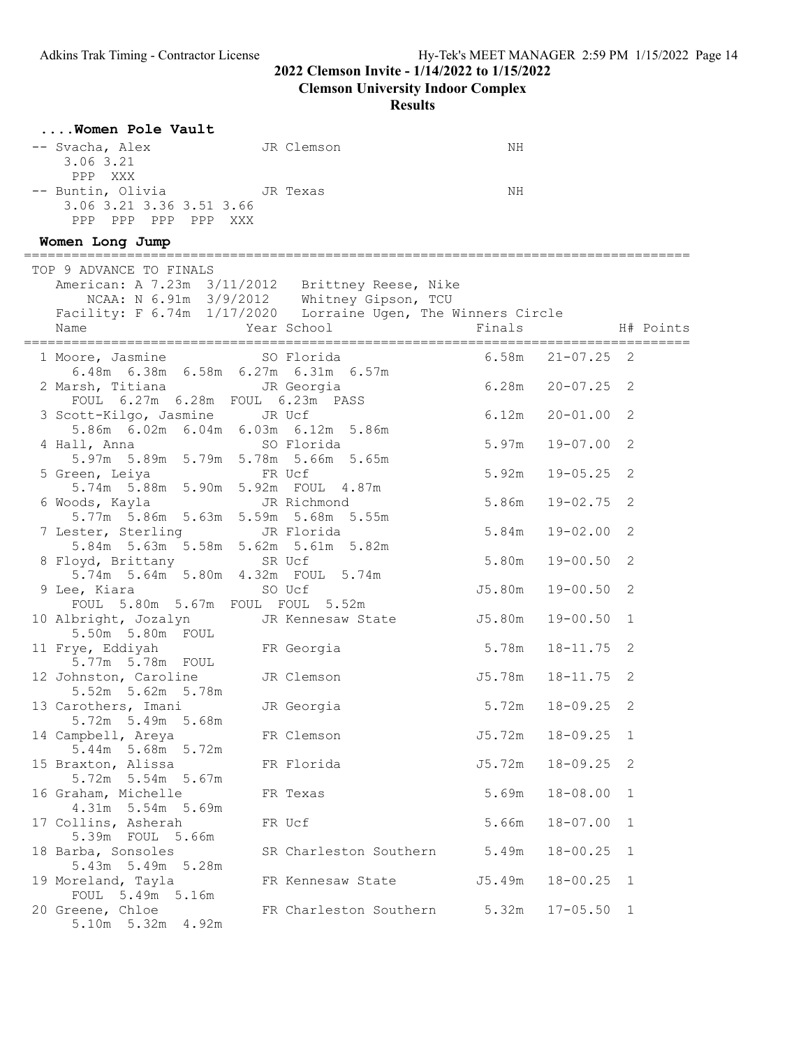## 2022 Clemson Invite - 1/14/2022 to 1/15/2022

**Clemson University Indoor Complex**

**Results**

### ....Women Pole Vault

| Place | Name | Year | School | Finals |
|---|---|---|---|---|
| -- | Svacha, Alex | JR | Clemson | NH |
| | 3.06 3.21 | | | |
| | PPP XXX | | | |
| -- | Buntin, Olivia | JR | Texas | NH |
| | 3.06 3.21 3.36 3.51 3.66 | | | |
| | PPP PPP PPP PPP XXX | | | |

### Women Long Jump

TOP 9 ADVANCE TO FINALS

American: A 7.23m 3/11/2012 Brittney Reese, Nike

NCAA: N 6.91m 3/9/2012 Whitney Gipson, TCU

Facility: F 6.74m 1/17/2020 Lorraine Ugen, The Winners Circle

| Place | Name | Year | School | Finals | | H# | Points |
|---|---|---|---|---|---|---|---|
| 1 | Moore, Jasmine | SO | Florida | 6.58m | 21-07.25 | 2 | |
| | 6.48m 6.38m 6.58m 6.27m 6.31m 6.57m | | | | | | |
| 2 | Marsh, Titiana | JR | Georgia | 6.28m | 20-07.25 | 2 | |
| | FOUL 6.27m 6.28m FOUL 6.23m PASS | | | | | | |
| 3 | Scott-Kilgo, Jasmine | JR | Ucf | 6.12m | 20-01.00 | 2 | |
| | 5.86m 6.02m 6.04m 6.03m 6.12m 5.86m | | | | | | |
| 4 | Hall, Anna | SO | Florida | 5.97m | 19-07.00 | 2 | |
| | 5.97m 5.89m 5.79m 5.78m 5.66m 5.65m | | | | | | |
| 5 | Green, Leiya | FR | Ucf | 5.92m | 19-05.25 | 2 | |
| | 5.74m 5.88m 5.90m 5.92m FOUL 4.87m | | | | | | |
| 6 | Woods, Kayla | JR | Richmond | 5.86m | 19-02.75 | 2 | |
| | 5.77m 5.86m 5.63m 5.59m 5.68m 5.55m | | | | | | |
| 7 | Lester, Sterling | JR | Florida | 5.84m | 19-02.00 | 2 | |
| | 5.84m 5.63m 5.58m 5.62m 5.61m 5.82m | | | | | | |
| 8 | Floyd, Brittany | SR | Ucf | 5.80m | 19-00.50 | 2 | |
| | 5.74m 5.64m 5.80m 4.32m FOUL 5.74m | | | | | | |
| 9 | Lee, Kiara | SO | Ucf | J5.80m | 19-00.50 | 2 | |
| | FOUL 5.80m 5.67m FOUL FOUL 5.52m | | | | | | |
| 10 | Albright, Jozalyn | JR | Kennesaw State | J5.80m | 19-00.50 | 1 | |
| | 5.50m 5.80m FOUL | | | | | | |
| 11 | Frye, Eddiyah | FR | Georgia | 5.78m | 18-11.75 | 2 | |
| | 5.77m 5.78m FOUL | | | | | | |
| 12 | Johnston, Caroline | JR | Clemson | J5.78m | 18-11.75 | 2 | |
| | 5.52m 5.62m 5.78m | | | | | | |
| 13 | Carothers, Imani | JR | Georgia | 5.72m | 18-09.25 | 2 | |
| | 5.72m 5.49m 5.68m | | | | | | |
| 14 | Campbell, Areya | FR | Clemson | J5.72m | 18-09.25 | 1 | |
| | 5.44m 5.68m 5.72m | | | | | | |
| 15 | Braxton, Alissa | FR | Florida | J5.72m | 18-09.25 | 2 | |
| | 5.72m 5.54m 5.67m | | | | | | |
| 16 | Graham, Michelle | FR | Texas | 5.69m | 18-08.00 | 1 | |
| | 4.31m 5.54m 5.69m | | | | | | |
| 17 | Collins, Asherah | FR | Ucf | 5.66m | 18-07.00 | 1 | |
| | 5.39m FOUL 5.66m | | | | | | |
| 18 | Barba, Sonsoles | SR | Charleston Southern | 5.49m | 18-00.25 | 1 | |
| | 5.43m 5.49m 5.28m | | | | | | |
| 19 | Moreland, Tayla | FR | Kennesaw State | J5.49m | 18-00.25 | 1 | |
| | FOUL 5.49m 5.16m | | | | | | |
| 20 | Greene, Chloe | FR | Charleston Southern | 5.32m | 17-05.50 | 1 | |
| | 5.10m 5.32m 4.92m | | | | | | |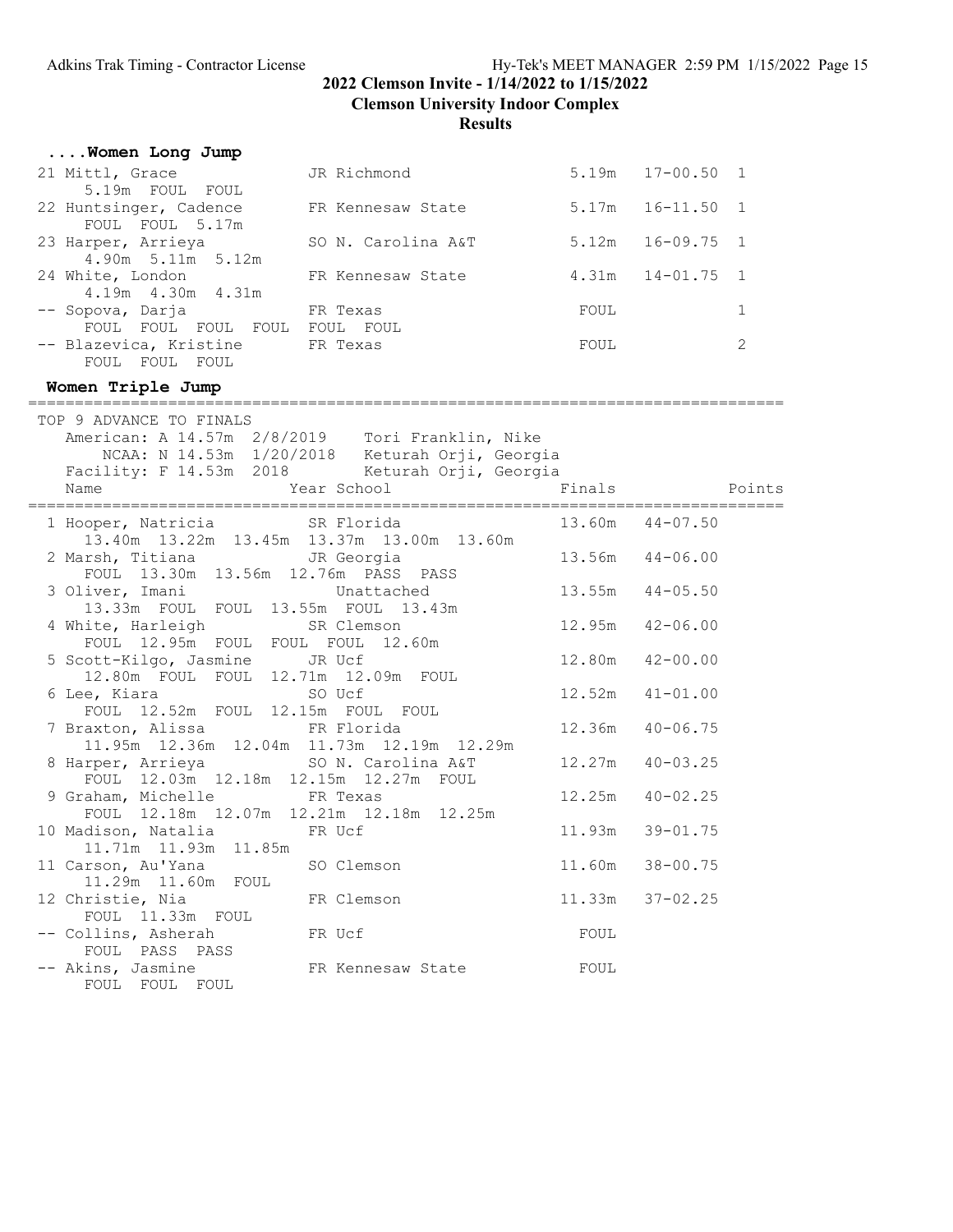**2022 Clemson Invite - 1/14/2022 to 1/15/2022**

**Clemson University Indoor Complex**

**Results**

### ....Women Long Jump

```
 21 Mittl, Grace               JR Richmond                 5.19m  17-00.50  1
      5.19m  FOUL  FOUL
 22 Huntsinger, Cadence        FR Kennesaw State           5.17m  16-11.50  1
      FOUL  FOUL  5.17m
 23 Harper, Arrieya            SO N. Carolina A&T          5.12m  16-09.75  1
      4.90m  5.11m  5.12m
 24 White, London              FR Kennesaw State           4.31m  14-01.75  1
      4.19m  4.30m  4.31m
 -- Sopova, Darja              FR Texas                     FOUL             1
      FOUL  FOUL  FOUL  FOUL  FOUL  FOUL
 -- Blazevica, Kristine        FR Texas                     FOUL             2
      FOUL  FOUL  FOUL
```

### Women Triple Jump

```
==================================================================================
 TOP 9 ADVANCE TO FINALS
    American: A 14.57m  2/8/2019    Tori Franklin, Nike
        NCAA: N 14.53m  1/20/2018   Keturah Orji, Georgia
    Facility: F 14.53m  2018        Keturah Orji, Georgia
    Name                    Year School                  Finals              Points
==================================================================================
  1 Hooper, Natricia           SR Florida                 13.60m  44-07.50
      13.40m  13.22m  13.45m  13.37m  13.00m  13.60m
  2 Marsh, Titiana             JR Georgia                 13.56m  44-06.00
      FOUL  13.30m  13.56m  12.76m  PASS  PASS
  3 Oliver, Imani                 Unattached              13.55m  44-05.50
      13.33m  FOUL  FOUL  13.55m  FOUL  13.43m
  4 White, Harleigh            SR Clemson                 12.95m  42-06.00
      FOUL  12.95m  FOUL  FOUL  FOUL  12.60m
  5 Scott-Kilgo, Jasmine       JR Ucf                     12.80m  42-00.00
      12.80m  FOUL  FOUL  12.71m  12.09m  FOUL
  6 Lee, Kiara                 SO Ucf                     12.52m  41-01.00
      FOUL  12.52m  FOUL  12.15m  FOUL  FOUL
  7 Braxton, Alissa            FR Florida                 12.36m  40-06.75
      11.95m  12.36m  12.04m  11.73m  12.19m  12.29m
  8 Harper, Arrieya            SO N. Carolina A&T         12.27m  40-03.25
      FOUL  12.03m  12.18m  12.15m  12.27m  FOUL
  9 Graham, Michelle           FR Texas                   12.25m  40-02.25
      FOUL  12.18m  12.07m  12.21m  12.18m  12.25m
 10 Madison, Natalia           FR Ucf                     11.93m  39-01.75
      11.71m  11.93m  11.85m
 11 Carson, Au'Yana            SO Clemson                 11.60m  38-00.75
      11.29m  11.60m  FOUL
 12 Christie, Nia              FR Clemson                 11.33m  37-02.25
      FOUL  11.33m  FOUL
 -- Collins, Asherah           FR Ucf                      FOUL
      FOUL  PASS  PASS
 -- Akins, Jasmine             FR Kennesaw State           FOUL
      FOUL  FOUL  FOUL
```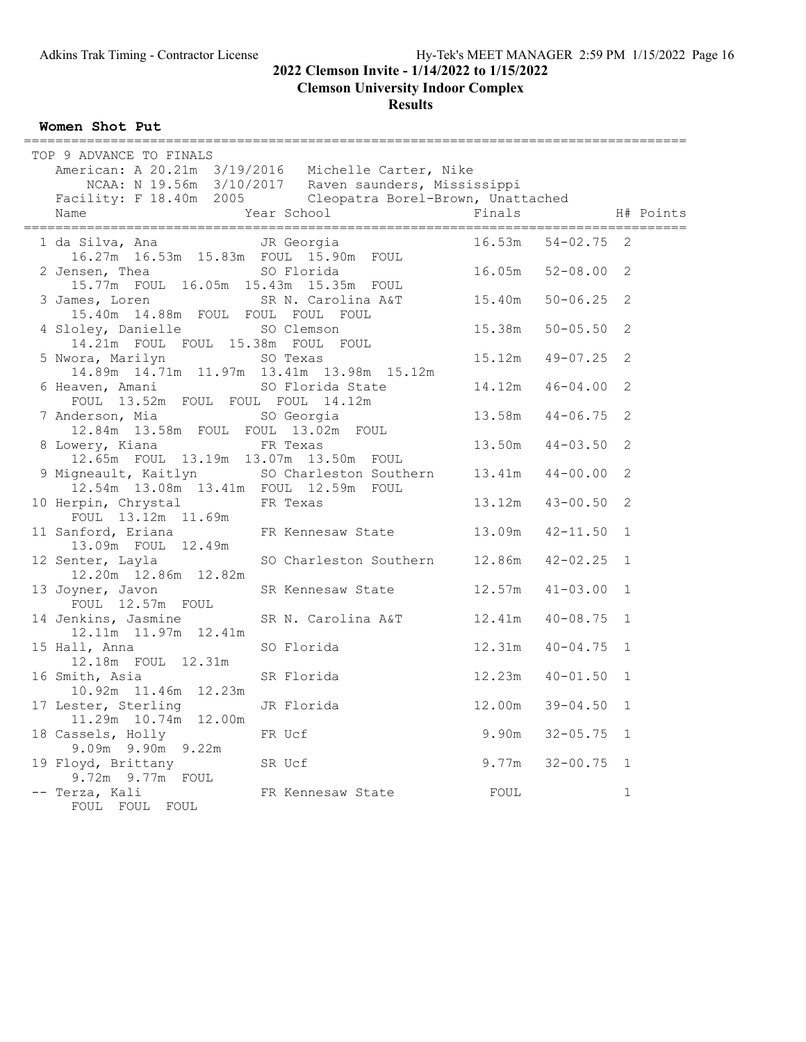# 2022 Clemson Invite - 1/14/2022 to 1/15/2022

## Clemson University Indoor Complex

### Results

**Women Shot Put**

TOP 9 ADVANCE TO FINALS

American: A 20.21m 3/19/2016 Michelle Carter, Nike

NCAA: N 19.56m 3/10/2017 Raven saunders, Mississippi

Facility: F 18.40m 2005 Cleopatra Borel-Brown, Unattached

| Place | Name | Year | School | Finals | | H# | Points |
|---|---|---|---|---|---|---|---|
| 1 | da Silva, Ana | JR | Georgia | 16.53m | 54-02.75 | 2 | |
| | 16.27m 16.53m 15.83m FOUL 15.90m FOUL | | | | | | |
| 2 | Jensen, Thea | SO | Florida | 16.05m | 52-08.00 | 2 | |
| | 15.77m FOUL 16.05m 15.43m 15.35m FOUL | | | | | | |
| 3 | James, Loren | SR | N. Carolina A&T | 15.40m | 50-06.25 | 2 | |
| | 15.40m 14.88m FOUL FOUL FOUL FOUL | | | | | | |
| 4 | Sloley, Danielle | SO | Clemson | 15.38m | 50-05.50 | 2 | |
| | 14.21m FOUL FOUL 15.38m FOUL FOUL | | | | | | |
| 5 | Nwora, Marilyn | SO | Texas | 15.12m | 49-07.25 | 2 | |
| | 14.89m 14.71m 11.97m 13.41m 13.98m 15.12m | | | | | | |
| 6 | Heaven, Amani | SO | Florida State | 14.12m | 46-04.00 | 2 | |
| | FOUL 13.52m FOUL FOUL FOUL 14.12m | | | | | | |
| 7 | Anderson, Mia | SO | Georgia | 13.58m | 44-06.75 | 2 | |
| | 12.84m 13.58m FOUL FOUL 13.02m FOUL | | | | | | |
| 8 | Lowery, Kiana | FR | Texas | 13.50m | 44-03.50 | 2 | |
| | 12.65m FOUL 13.19m 13.07m 13.50m FOUL | | | | | | |
| 9 | Migneault, Kaitlyn | SO | Charleston Southern | 13.41m | 44-00.00 | 2 | |
| | 12.54m 13.08m 13.41m FOUL 12.59m FOUL | | | | | | |
| 10 | Herpin, Chrystal | FR | Texas | 13.12m | 43-00.50 | 2 | |
| | FOUL 13.12m 11.69m | | | | | | |
| 11 | Sanford, Eriana | FR | Kennesaw State | 13.09m | 42-11.50 | 1 | |
| | 13.09m FOUL 12.49m | | | | | | |
| 12 | Senter, Layla | SO | Charleston Southern | 12.86m | 42-02.25 | 1 | |
| | 12.20m 12.86m 12.82m | | | | | | |
| 13 | Joyner, Javon | SR | Kennesaw State | 12.57m | 41-03.00 | 1 | |
| | FOUL 12.57m FOUL | | | | | | |
| 14 | Jenkins, Jasmine | SR | N. Carolina A&T | 12.41m | 40-08.75 | 1 | |
| | 12.11m 11.97m 12.41m | | | | | | |
| 15 | Hall, Anna | SO | Florida | 12.31m | 40-04.75 | 1 | |
| | 12.18m FOUL 12.31m | | | | | | |
| 16 | Smith, Asia | SR | Florida | 12.23m | 40-01.50 | 1 | |
| | 10.92m 11.46m 12.23m | | | | | | |
| 17 | Lester, Sterling | JR | Florida | 12.00m | 39-04.50 | 1 | |
| | 11.29m 10.74m 12.00m | | | | | | |
| 18 | Cassels, Holly | FR | Ucf | 9.90m | 32-05.75 | 1 | |
| | 9.09m 9.90m 9.22m | | | | | | |
| 19 | Floyd, Brittany | SR | Ucf | 9.77m | 32-00.75 | 1 | |
| | 9.72m 9.77m FOUL | | | | | | |
| -- | Terza, Kali | FR | Kennesaw State | FOUL | | 1 | |
| | FOUL FOUL FOUL | | | | | | |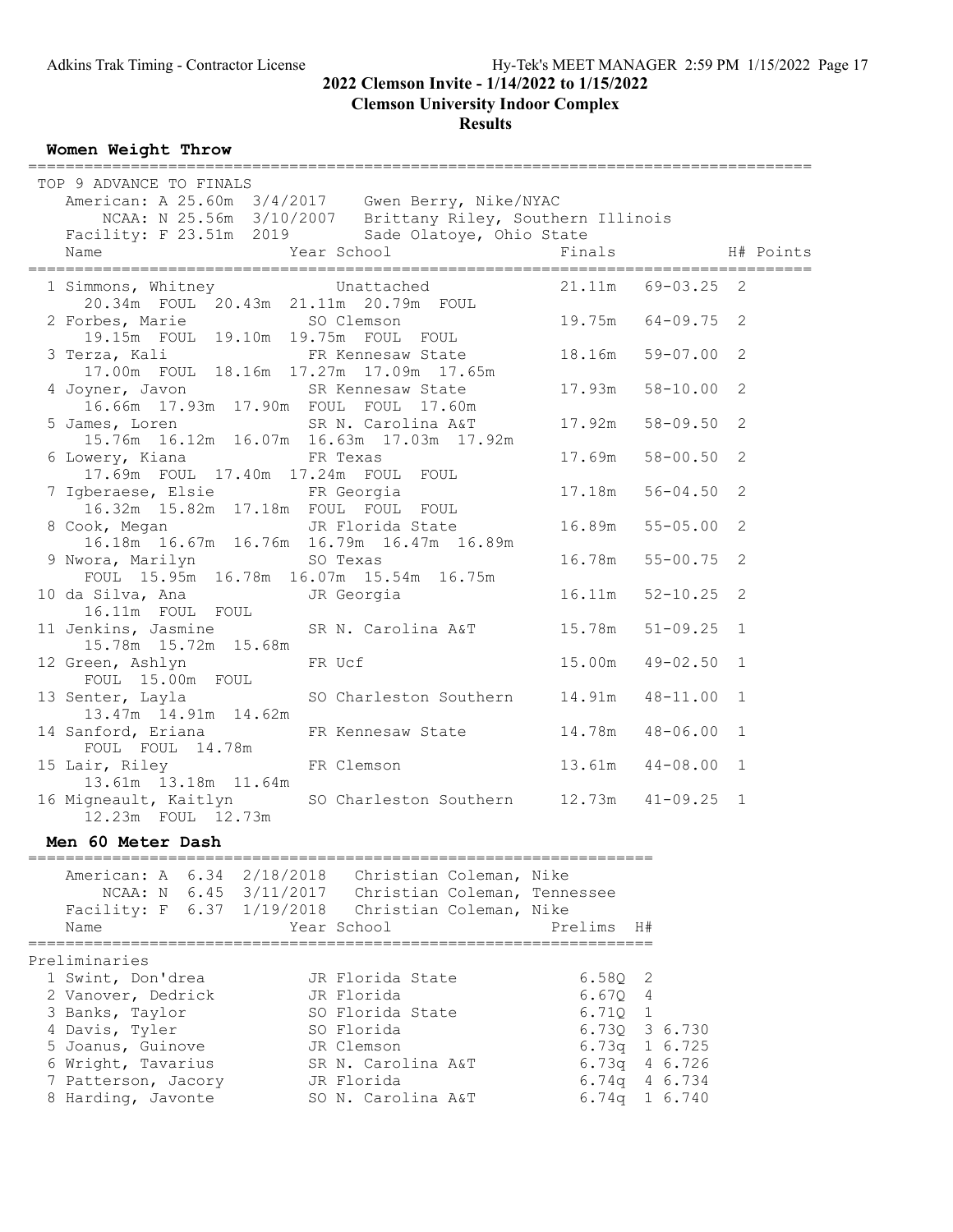# 2022 Clemson Invite - 1/14/2022 to 1/15/2022

## Clemson University Indoor Complex

### Results

**Women Weight Throw**

TOP 9 ADVANCE TO FINALS

American: A 25.60m 3/4/2017 Gwen Berry, Nike/NYAC

NCAA: N 25.56m 3/10/2007 Brittany Riley, Southern Illinois

Facility: F 23.51m 2019 Sade Olatoye, Ohio State

| Place | Name | Year | School | Finals | | H# | Points |
|---|---|---|---|---|---|---|---|
| 1 | Simmons, Whitney | | Unattached | 21.11m | 69-03.25 | 2 | |
| | 20.34m FOUL 20.43m 21.11m 20.79m FOUL | | | | | | |
| 2 | Forbes, Marie | SO | Clemson | 19.75m | 64-09.75 | 2 | |
| | 19.15m FOUL 19.10m 19.75m FOUL FOUL | | | | | | |
| 3 | Terza, Kali | FR | Kennesaw State | 18.16m | 59-07.00 | 2 | |
| | 17.00m FOUL 18.16m 17.27m 17.09m 17.65m | | | | | | |
| 4 | Joyner, Javon | SR | Kennesaw State | 17.93m | 58-10.00 | 2 | |
| | 16.66m 17.93m 17.90m FOUL FOUL 17.60m | | | | | | |
| 5 | James, Loren | SR | N. Carolina A&T | 17.92m | 58-09.50 | 2 | |
| | 15.76m 16.12m 16.07m 16.63m 17.03m 17.92m | | | | | | |
| 6 | Lowery, Kiana | FR | Texas | 17.69m | 58-00.50 | 2 | |
| | 17.69m FOUL 17.40m 17.24m FOUL FOUL | | | | | | |
| 7 | Igberaese, Elsie | FR | Georgia | 17.18m | 56-04.50 | 2 | |
| | 16.32m 15.82m 17.18m FOUL FOUL FOUL | | | | | | |
| 8 | Cook, Megan | JR | Florida State | 16.89m | 55-05.00 | 2 | |
| | 16.18m 16.67m 16.76m 16.79m 16.47m 16.89m | | | | | | |
| 9 | Nwora, Marilyn | SO | Texas | 16.78m | 55-00.75 | 2 | |
| | FOUL 15.95m 16.78m 16.07m 15.54m 16.75m | | | | | | |
| 10 | da Silva, Ana | JR | Georgia | 16.11m | 52-10.25 | 2 | |
| | 16.11m FOUL FOUL | | | | | | |
| 11 | Jenkins, Jasmine | SR | N. Carolina A&T | 15.78m | 51-09.25 | 1 | |
| | 15.78m 15.72m 15.68m | | | | | | |
| 12 | Green, Ashlyn | FR | Ucf | 15.00m | 49-02.50 | 1 | |
| | FOUL 15.00m FOUL | | | | | | |
| 13 | Senter, Layla | SO | Charleston Southern | 14.91m | 48-11.00 | 1 | |
| | 13.47m 14.91m 14.62m | | | | | | |
| 14 | Sanford, Eriana | FR | Kennesaw State | 14.78m | 48-06.00 | 1 | |
| | FOUL FOUL 14.78m | | | | | | |
| 15 | Lair, Riley | FR | Clemson | 13.61m | 44-08.00 | 1 | |
| | 13.61m 13.18m 11.64m | | | | | | |
| 16 | Migneault, Kaitlyn | SO | Charleston Southern | 12.73m | 41-09.25 | 1 | |
| | 12.23m FOUL 12.73m | | | | | | |

**Men 60 Meter Dash**

American: A 6.34 2/18/2018 Christian Coleman, Nike

NCAA: N 6.45 3/11/2017 Christian Coleman, Tennessee

Facility: F 6.37 1/19/2018 Christian Coleman, Nike

Preliminaries

| Place | Name | Year | School | Prelims | H# | |
|---|---|---|---|---|---|---|
| 1 | Swint, Don'drea | JR | Florida State | 6.58Q | 2 | |
| 2 | Vanover, Dedrick | JR | Florida | 6.67Q | 4 | |
| 3 | Banks, Taylor | SO | Florida State | 6.71Q | 1 | |
| 4 | Davis, Tyler | SO | Florida | 6.73Q | 3 | 6.730 |
| 5 | Joanus, Guinove | JR | Clemson | 6.73q | 1 | 6.725 |
| 6 | Wright, Tavarius | SR | N. Carolina A&T | 6.73q | 4 | 6.726 |
| 7 | Patterson, Jacory | JR | Florida | 6.74q | 4 | 6.734 |
| 8 | Harding, Javonte | SO | N. Carolina A&T | 6.74q | 1 | 6.740 |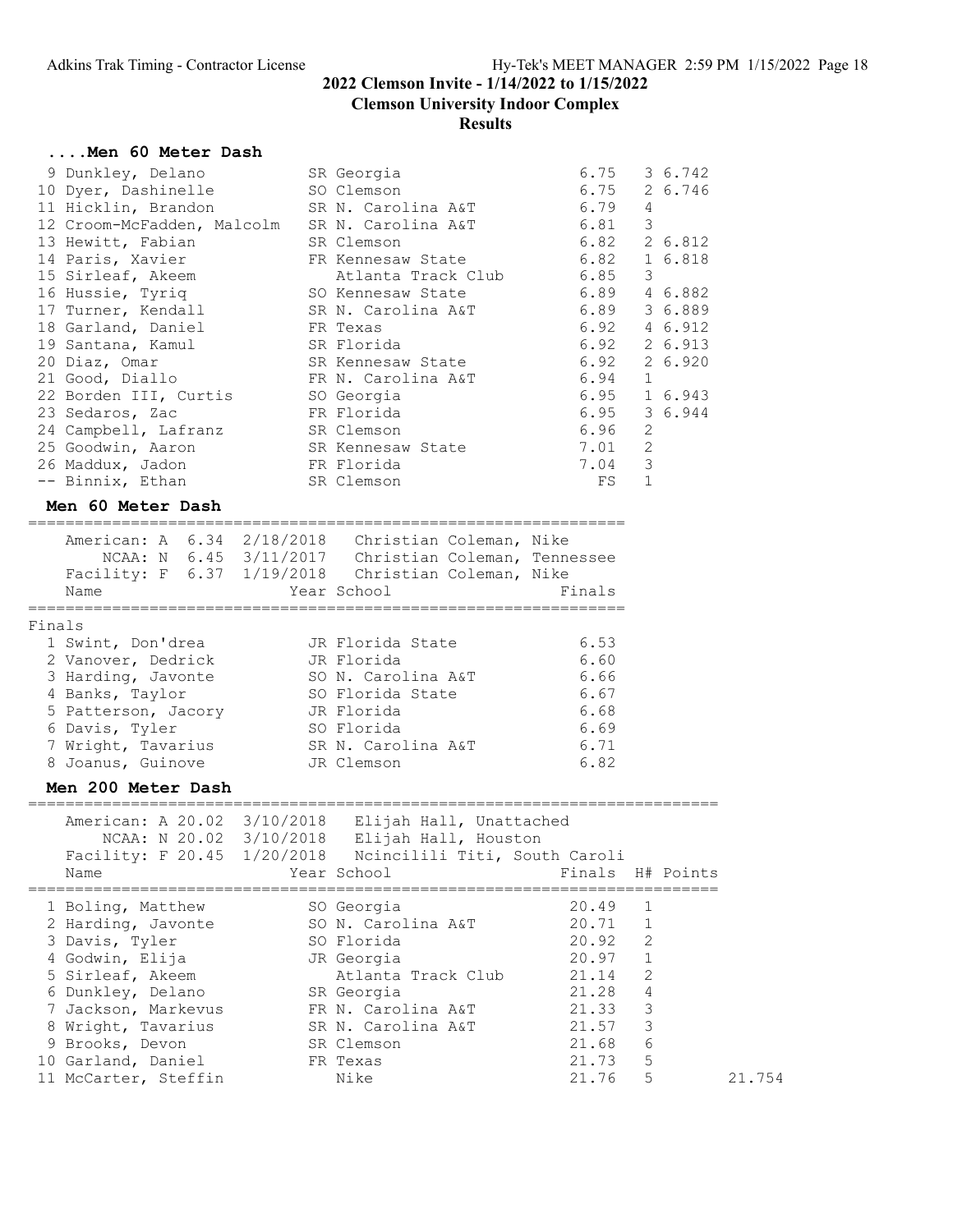## 2022 Clemson Invite - 1/14/2022 to 1/15/2022

## Clemson University Indoor Complex

## Results

### ....Men 60 Meter Dash

| Place | Name | Year | School | Finals | H# | |
|---|---|---|---|---|---|---|
| 9 | Dunkley, Delano | SR | Georgia | 6.75 | 3 | 6.742 |
| 10 | Dyer, Dashinelle | SO | Clemson | 6.75 | 2 | 6.746 |
| 11 | Hicklin, Brandon | SR | N. Carolina A&T | 6.79 | 4 | |
| 12 | Croom-McFadden, Malcolm | SR | N. Carolina A&T | 6.81 | 3 | |
| 13 | Hewitt, Fabian | SR | Clemson | 6.82 | 2 | 6.812 |
| 14 | Paris, Xavier | FR | Kennesaw State | 6.82 | 1 | 6.818 |
| 15 | Sirleaf, Akeem | | Atlanta Track Club | 6.85 | 3 | |
| 16 | Hussie, Tyriq | SO | Kennesaw State | 6.89 | 4 | 6.882 |
| 17 | Turner, Kendall | SR | N. Carolina A&T | 6.89 | 3 | 6.889 |
| 18 | Garland, Daniel | FR | Texas | 6.92 | 4 | 6.912 |
| 19 | Santana, Kamul | SR | Florida | 6.92 | 2 | 6.913 |
| 20 | Diaz, Omar | SR | Kennesaw State | 6.92 | 2 | 6.920 |
| 21 | Good, Diallo | FR | N. Carolina A&T | 6.94 | 1 | |
| 22 | Borden III, Curtis | SO | Georgia | 6.95 | 1 | 6.943 |
| 23 | Sedaros, Zac | FR | Florida | 6.95 | 3 | 6.944 |
| 24 | Campbell, Lafranz | SR | Clemson | 6.96 | 2 | |
| 25 | Goodwin, Aaron | SR | Kennesaw State | 7.01 | 2 | |
| 26 | Maddux, Jadon | FR | Florida | 7.04 | 3 | |
| -- | Binnix, Ethan | SR | Clemson | FS | 1 | |

### Men 60 Meter Dash

American: A 6.34 2/18/2018 Christian Coleman, Nike
NCAA: N 6.45 3/11/2017 Christian Coleman, Tennessee
Facility: F 6.37 1/19/2018 Christian Coleman, Nike

Finals

| Place | Name | Year | School | Finals |
|---|---|---|---|---|
| 1 | Swint, Don'drea | JR | Florida State | 6.53 |
| 2 | Vanover, Dedrick | JR | Florida | 6.60 |
| 3 | Harding, Javonte | SO | N. Carolina A&T | 6.66 |
| 4 | Banks, Taylor | SO | Florida State | 6.67 |
| 5 | Patterson, Jacory | JR | Florida | 6.68 |
| 6 | Davis, Tyler | SO | Florida | 6.69 |
| 7 | Wright, Tavarius | SR | N. Carolina A&T | 6.71 |
| 8 | Joanus, Guinove | JR | Clemson | 6.82 |

### Men 200 Meter Dash

American: A 20.02 3/10/2018 Elijah Hall, Unattached
NCAA: N 20.02 3/10/2018 Elijah Hall, Houston
Facility: F 20.45 1/20/2018 Ncincilili Titi, South Caroli

| Place | Name | Year | School | Finals | H# | Points | |
|---|---|---|---|---|---|---|---|
| 1 | Boling, Matthew | SO | Georgia | 20.49 | 1 | | |
| 2 | Harding, Javonte | SO | N. Carolina A&T | 20.71 | 1 | | |
| 3 | Davis, Tyler | SO | Florida | 20.92 | 2 | | |
| 4 | Godwin, Elija | JR | Georgia | 20.97 | 1 | | |
| 5 | Sirleaf, Akeem | | Atlanta Track Club | 21.14 | 2 | | |
| 6 | Dunkley, Delano | SR | Georgia | 21.28 | 4 | | |
| 7 | Jackson, Markevus | FR | N. Carolina A&T | 21.33 | 3 | | |
| 8 | Wright, Tavarius | SR | N. Carolina A&T | 21.57 | 3 | | |
| 9 | Brooks, Devon | SR | Clemson | 21.68 | 6 | | |
| 10 | Garland, Daniel | FR | Texas | 21.73 | 5 | | |
| 11 | McCarter, Steffin | | Nike | 21.76 | 5 | | 21.754 |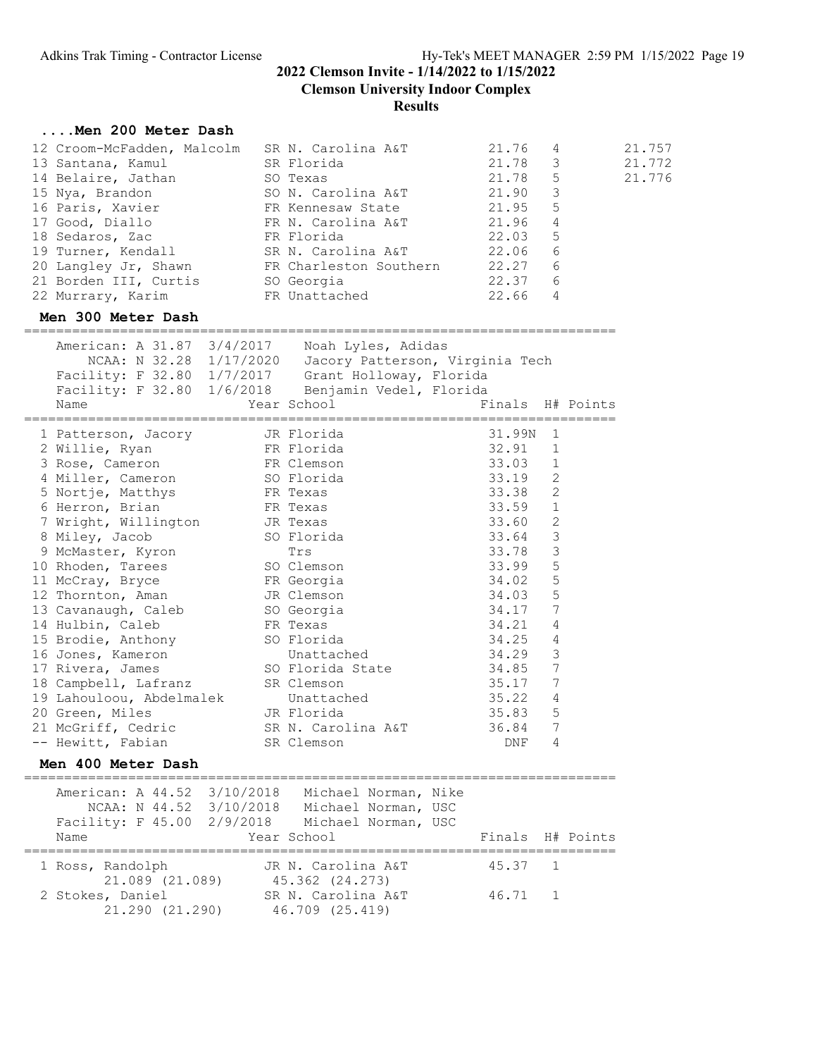2022 Clemson Invite - 1/14/2022 to 1/15/2022

Clemson University Indoor Complex

Results

### ....Men 200 Meter Dash

| Place | Name | Year | School | Finals | H# | |
|---|---|---|---|---|---|---|
| 12 | Croom-McFadden, Malcolm | SR | N. Carolina A&T | 21.76 | 4 | 21.757 |
| 13 | Santana, Kamul | SR | Florida | 21.78 | 3 | 21.772 |
| 14 | Belaire, Jathan | SO | Texas | 21.78 | 5 | 21.776 |
| 15 | Nya, Brandon | SO | N. Carolina A&T | 21.90 | 3 | |
| 16 | Paris, Xavier | FR | Kennesaw State | 21.95 | 5 | |
| 17 | Good, Diallo | FR | N. Carolina A&T | 21.96 | 4 | |
| 18 | Sedaros, Zac | FR | Florida | 22.03 | 5 | |
| 19 | Turner, Kendall | SR | N. Carolina A&T | 22.06 | 6 | |
| 20 | Langley Jr, Shawn | FR | Charleston Southern | 22.27 | 6 | |
| 21 | Borden III, Curtis | SO | Georgia | 22.37 | 6 | |
| 22 | Murrary, Karim | FR | Unattached | 22.66 | 4 | |

### Men 300 Meter Dash

American: A 31.87 3/4/2017 Noah Lyles, Adidas
NCAA: N 32.28 1/17/2020 Jacory Patterson, Virginia Tech
Facility: F 32.80 1/7/2017 Grant Holloway, Florida
Facility: F 32.80 1/6/2018 Benjamin Vedel, Florida

| Place | Name | Year | School | Finals | H# | Points |
|---|---|---|---|---|---|---|
| 1 | Patterson, Jacory | JR | Florida | 31.99N | 1 | |
| 2 | Willie, Ryan | FR | Florida | 32.91 | 1 | |
| 3 | Rose, Cameron | FR | Clemson | 33.03 | 1 | |
| 4 | Miller, Cameron | SO | Florida | 33.19 | 2 | |
| 5 | Nortje, Matthys | FR | Texas | 33.38 | 2 | |
| 6 | Herron, Brian | FR | Texas | 33.59 | 1 | |
| 7 | Wright, Willington | JR | Texas | 33.60 | 2 | |
| 8 | Miley, Jacob | SO | Florida | 33.64 | 3 | |
| 9 | McMaster, Kyron | | Trs | 33.78 | 3 | |
| 10 | Rhoden, Tarees | SO | Clemson | 33.99 | 5 | |
| 11 | McCray, Bryce | FR | Georgia | 34.02 | 5 | |
| 12 | Thornton, Aman | JR | Clemson | 34.03 | 5 | |
| 13 | Cavanaugh, Caleb | SO | Georgia | 34.17 | 7 | |
| 14 | Hulbin, Caleb | FR | Texas | 34.21 | 4 | |
| 15 | Brodie, Anthony | SO | Florida | 34.25 | 4 | |
| 16 | Jones, Kameron | | Unattached | 34.29 | 3 | |
| 17 | Rivera, James | SO | Florida State | 34.85 | 7 | |
| 18 | Campbell, Lafranz | SR | Clemson | 35.17 | 7 | |
| 19 | Lahouloou, Abdelmalek | | Unattached | 35.22 | 4 | |
| 20 | Green, Miles | JR | Florida | 35.83 | 5 | |
| 21 | McGriff, Cedric | SR | N. Carolina A&T | 36.84 | 7 | |
| -- | Hewitt, Fabian | SR | Clemson | DNF | 4 | |

### Men 400 Meter Dash

American: A 44.52 3/10/2018 Michael Norman, Nike
NCAA: N 44.52 3/10/2018 Michael Norman, USC
Facility: F 45.00 2/9/2018 Michael Norman, USC

| Place | Name | Year | School | Finals | H# | Points |
|---|---|---|---|---|---|---|
| 1 | Ross, Randolph | JR | N. Carolina A&T | 45.37 | 1 | |
| | 21.089 (21.089) | | 45.362 (24.273) | | | |
| 2 | Stokes, Daniel | SR | N. Carolina A&T | 46.71 | 1 | |
| | 21.290 (21.290) | | 46.709 (25.419) | | | |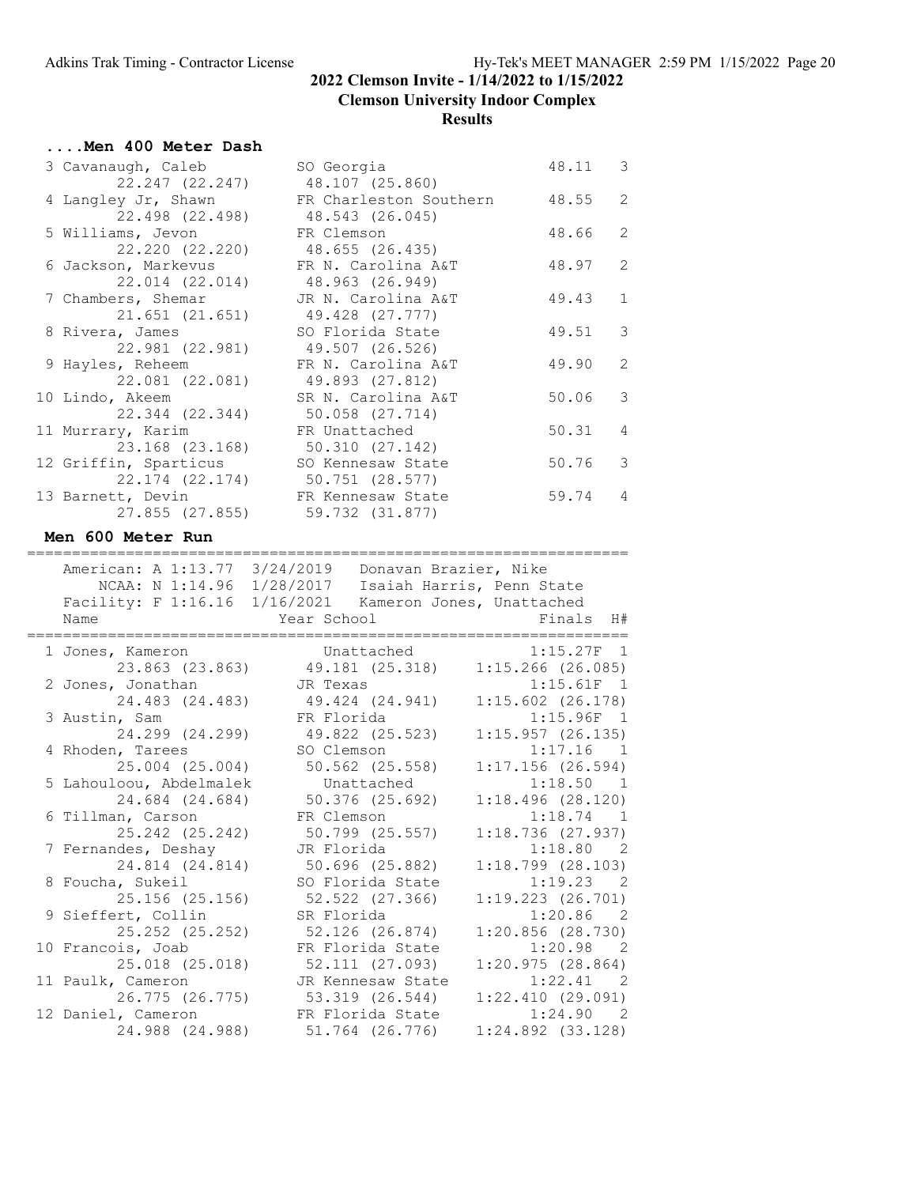2022 Clemson Invite - 1/14/2022 to 1/15/2022

Clemson University Indoor Complex

Results

### ....Men 400 Meter Dash

| Place | Name | Year School | Finals | H# |
|---|---|---|---|---|
| 3 | Cavanaugh, Caleb | SO Georgia | 48.11 | 3 |
| | 22.247 (22.247) | 48.107 (25.860) | | |
| 4 | Langley Jr, Shawn | FR Charleston Southern | 48.55 | 2 |
| | 22.498 (22.498) | 48.543 (26.045) | | |
| 5 | Williams, Jevon | FR Clemson | 48.66 | 2 |
| | 22.220 (22.220) | 48.655 (26.435) | | |
| 6 | Jackson, Markevus | FR N. Carolina A&T | 48.97 | 2 |
| | 22.014 (22.014) | 48.963 (26.949) | | |
| 7 | Chambers, Shemar | JR N. Carolina A&T | 49.43 | 1 |
| | 21.651 (21.651) | 49.428 (27.777) | | |
| 8 | Rivera, James | SO Florida State | 49.51 | 3 |
| | 22.981 (22.981) | 49.507 (26.526) | | |
| 9 | Hayles, Reheem | FR N. Carolina A&T | 49.90 | 2 |
| | 22.081 (22.081) | 49.893 (27.812) | | |
| 10 | Lindo, Akeem | SR N. Carolina A&T | 50.06 | 3 |
| | 22.344 (22.344) | 50.058 (27.714) | | |
| 11 | Murrary, Karim | FR Unattached | 50.31 | 4 |
| | 23.168 (23.168) | 50.310 (27.142) | | |
| 12 | Griffin, Sparticus | SO Kennesaw State | 50.76 | 3 |
| | 22.174 (22.174) | 50.751 (28.577) | | |
| 13 | Barnett, Devin | FR Kennesaw State | 59.74 | 4 |
| | 27.855 (27.855) | 59.732 (31.877) | | |

### Men 600 Meter Run

American: A 1:13.77 3/24/2019 Donavan Brazier, Nike
NCAA: N 1:14.96 1/28/2017 Isaiah Harris, Penn State
Facility: F 1:16.16 1/16/2021 Kameron Jones, Unattached

| Place | Name | Year School | | Finals | H# |
|---|---|---|---|---|---|
| 1 | Jones, Kameron | Unattached | | 1:15.27F | 1 |
| | 23.863 (23.863) | 49.181 (25.318) | 1:15.266 (26.085) | | |
| 2 | Jones, Jonathan | JR Texas | | 1:15.61F | 1 |
| | 24.483 (24.483) | 49.424 (24.941) | 1:15.602 (26.178) | | |
| 3 | Austin, Sam | FR Florida | | 1:15.96F | 1 |
| | 24.299 (24.299) | 49.822 (25.523) | 1:15.957 (26.135) | | |
| 4 | Rhoden, Tarees | SO Clemson | | 1:17.16 | 1 |
| | 25.004 (25.004) | 50.562 (25.558) | 1:17.156 (26.594) | | |
| 5 | Lahouloou, Abdelmalek | Unattached | | 1:18.50 | 1 |
| | 24.684 (24.684) | 50.376 (25.692) | 1:18.496 (28.120) | | |
| 6 | Tillman, Carson | FR Clemson | | 1:18.74 | 1 |
| | 25.242 (25.242) | 50.799 (25.557) | 1:18.736 (27.937) | | |
| 7 | Fernandes, Deshay | JR Florida | | 1:18.80 | 2 |
| | 24.814 (24.814) | 50.696 (25.882) | 1:18.799 (28.103) | | |
| 8 | Foucha, Sukeil | SO Florida State | | 1:19.23 | 2 |
| | 25.156 (25.156) | 52.522 (27.366) | 1:19.223 (26.701) | | |
| 9 | Sieffert, Collin | SR Florida | | 1:20.86 | 2 |
| | 25.252 (25.252) | 52.126 (26.874) | 1:20.856 (28.730) | | |
| 10 | Francois, Joab | FR Florida State | | 1:20.98 | 2 |
| | 25.018 (25.018) | 52.111 (27.093) | 1:20.975 (28.864) | | |
| 11 | Paulk, Cameron | JR Kennesaw State | | 1:22.41 | 2 |
| | 26.775 (26.775) | 53.319 (26.544) | 1:22.410 (29.091) | | |
| 12 | Daniel, Cameron | FR Florida State | | 1:24.90 | 2 |
| | 24.988 (24.988) | 51.764 (26.776) | 1:24.892 (33.128) | | |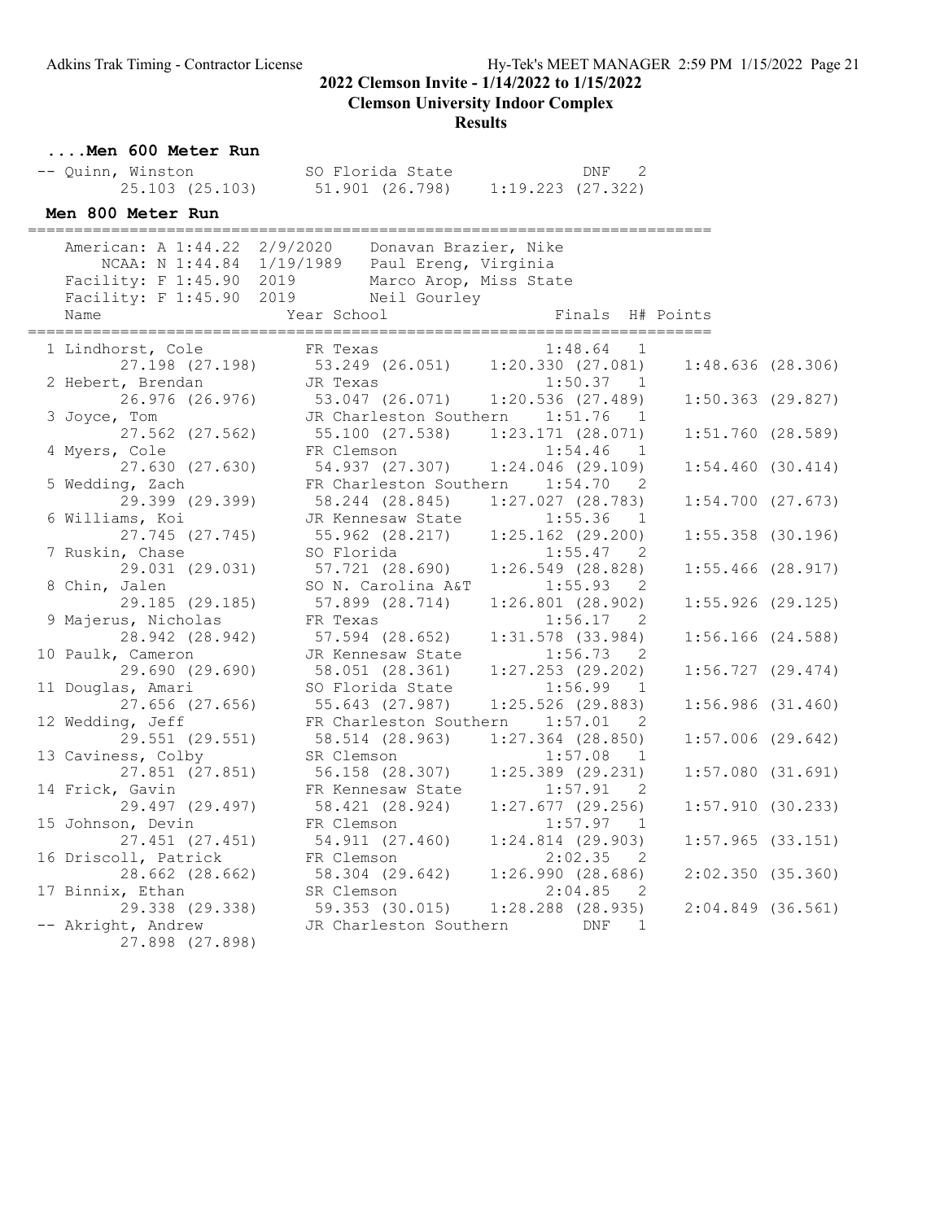## 2022 Clemson Invite - 1/14/2022 to 1/15/2022

**Clemson University Indoor Complex**

**Results**

### ....Men 600 Meter Run

| Place | Name | Year | School | Finals | H# | Splits |
|---|---|---|---|---|---|---|
| -- | Quinn, Winston | SO | Florida State | DNF | 2 | 25.103 (25.103) 51.901 (26.798) 1:19.223 (27.322) |

### Men 800 Meter Run

American: A 1:44.22 2/9/2020 Donavan Brazier, Nike
NCAA: N 1:44.84 1/19/1989 Paul Ereng, Virginia
Facility: F 1:45.90 2019 Marco Arop, Miss State
Facility: F 1:45.90 2019 Neil Gourley

| Place | Name | Year | School | Finals | H# | Points | Splits |
|---|---|---|---|---|---|---|---|
| 1 | Lindhorst, Cole | FR | Texas | 1:48.64 | 1 | | 27.198 (27.198) 53.249 (26.051) 1:20.330 (27.081) 1:48.636 (28.306) |
| 2 | Hebert, Brendan | JR | Texas | 1:50.37 | 1 | | 26.976 (26.976) 53.047 (26.071) 1:20.536 (27.489) 1:50.363 (29.827) |
| 3 | Joyce, Tom | JR | Charleston Southern | 1:51.76 | 1 | | 27.562 (27.562) 55.100 (27.538) 1:23.171 (28.071) 1:51.760 (28.589) |
| 4 | Myers, Cole | FR | Clemson | 1:54.46 | 1 | | 27.630 (27.630) 54.937 (27.307) 1:24.046 (29.109) 1:54.460 (30.414) |
| 5 | Wedding, Zach | FR | Charleston Southern | 1:54.70 | 2 | | 29.399 (29.399) 58.244 (28.845) 1:27.027 (28.783) 1:54.700 (27.673) |
| 6 | Williams, Koi | JR | Kennesaw State | 1:55.36 | 1 | | 27.745 (27.745) 55.962 (28.217) 1:25.162 (29.200) 1:55.358 (30.196) |
| 7 | Ruskin, Chase | SO | Florida | 1:55.47 | 2 | | 29.031 (29.031) 57.721 (28.690) 1:26.549 (28.828) 1:55.466 (28.917) |
| 8 | Chin, Jalen | SO | N. Carolina A&T | 1:55.93 | 2 | | 29.185 (29.185) 57.899 (28.714) 1:26.801 (28.902) 1:55.926 (29.125) |
| 9 | Majerus, Nicholas | FR | Texas | 1:56.17 | 2 | | 28.942 (28.942) 57.594 (28.652) 1:31.578 (33.984) 1:56.166 (24.588) |
| 10 | Paulk, Cameron | JR | Kennesaw State | 1:56.73 | 2 | | 29.690 (29.690) 58.051 (28.361) 1:27.253 (29.202) 1:56.727 (29.474) |
| 11 | Douglas, Amari | SO | Florida State | 1:56.99 | 1 | | 27.656 (27.656) 55.643 (27.987) 1:25.526 (29.883) 1:56.986 (31.460) |
| 12 | Wedding, Jeff | FR | Charleston Southern | 1:57.01 | 2 | | 29.551 (29.551) 58.514 (28.963) 1:27.364 (28.850) 1:57.006 (29.642) |
| 13 | Caviness, Colby | SR | Clemson | 1:57.08 | 1 | | 27.851 (27.851) 56.158 (28.307) 1:25.389 (29.231) 1:57.080 (31.691) |
| 14 | Frick, Gavin | FR | Kennesaw State | 1:57.91 | 2 | | 29.497 (29.497) 58.421 (28.924) 1:27.677 (29.256) 1:57.910 (30.233) |
| 15 | Johnson, Devin | FR | Clemson | 1:57.97 | 1 | | 27.451 (27.451) 54.911 (27.460) 1:24.814 (29.903) 1:57.965 (33.151) |
| 16 | Driscoll, Patrick | FR | Clemson | 2:02.35 | 2 | | 28.662 (28.662) 58.304 (29.642) 1:26.990 (28.686) 2:02.350 (35.360) |
| 17 | Binnix, Ethan | SR | Clemson | 2:04.85 | 2 | | 29.338 (29.338) 59.353 (30.015) 1:28.288 (28.935) 2:04.849 (36.561) |
| -- | Akright, Andrew | JR | Charleston Southern | DNF | 1 | | 27.898 (27.898) |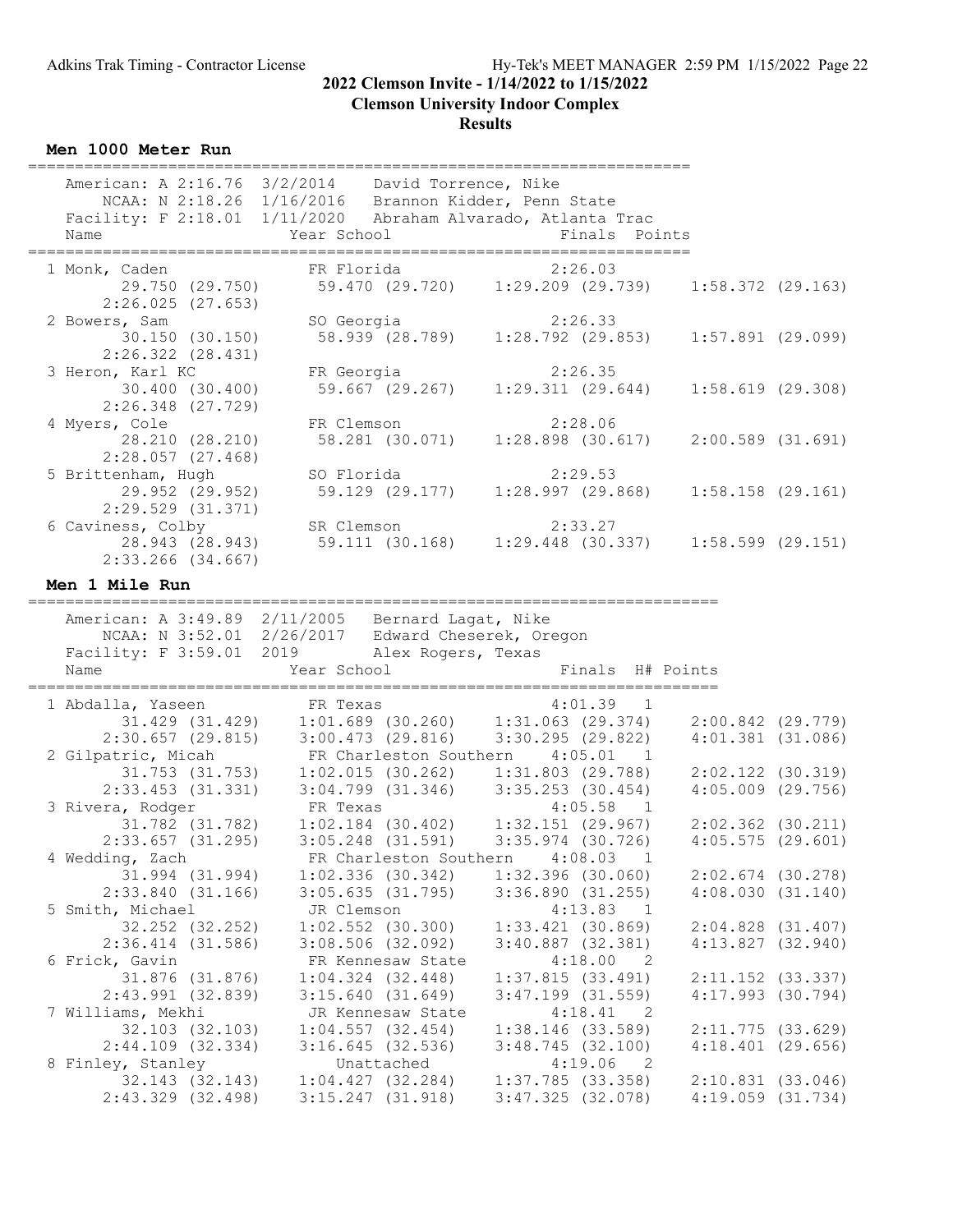## 2022 Clemson Invite - 1/14/2022 to 1/15/2022

### Clemson University Indoor Complex

### Results

#### Men 1000 Meter Run

American: A 2:16.76 3/2/2014 David Torrence, Nike
NCAA: N 2:18.26 1/16/2016 Brannon Kidder, Penn State
Facility: F 2:18.01 1/11/2020 Abraham Alvarado, Atlanta Trac

| Name | Year | School | Finals | Points |
|---|---|---|---|---|
| 1 Monk, Caden | FR | Florida | 2:26.03 | |
| 29.750 (29.750) 59.470 (29.720) 1:29.209 (29.739) 1:58.372 (29.163) 2:26.025 (27.653) | | | | |
| 2 Bowers, Sam | SO | Georgia | 2:26.33 | |
| 30.150 (30.150) 58.939 (28.789) 1:28.792 (29.853) 1:57.891 (29.099) 2:26.322 (28.431) | | | | |
| 3 Heron, Karl KC | FR | Georgia | 2:26.35 | |
| 30.400 (30.400) 59.667 (29.267) 1:29.311 (29.644) 1:58.619 (29.308) 2:26.348 (27.729) | | | | |
| 4 Myers, Cole | FR | Clemson | 2:28.06 | |
| 28.210 (28.210) 58.281 (30.071) 1:28.898 (30.617) 2:00.589 (31.691) 2:28.057 (27.468) | | | | |
| 5 Brittenham, Hugh | SO | Florida | 2:29.53 | |
| 29.952 (29.952) 59.129 (29.177) 1:28.997 (29.868) 1:58.158 (29.161) 2:29.529 (31.371) | | | | |
| 6 Caviness, Colby | SR | Clemson | 2:33.27 | |
| 28.943 (28.943) 59.111 (30.168) 1:29.448 (30.337) 1:58.599 (29.151) 2:33.266 (34.667) | | | | |

#### Men 1 Mile Run

American: A 3:49.89 2/11/2005 Bernard Lagat, Nike
NCAA: N 3:52.01 2/26/2017 Edward Cheserek, Oregon
Facility: F 3:59.01 2019 Alex Rogers, Texas

| Name | Year | School | Finals | H# | Points |
|---|---|---|---|---|---|
| 1 Abdalla, Yaseen | FR | Texas | 4:01.39 | 1 | |
| 31.429 (31.429) 1:01.689 (30.260) 1:31.063 (29.374) 2:00.842 (29.779) 2:30.657 (29.815) 3:00.473 (29.816) 3:30.295 (29.822) 4:01.381 (31.086) | | | | | |
| 2 Gilpatric, Micah | FR | Charleston Southern | 4:05.01 | 1 | |
| 31.753 (31.753) 1:02.015 (30.262) 1:31.803 (29.788) 2:02.122 (30.319) 2:33.453 (31.331) 3:04.799 (31.346) 3:35.253 (30.454) 4:05.009 (29.756) | | | | | |
| 3 Rivera, Rodger | FR | Texas | 4:05.58 | 1 | |
| 31.782 (31.782) 1:02.184 (30.402) 1:32.151 (29.967) 2:02.362 (30.211) 2:33.657 (31.295) 3:05.248 (31.591) 3:35.974 (30.726) 4:05.575 (29.601) | | | | | |
| 4 Wedding, Zach | FR | Charleston Southern | 4:08.03 | 1 | |
| 31.994 (31.994) 1:02.336 (30.342) 1:32.396 (30.060) 2:02.674 (30.278) 2:33.840 (31.166) 3:05.635 (31.795) 3:36.890 (31.255) 4:08.030 (31.140) | | | | | |
| 5 Smith, Michael | JR | Clemson | 4:13.83 | 1 | |
| 32.252 (32.252) 1:02.552 (30.300) 1:33.421 (30.869) 2:04.828 (31.407) 2:36.414 (31.586) 3:08.506 (32.092) 3:40.887 (32.381) 4:13.827 (32.940) | | | | | |
| 6 Frick, Gavin | FR | Kennesaw State | 4:18.00 | 2 | |
| 31.876 (31.876) 1:04.324 (32.448) 1:37.815 (33.491) 2:11.152 (33.337) 2:43.991 (32.839) 3:15.640 (31.649) 3:47.199 (31.559) 4:17.993 (30.794) | | | | | |
| 7 Williams, Mekhi | JR | Kennesaw State | 4:18.41 | 2 | |
| 32.103 (32.103) 1:04.557 (32.454) 1:38.146 (33.589) 2:11.775 (33.629) 2:44.109 (32.334) 3:16.645 (32.536) 3:48.745 (32.100) 4:18.401 (29.656) | | | | | |
| 8 Finley, Stanley | | Unattached | 4:19.06 | 2 | |
| 32.143 (32.143) 1:04.427 (32.284) 1:37.785 (33.358) 2:10.831 (33.046) 2:43.329 (32.498) 3:15.247 (31.918) 3:47.325 (32.078) 4:19.059 (31.734) | | | | | |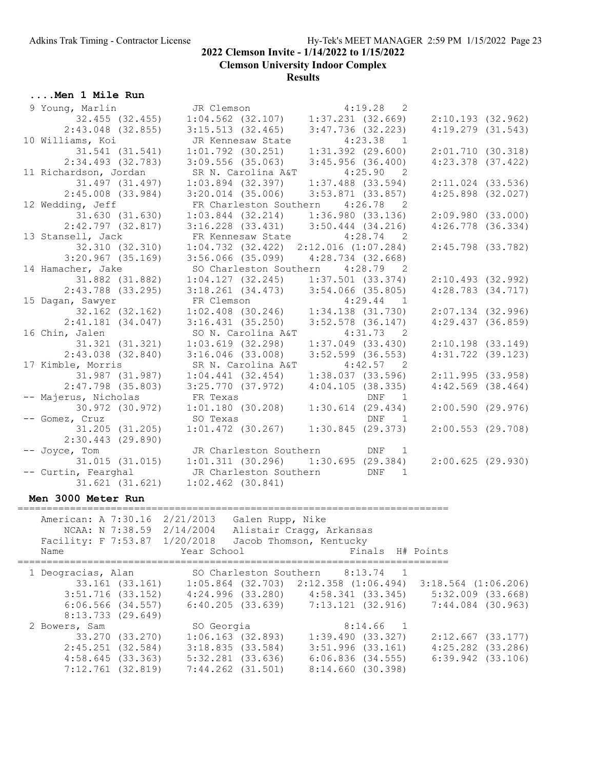2022 Clemson Invite - 1/14/2022 to 1/15/2022
Clemson University Indoor Complex
Results

### ....Men 1 Mile Run

```
  9 Young, Marlin             JR Clemson                  4:19.28   2
        32.455 (32.455)    1:04.562 (32.107)    1:37.231 (32.669)    2:10.193 (32.962)
      2:43.048 (32.855)    3:15.513 (32.465)    3:47.736 (32.223)    4:19.279 (31.543)
 10 Williams, Koi             JR Kennesaw State           4:23.38   1
        31.541 (31.541)    1:01.792 (30.251)    1:31.392 (29.600)    2:01.710 (30.318)
      2:34.493 (32.783)    3:09.556 (35.063)    3:45.956 (36.400)    4:23.378 (37.422)
 11 Richardson, Jordan        SR N. Carolina A&T          4:25.90   2
        31.497 (31.497)    1:03.894 (32.397)    1:37.488 (33.594)    2:11.024 (33.536)
      2:45.008 (33.984)    3:20.014 (35.006)    3:53.871 (33.857)    4:25.898 (32.027)
 12 Wedding, Jeff             FR Charleston Southern      4:26.78   2
        31.630 (31.630)    1:03.844 (32.214)    1:36.980 (33.136)    2:09.980 (33.000)
      2:42.797 (32.817)    3:16.228 (33.431)    3:50.444 (34.216)    4:26.778 (36.334)
 13 Stansell, Jack            FR Kennesaw State           4:28.74   2
        32.310 (32.310)    1:04.732 (32.422)  2:12.016 (1:07.284)    2:45.798 (33.782)
      3:20.967 (35.169)    3:56.066 (35.099)    4:28.734 (32.668)
 14 Hamacher, Jake            SO Charleston Southern      4:28.79   2
        31.882 (31.882)    1:04.127 (32.245)    1:37.501 (33.374)    2:10.493 (32.992)
      2:43.788 (33.295)    3:18.261 (34.473)    3:54.066 (35.805)    4:28.783 (34.717)
 15 Dagan, Sawyer             FR Clemson                  4:29.44   1
        32.162 (32.162)    1:02.408 (30.246)    1:34.138 (31.730)    2:07.134 (32.996)
      2:41.181 (34.047)    3:16.431 (35.250)    3:52.578 (36.147)    4:29.437 (36.859)
 16 Chin, Jalen               SO N. Carolina A&T          4:31.73   2
        31.321 (31.321)    1:03.619 (32.298)    1:37.049 (33.430)    2:10.198 (33.149)
      2:43.038 (32.840)    3:16.046 (33.008)    3:52.599 (36.553)    4:31.722 (39.123)
 17 Kimble, Morris            SR N. Carolina A&T          4:42.57   2
        31.987 (31.987)    1:04.441 (32.454)    1:38.037 (33.596)    2:11.995 (33.958)
      2:47.798 (35.803)    3:25.770 (37.972)    4:04.105 (38.335)    4:42.569 (38.464)
 -- Majerus, Nicholas         FR Texas                        DNF   1
        30.972 (30.972)    1:01.180 (30.208)    1:30.614 (29.434)    2:00.590 (29.976)
 -- Gomez, Cruz               SO Texas                        DNF   1
        31.205 (31.205)    1:01.472 (30.267)    1:30.845 (29.373)    2:00.553 (29.708)
      2:30.443 (29.890)
 -- Joyce, Tom                JR Charleston Southern          DNF   1
        31.015 (31.015)    1:01.311 (30.296)    1:30.695 (29.384)    2:00.625 (29.930)
 -- Curtin, Fearghal          JR Charleston Southern          DNF   1
        31.621 (31.621)    1:02.462 (30.841)
```

### Men 3000 Meter Run

```
=========================================================================
   American: A 7:30.16  2/21/2013   Galen Rupp, Nike
       NCAA: N 7:38.59  2/14/2004   Alistair Cragg, Arkansas
   Facility: F 7:53.87  1/20/2018   Jacob Thomson, Kentucky
    Name                    Year School                  Finals  H# Points
=========================================================================
  1 Deogracias, Alan          SO Charleston Southern      8:13.74   1
        33.161 (33.161)    1:05.864 (32.703)  2:12.358 (1:06.494)  3:18.564 (1:06.206)
      3:51.716 (33.152)    4:24.996 (33.280)    4:58.341 (33.345)    5:32.009 (33.668)
      6:06.566 (34.557)    6:40.205 (33.639)    7:13.121 (32.916)    7:44.084 (30.963)
      8:13.733 (29.649)
  2 Bowers, Sam               SO Georgia                  8:14.66   1
        33.270 (33.270)    1:06.163 (32.893)    1:39.490 (33.327)    2:12.667 (33.177)
      2:45.251 (32.584)    3:18.835 (33.584)    3:51.996 (33.161)    4:25.282 (33.286)
      4:58.645 (33.363)    5:32.281 (33.636)    6:06.836 (34.555)    6:39.942 (33.106)
      7:12.761 (32.819)    7:44.262 (31.501)    8:14.660 (30.398)
```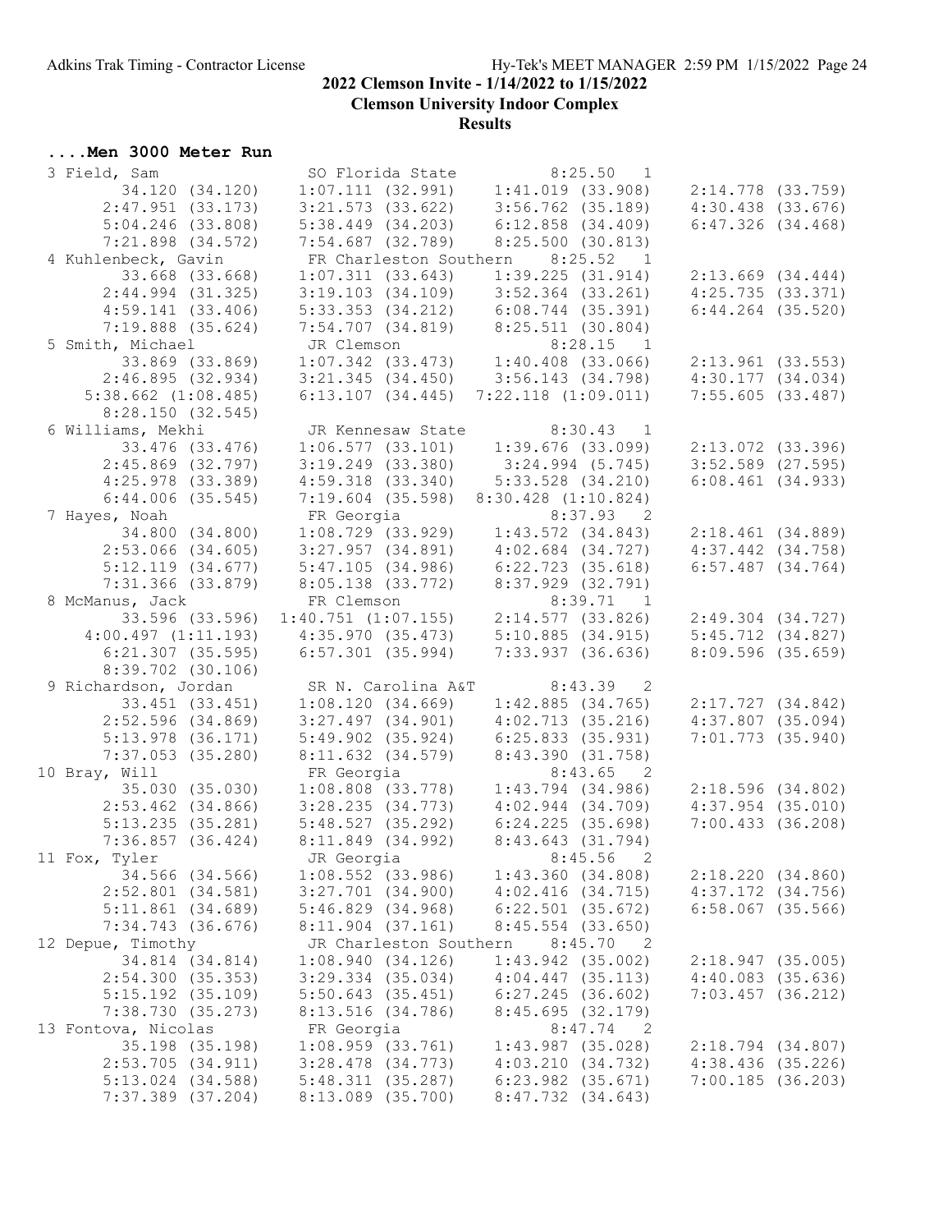## 2022 Clemson Invite - 1/14/2022 to 1/15/2022

### Clemson University Indoor Complex

### Results

#### ....Men 3000 Meter Run

```
  3 Field, Sam                 SO Florida State          8:25.50   1 
         34.120 (34.120)   1:07.111 (32.991)    1:41.019 (33.908)    2:14.778 (33.759)
       2:47.951 (33.173)   3:21.573 (33.622)    3:56.762 (35.189)    4:30.438 (33.676)
       5:04.246 (33.808)   5:38.449 (34.203)    6:12.858 (34.409)    6:47.326 (34.468)
       7:21.898 (34.572)   7:54.687 (32.789)    8:25.500 (30.813)
  4 Kuhlenbeck, Gavin          FR Charleston Southern    8:25.52   1 
         33.668 (33.668)   1:07.311 (33.643)    1:39.225 (31.914)    2:13.669 (34.444)
       2:44.994 (31.325)   3:19.103 (34.109)    3:52.364 (33.261)    4:25.735 (33.371)
       4:59.141 (33.406)   5:33.353 (34.212)    6:08.744 (35.391)    6:44.264 (35.520)
       7:19.888 (35.624)   7:54.707 (34.819)    8:25.511 (30.804)
  5 Smith, Michael             JR Clemson                8:28.15   1 
         33.869 (33.869)   1:07.342 (33.473)    1:40.408 (33.066)    2:13.961 (33.553)
       2:46.895 (32.934)   3:21.345 (34.450)    3:56.143 (34.798)    4:30.177 (34.034)
     5:38.662 (1:08.485)   6:13.107 (34.445)  7:22.118 (1:09.011)    7:55.605 (33.487)
       8:28.150 (32.545)
  6 Williams, Mekhi            JR Kennesaw State         8:30.43   1 
         33.476 (33.476)   1:06.577 (33.101)    1:39.676 (33.099)    2:13.072 (33.396)
       2:45.869 (32.797)   3:19.249 (33.380)     3:24.994 (5.745)    3:52.589 (27.595)
       4:25.978 (33.389)   4:59.318 (33.340)    5:33.528 (34.210)    6:08.461 (34.933)
       6:44.006 (35.545)   7:19.604 (35.598)  8:30.428 (1:10.824)
  7 Hayes, Noah                FR Georgia                8:37.93   2 
         34.800 (34.800)   1:08.729 (33.929)    1:43.572 (34.843)    2:18.461 (34.889)
       2:53.066 (34.605)   3:27.957 (34.891)    4:02.684 (34.727)    4:37.442 (34.758)
       5:12.119 (34.677)   5:47.105 (34.986)    6:22.723 (35.618)    6:57.487 (34.764)
       7:31.366 (33.879)   8:05.138 (33.772)    8:37.929 (32.791)
  8 McManus, Jack              FR Clemson                8:39.71   1 
         33.596 (33.596) 1:40.751 (1:07.155)    2:14.577 (33.826)    2:49.304 (34.727)
     4:00.497 (1:11.193)   4:35.970 (35.473)    5:10.885 (34.915)    5:45.712 (34.827)
       6:21.307 (35.595)   6:57.301 (35.994)    7:33.937 (36.636)    8:09.596 (35.659)
       8:39.702 (30.106)
  9 Richardson, Jordan         SR N. Carolina A&T        8:43.39   2 
         33.451 (33.451)   1:08.120 (34.669)    1:42.885 (34.765)    2:17.727 (34.842)
       2:52.596 (34.869)   3:27.497 (34.901)    4:02.713 (35.216)    4:37.807 (35.094)
       5:13.978 (36.171)   5:49.902 (35.924)    6:25.833 (35.931)    7:01.773 (35.940)
       7:37.053 (35.280)   8:11.632 (34.579)    8:43.390 (31.758)
 10 Bray, Will                 FR Georgia                8:43.65   2 
         35.030 (35.030)   1:08.808 (33.778)    1:43.794 (34.986)    2:18.596 (34.802)
       2:53.462 (34.866)   3:28.235 (34.773)    4:02.944 (34.709)    4:37.954 (35.010)
       5:13.235 (35.281)   5:48.527 (35.292)    6:24.225 (35.698)    7:00.433 (36.208)
       7:36.857 (36.424)   8:11.849 (34.992)    8:43.643 (31.794)
 11 Fox, Tyler                 JR Georgia                8:45.56   2 
         34.566 (34.566)   1:08.552 (33.986)    1:43.360 (34.808)    2:18.220 (34.860)
       2:52.801 (34.581)   3:27.701 (34.900)    4:02.416 (34.715)    4:37.172 (34.756)
       5:11.861 (34.689)   5:46.829 (34.968)    6:22.501 (35.672)    6:58.067 (35.566)
       7:34.743 (36.676)   8:11.904 (37.161)    8:45.554 (33.650)
 12 Depue, Timothy             JR Charleston Southern    8:45.70   2 
         34.814 (34.814)   1:08.940 (34.126)    1:43.942 (35.002)    2:18.947 (35.005)
       2:54.300 (35.353)   3:29.334 (35.034)    4:04.447 (35.113)    4:40.083 (35.636)
       5:15.192 (35.109)   5:50.643 (35.451)    6:27.245 (36.602)    7:03.457 (36.212)
       7:38.730 (35.273)   8:13.516 (34.786)    8:45.695 (32.179)
 13 Fontova, Nicolas           FR Georgia                8:47.74   2 
         35.198 (35.198)   1:08.959 (33.761)    1:43.987 (35.028)    2:18.794 (34.807)
       2:53.705 (34.911)   3:28.478 (34.773)    4:03.210 (34.732)    4:38.436 (35.226)
       5:13.024 (34.588)   5:48.311 (35.287)    6:23.982 (35.671)    7:00.185 (36.203)
       7:37.389 (37.204)   8:13.089 (35.700)    8:47.732 (34.643)
```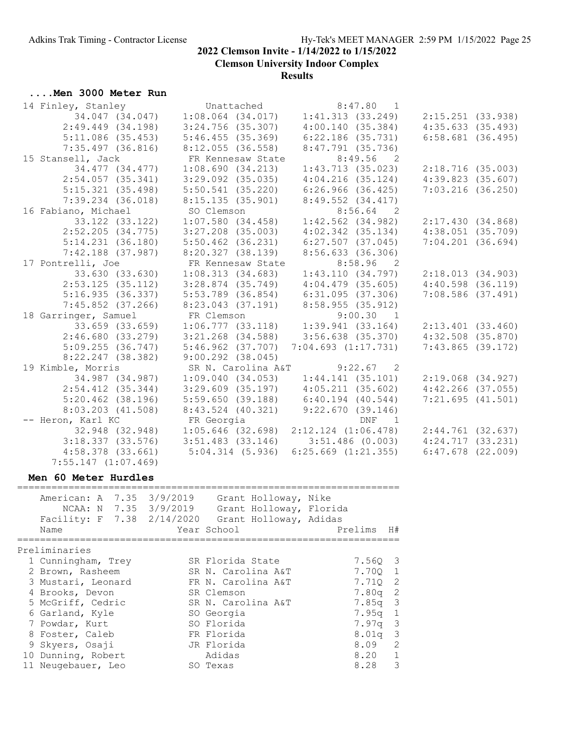## ....Men 3000 Meter Run

```
 14 Finley, Stanley           Unattached              8:47.80   1
          34.047 (34.047)    1:08.064 (34.017)    1:41.313 (33.249)    2:15.251 (33.938)
        2:49.449 (34.198)    3:24.756 (35.307)    4:00.140 (35.384)    4:35.633 (35.493)
        5:11.086 (35.453)    5:46.455 (35.369)    6:22.186 (35.731)    6:58.681 (36.495)
        7:35.497 (36.816)    8:12.055 (36.558)    8:47.791 (35.736)
 15 Stansell, Jack            FR Kennesaw State       8:49.56   2
          34.477 (34.477)    1:08.690 (34.213)    1:43.713 (35.023)    2:18.716 (35.003)
        2:54.057 (35.341)    3:29.092 (35.035)    4:04.216 (35.124)    4:39.823 (35.607)
        5:15.321 (35.498)    5:50.541 (35.220)    6:26.966 (36.425)    7:03.216 (36.250)
        7:39.234 (36.018)    8:15.135 (35.901)    8:49.552 (34.417)
 16 Fabiano, Michael          SO Clemson              8:56.64   2
          33.122 (33.122)    1:07.580 (34.458)    1:42.562 (34.982)    2:17.430 (34.868)
        2:52.205 (34.775)    3:27.208 (35.003)    4:02.342 (35.134)    4:38.051 (35.709)
        5:14.231 (36.180)    5:50.462 (36.231)    6:27.507 (37.045)    7:04.201 (36.694)
        7:42.188 (37.987)    8:20.327 (38.139)    8:56.633 (36.306)
 17 Pontrelli, Joe            FR Kennesaw State       8:58.96   2
          33.630 (33.630)    1:08.313 (34.683)    1:43.110 (34.797)    2:18.013 (34.903)
        2:53.125 (35.112)    3:28.874 (35.749)    4:04.479 (35.605)    4:40.598 (36.119)
        5:16.935 (36.337)    5:53.789 (36.854)    6:31.095 (37.306)    7:08.586 (37.491)
        7:45.852 (37.266)    8:23.043 (37.191)    8:58.955 (35.912)
 18 Garringer, Samuel         FR Clemson              9:00.30   1
          33.659 (33.659)    1:06.777 (33.118)    1:39.941 (33.164)    2:13.401 (33.460)
        2:46.680 (33.279)    3:21.268 (34.588)    3:56.638 (35.370)    4:32.508 (35.870)
        5:09.255 (36.747)    5:46.962 (37.707)    7:04.693 (1:17.731)  7:43.865 (39.172)
        8:22.247 (38.382)    9:00.292 (38.045)
 19 Kimble, Morris            SR N. Carolina A&T      9:22.67   2
          34.987 (34.987)    1:09.040 (34.053)    1:44.141 (35.101)    2:19.068 (34.927)
        2:54.412 (35.344)    3:29.609 (35.197)    4:05.211 (35.602)    4:42.266 (37.055)
        5:20.462 (38.196)    5:59.650 (39.188)    6:40.194 (40.544)    7:21.695 (41.501)
        8:03.203 (41.508)    8:43.524 (40.321)    9:22.670 (39.146)
 -- Heron, Karl KC            FR Georgia                  DNF   1
          32.948 (32.948)    1:05.646 (32.698)    2:12.124 (1:06.478)  2:44.761 (32.637)
        3:18.337 (33.576)    3:51.483 (33.146)    3:51.486 (0.003)     4:24.717 (33.231)
        4:58.378 (33.661)    5:04.314 (5.936)     6:25.669 (1:21.355)  6:47.678 (22.009)
     7:55.147 (1:07.469)
```

## Men 60 Meter Hurdles

```
=================================================================
    American: A  7.35  3/9/2019    Grant Holloway, Nike
        NCAA: N  7.35  3/9/2019    Grant Holloway, Florida
    Facility: F  7.38  2/14/2020   Grant Holloway, Adidas
    Name                    Year School                Prelims  H#
=================================================================
Preliminaries
  1 Cunningham, Trey        SR Florida State           7.56Q   3
  2 Brown, Rasheem          SR N. Carolina A&T         7.70Q   1
  3 Mustari, Leonard        FR N. Carolina A&T         7.71Q   2
  4 Brooks, Devon           SR Clemson                 7.80q   2
  5 McGriff, Cedric         SR N. Carolina A&T         7.85q   3
  6 Garland, Kyle           SO Georgia                 7.95q   1
  7 Powdar, Kurt            SO Florida                 7.97q   3
  8 Foster, Caleb           FR Florida                 8.01q   3
  9 Skyers, Osaji           JR Florida                 8.09    2
 10 Dunning, Robert            Adidas                  8.20    1
 11 Neugebauer, Leo         SO Texas                   8.28    3
```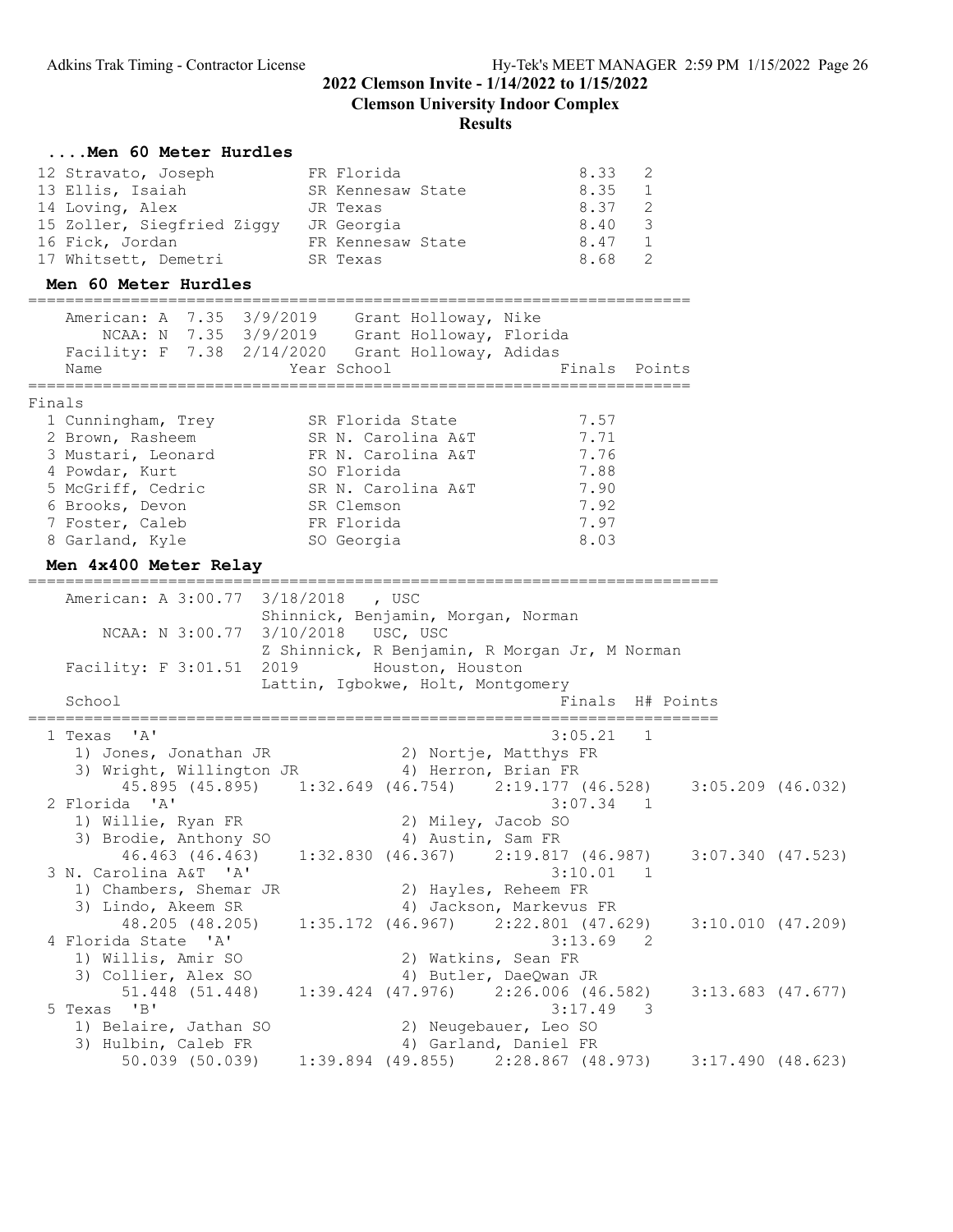## ....Men 60 Meter Hurdles

| Place | Name | Year | School | Finals | H# |
|---|---|---|---|---|---|
| 12 | Stravato, Joseph | FR | Florida | 8.33 | 2 |
| 13 | Ellis, Isaiah | SR | Kennesaw State | 8.35 | 1 |
| 14 | Loving, Alex | JR | Texas | 8.37 | 2 |
| 15 | Zoller, Siegfried Ziggy | JR | Georgia | 8.40 | 3 |
| 16 | Fick, Jordan | FR | Kennesaw State | 8.47 | 1 |
| 17 | Whitsett, Demetri | SR | Texas | 8.68 | 2 |

## Men 60 Meter Hurdles

American: A 7.35 3/9/2019 Grant Holloway, Nike
NCAA: N 7.35 3/9/2019 Grant Holloway, Florida
Facility: F 7.38 2/14/2020 Grant Holloway, Adidas

### Finals

| Place | Name | Year | School | Finals | Points |
|---|---|---|---|---|---|
| 1 | Cunningham, Trey | SR | Florida State | 7.57 | |
| 2 | Brown, Rasheem | SR | N. Carolina A&T | 7.71 | |
| 3 | Mustari, Leonard | FR | N. Carolina A&T | 7.76 | |
| 4 | Powdar, Kurt | SO | Florida | 7.88 | |
| 5 | McGriff, Cedric | SR | N. Carolina A&T | 7.90 | |
| 6 | Brooks, Devon | SR | Clemson | 7.92 | |
| 7 | Foster, Caleb | FR | Florida | 7.97 | |
| 8 | Garland, Kyle | SO | Georgia | 8.03 | |

## Men 4x400 Meter Relay

American: A 3:00.77 3/18/2018 , USC
Shinnick, Benjamin, Morgan, Norman
NCAA: N 3:00.77 3/10/2018 USC, USC
Z Shinnick, R Benjamin, R Morgan Jr, M Norman
Facility: F 3:01.51 2019 Houston, Houston
Lattin, Igbokwe, Holt, Montgomery

| Place | School | Finals | H# | Points |
|---|---|---|---|---|
| 1 | Texas 'A' | 3:05.21 | 1 | |
| 2 | Florida 'A' | 3:07.34 | 1 | |
| 3 | N. Carolina A&T 'A' | 3:10.01 | 1 | |
| 4 | Florida State 'A' | 3:13.69 | 2 | |
| 5 | Texas 'B' | 3:17.49 | 3 | |

**1 Texas 'A'** — 3:05.21 (Heat 1)
1) Jones, Jonathan JR 2) Nortje, Matthys FR
3) Wright, Willington JR 4) Herron, Brian FR
45.895 (45.895) 1:32.649 (46.754) 2:19.177 (46.528) 3:05.209 (46.032)

**2 Florida 'A'** — 3:07.34 (Heat 1)
1) Willie, Ryan FR 2) Miley, Jacob SO
3) Brodie, Anthony SO 4) Austin, Sam FR
46.463 (46.463) 1:32.830 (46.367) 2:19.817 (46.987) 3:07.340 (47.523)

**3 N. Carolina A&T 'A'** — 3:10.01 (Heat 1)
1) Chambers, Shemar JR 2) Hayles, Reheem FR
3) Lindo, Akeem SR 4) Jackson, Markevus FR
48.205 (48.205) 1:35.172 (46.967) 2:22.801 (47.629) 3:10.010 (47.209)

**4 Florida State 'A'** — 3:13.69 (Heat 2)
1) Willis, Amir SO 2) Watkins, Sean FR
3) Collier, Alex SO 4) Butler, DaeQwan JR
51.448 (51.448) 1:39.424 (47.976) 2:26.006 (46.582) 3:13.683 (47.677)

**5 Texas 'B'** — 3:17.49 (Heat 3)
1) Belaire, Jathan SO 2) Neugebauer, Leo SO
3) Hulbin, Caleb FR 4) Garland, Daniel FR
50.039 (50.039) 1:39.894 (49.855) 2:28.867 (48.973) 3:17.490 (48.623)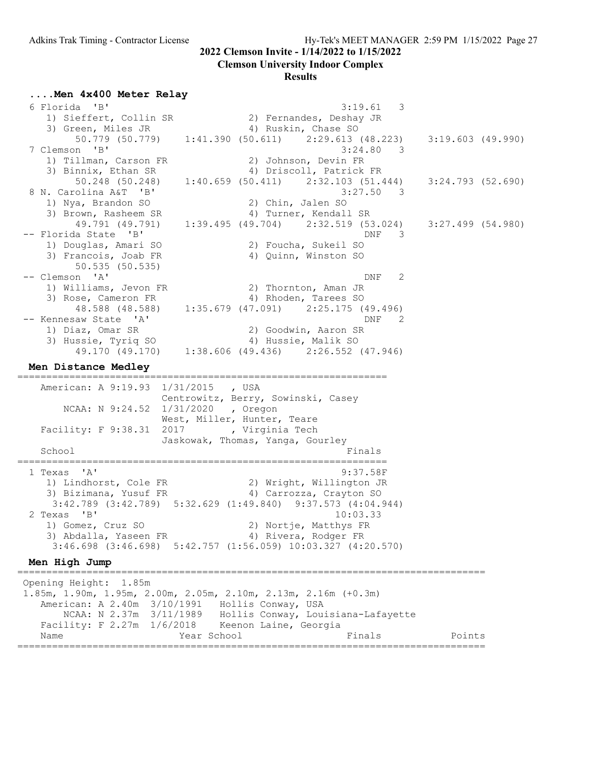**2022 Clemson Invite - 1/14/2022 to 1/15/2022**

**Clemson University Indoor Complex**

**Results**

### ....Men 4x400 Meter Relay

```
  6 Florida  'B'                                        3:19.61   3
     1) Sieffert, Collin SR            2) Fernandes, Deshay JR
     3) Green, Miles JR                4) Ruskin, Chase SO
         50.779 (50.779)    1:41.390 (50.611)    2:29.613 (48.223)    3:19.603 (49.990)
  7 Clemson  'B'                                        3:24.80   3
     1) Tillman, Carson FR             2) Johnson, Devin FR
     3) Binnix, Ethan SR               4) Driscoll, Patrick FR
         50.248 (50.248)    1:40.659 (50.411)    2:32.103 (51.444)    3:24.793 (52.690)
  8 N. Carolina A&T  'B'                                3:27.50   3
     1) Nya, Brandon SO                2) Chin, Jalen SO
     3) Brown, Rasheem SR              4) Turner, Kendall SR
         49.791 (49.791)    1:39.495 (49.704)    2:32.519 (53.024)    3:27.499 (54.980)
 -- Florida State  'B'                                      DNF   3
     1) Douglas, Amari SO              2) Foucha, Sukeil SO
     3) Francois, Joab FR              4) Quinn, Winston SO
         50.535 (50.535)
 -- Clemson  'A'                                            DNF   2
     1) Williams, Jevon FR             2) Thornton, Aman JR
     3) Rose, Cameron FR               4) Rhoden, Tarees SO
         48.588 (48.588)    1:35.679 (47.091)    2:25.175 (49.496)
 -- Kennesaw State  'A'                                     DNF   2
     1) Diaz, Omar SR                  2) Goodwin, Aaron SR
     3) Hussie, Tyriq SO               4) Hussie, Malik SO
         49.170 (49.170)    1:38.606 (49.436)    2:26.552 (47.946)
```

### Men Distance Medley

```
================================================================
    American: A 9:19.93  1/31/2015   , USA
                         Centrowitz, Berry, Sowinski, Casey
        NCAA: N 9:24.52  1/31/2020   , Oregon
                         West, Miller, Hunter, Teare
    Facility: F 9:38.31  2017        , Virginia Tech
                         Jaskowak, Thomas, Yanga, Gourley
    School                                              Finals
================================================================
  1 Texas  'A'                                        9:37.58F
     1) Lindhorst, Cole FR             2) Wright, Willington JR
     3) Bizimana, Yusuf FR             4) Carrozza, Crayton SO
      3:42.789 (3:42.789)  5:32.629 (1:49.840)  9:37.573 (4:04.944)
  2 Texas  'B'                                        10:03.33
     1) Gomez, Cruz SO                 2) Nortje, Matthys FR
     3) Abdalla, Yaseen FR             4) Rivera, Rodger FR
      3:46.698 (3:46.698)  5:42.757 (1:56.059) 10:03.327 (4:20.570)
```

### Men High Jump

```
================================================================================
 Opening Height:  1.85m
 1.85m, 1.90m, 1.95m, 2.00m, 2.05m, 2.10m, 2.13m, 2.16m (+0.3m)
    American: A 2.40m  3/10/1991   Hollis Conway, USA
        NCAA: N 2.37m  3/11/1989   Hollis Conway, Louisiana-Lafayette
    Facility: F 2.27m  1/6/2018    Keenon Laine, Georgia
    Name                    Year School                 Finals            Points
================================================================================
```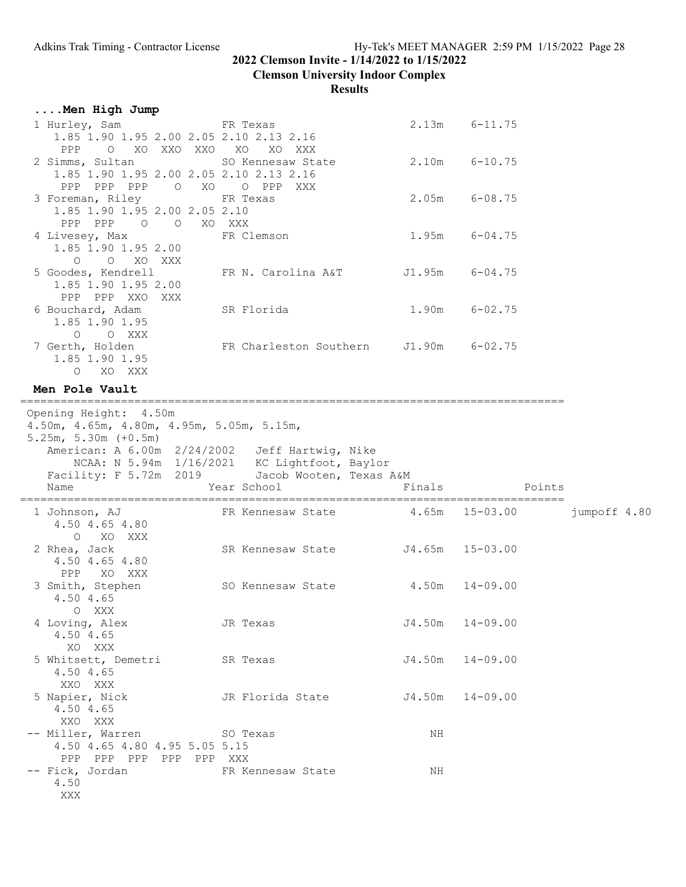## ....Men High Jump

```
 1 Hurley, Sam               FR Texas                   2.13m    6-11.75
    1.85 1.90 1.95 2.00 2.05 2.10 2.13 2.16
     PPP    O   XO  XXO  XXO   XO   XO  XXX
 2 Simms, Sultan             SO Kennesaw State          2.10m    6-10.75
    1.85 1.90 1.95 2.00 2.05 2.10 2.13 2.16
     PPP  PPP  PPP    O   XO    O  PPP  XXX
 3 Foreman, Riley            FR Texas                   2.05m    6-08.75
    1.85 1.90 1.95 2.00 2.05 2.10
     PPP  PPP    O    O   XO  XXX
 4 Livesey, Max              FR Clemson                 1.95m    6-04.75
    1.85 1.90 1.95 2.00
       O    O   XO  XXX
 5 Goodes, Kendrell          FR N. Carolina A&T        J1.95m    6-04.75
    1.85 1.90 1.95 2.00
     PPP  PPP  XXO  XXX
 6 Bouchard, Adam            SR Florida                 1.90m    6-02.75
    1.85 1.90 1.95
       O    O  XXX
 7 Gerth, Holden             FR Charleston Southern    J1.90m    6-02.75
    1.85 1.90 1.95
       O   XO  XXX
```

## Men Pole Vault

```
================================================================================
 Opening Height:  4.50m
 4.50m, 4.65m, 4.80m, 4.95m, 5.05m, 5.15m,
 5.25m, 5.30m (+0.5m)
    American: A 6.00m  2/24/2002   Jeff Hartwig, Nike
        NCAA: N 5.94m  1/16/2021   KC Lightfoot, Baylor
    Facility: F 5.72m  2019        Jacob Wooten, Texas A&M
    Name                    Year School                  Finals            Points
================================================================================
  1 Johnson, AJ             FR Kennesaw State           4.65m   15-03.00          jumpoff 4.80
     4.50 4.65 4.80
        O   XO  XXX
  2 Rhea, Jack              SR Kennesaw State          J4.65m   15-03.00
     4.50 4.65 4.80
      PPP   XO  XXX
  3 Smith, Stephen          SO Kennesaw State           4.50m   14-09.00
     4.50 4.65
        O  XXX
  4 Loving, Alex            JR Texas                   J4.50m   14-09.00
     4.50 4.65
       XO  XXX
  5 Whitsett, Demetri       SR Texas                   J4.50m   14-09.00
     4.50 4.65
      XXO  XXX
  5 Napier, Nick            JR Florida State           J4.50m   14-09.00
     4.50 4.65
      XXO  XXX
 -- Miller, Warren          SO Texas                       NH
     4.50 4.65 4.80 4.95 5.05 5.15
      PPP  PPP  PPP  PPP  PPP  XXX
 -- Fick, Jordan            FR Kennesaw State              NH
     4.50
      XXX
```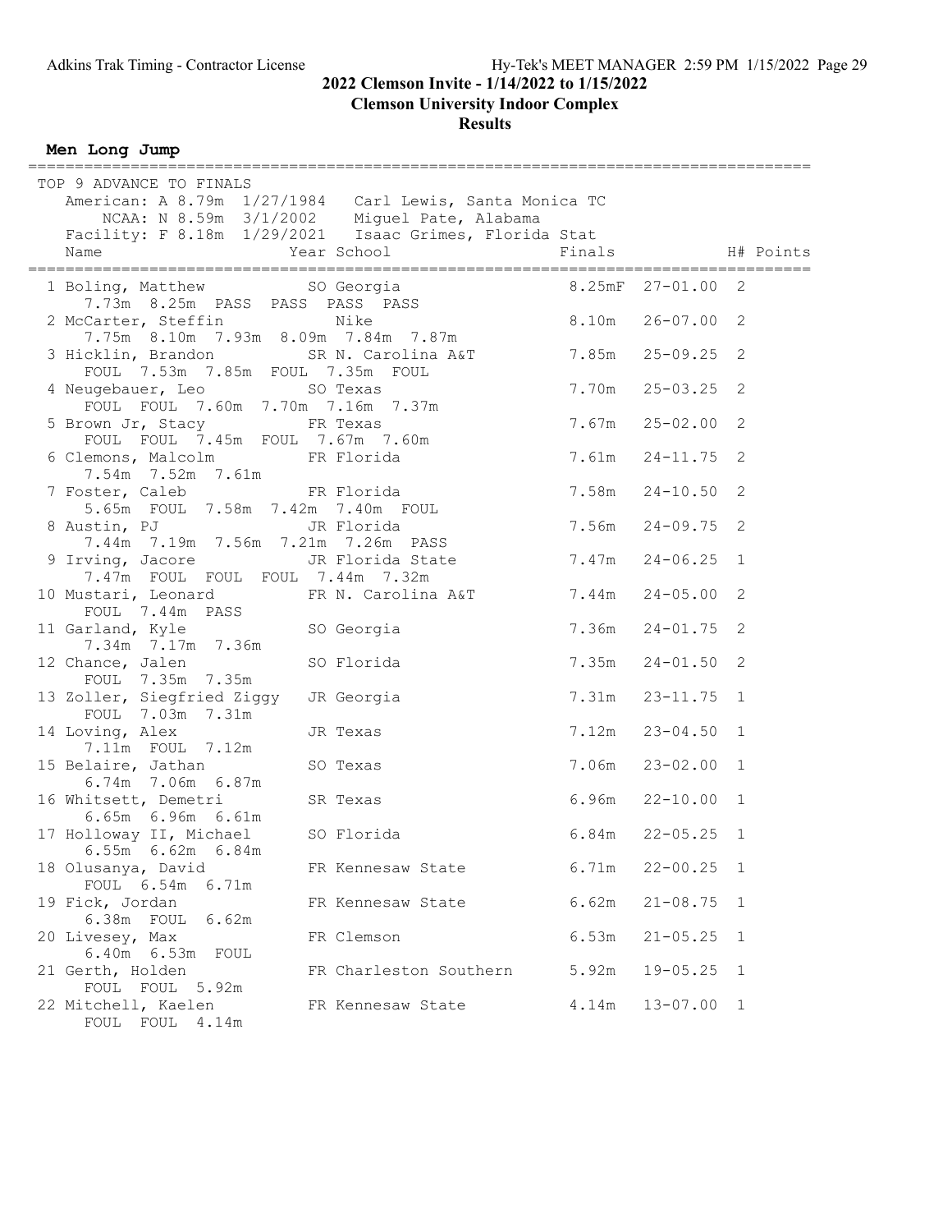**2022 Clemson Invite - 1/14/2022 to 1/15/2022**

**Clemson University Indoor Complex**

**Results**

**Men Long Jump**

TOP 9 ADVANCE TO FINALS

American: A 8.79m 1/27/1984 Carl Lewis, Santa Monica TC

NCAA: N 8.59m 3/1/2002 Miguel Pate, Alabama

Facility: F 8.18m 1/29/2021 Isaac Grimes, Florida Stat

| Place | Name | Year | School | Finals | | H# | Points |
|---|---|---|---|---|---|---|---|
| 1 | Boling, Matthew | SO | Georgia | 8.25mF | 27-01.00 | 2 | |
| | 7.73m 8.25m PASS PASS PASS PASS | | | | | | |
| 2 | McCarter, Steffin | | Nike | 8.10m | 26-07.00 | 2 | |
| | 7.75m 8.10m 7.93m 8.09m 7.84m 7.87m | | | | | | |
| 3 | Hicklin, Brandon | SR | N. Carolina A&T | 7.85m | 25-09.25 | 2 | |
| | FOUL 7.53m 7.85m FOUL 7.35m FOUL | | | | | | |
| 4 | Neugebauer, Leo | SO | Texas | 7.70m | 25-03.25 | 2 | |
| | FOUL FOUL 7.60m 7.70m 7.16m 7.37m | | | | | | |
| 5 | Brown Jr, Stacy | FR | Texas | 7.67m | 25-02.00 | 2 | |
| | FOUL FOUL 7.45m FOUL 7.67m 7.60m | | | | | | |
| 6 | Clemons, Malcolm | FR | Florida | 7.61m | 24-11.75 | 2 | |
| | 7.54m 7.52m 7.61m | | | | | | |
| 7 | Foster, Caleb | FR | Florida | 7.58m | 24-10.50 | 2 | |
| | 5.65m FOUL 7.58m 7.42m 7.40m FOUL | | | | | | |
| 8 | Austin, PJ | JR | Florida | 7.56m | 24-09.75 | 2 | |
| | 7.44m 7.19m 7.56m 7.21m 7.26m PASS | | | | | | |
| 9 | Irving, Jacore | JR | Florida State | 7.47m | 24-06.25 | 1 | |
| | 7.47m FOUL FOUL FOUL 7.44m 7.32m | | | | | | |
| 10 | Mustari, Leonard | FR | N. Carolina A&T | 7.44m | 24-05.00 | 2 | |
| | FOUL 7.44m PASS | | | | | | |
| 11 | Garland, Kyle | SO | Georgia | 7.36m | 24-01.75 | 2 | |
| | 7.34m 7.17m 7.36m | | | | | | |
| 12 | Chance, Jalen | SO | Florida | 7.35m | 24-01.50 | 2 | |
| | FOUL 7.35m 7.35m | | | | | | |
| 13 | Zoller, Siegfried Ziggy | JR | Georgia | 7.31m | 23-11.75 | 1 | |
| | FOUL 7.03m 7.31m | | | | | | |
| 14 | Loving, Alex | JR | Texas | 7.12m | 23-04.50 | 1 | |
| | 7.11m FOUL 7.12m | | | | | | |
| 15 | Belaire, Jathan | SO | Texas | 7.06m | 23-02.00 | 1 | |
| | 6.74m 7.06m 6.87m | | | | | | |
| 16 | Whitsett, Demetri | SR | Texas | 6.96m | 22-10.00 | 1 | |
| | 6.65m 6.96m 6.61m | | | | | | |
| 17 | Holloway II, Michael | SO | Florida | 6.84m | 22-05.25 | 1 | |
| | 6.55m 6.62m 6.84m | | | | | | |
| 18 | Olusanya, David | FR | Kennesaw State | 6.71m | 22-00.25 | 1 | |
| | FOUL 6.54m 6.71m | | | | | | |
| 19 | Fick, Jordan | FR | Kennesaw State | 6.62m | 21-08.75 | 1 | |
| | 6.38m FOUL 6.62m | | | | | | |
| 20 | Livesey, Max | FR | Clemson | 6.53m | 21-05.25 | 1 | |
| | 6.40m 6.53m FOUL | | | | | | |
| 21 | Gerth, Holden | FR | Charleston Southern | 5.92m | 19-05.25 | 1 | |
| | FOUL FOUL 5.92m | | | | | | |
| 22 | Mitchell, Kaelen | FR | Kennesaw State | 4.14m | 13-07.00 | 1 | |
| | FOUL FOUL 4.14m | | | | | | |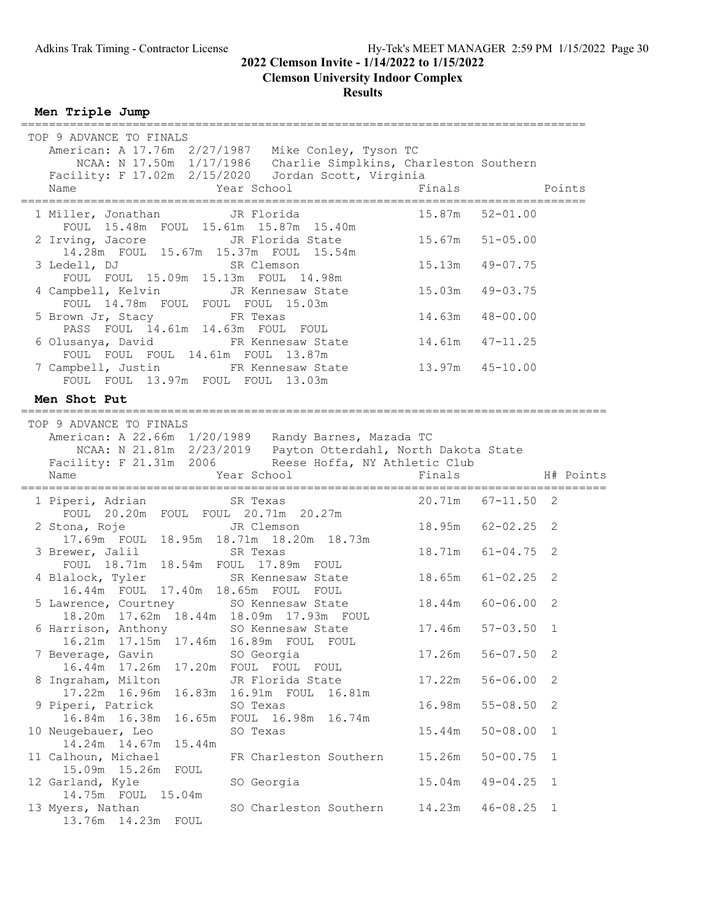## 2022 Clemson Invite - 1/14/2022 to 1/15/2022

**Clemson University Indoor Complex**

**Results**

### Men Triple Jump

TOP 9 ADVANCE TO FINALS
American: A 17.76m 2/27/1987 Mike Conley, Tyson TC
NCAA: N 17.50m 1/17/1986 Charlie Simplkins, Charleston Southern
Facility: F 17.02m 2/15/2020 Jordan Scott, Virginia

| Name | Year | School | Finals | | Points |
|---|---|---|---|---|---|
| 1 Miller, Jonathan | JR | Florida | 15.87m | 52-01.00 | |
| FOUL 15.48m FOUL 15.61m 15.87m 15.40m | | | | | |
| 2 Irving, Jacore | JR | Florida State | 15.67m | 51-05.00 | |
| 14.28m FOUL 15.67m 15.37m FOUL 15.54m | | | | | |
| 3 Ledell, DJ | SR | Clemson | 15.13m | 49-07.75 | |
| FOUL FOUL 15.09m 15.13m FOUL 14.98m | | | | | |
| 4 Campbell, Kelvin | JR | Kennesaw State | 15.03m | 49-03.75 | |
| FOUL 14.78m FOUL FOUL FOUL 15.03m | | | | | |
| 5 Brown Jr, Stacy | FR | Texas | 14.63m | 48-00.00 | |
| PASS FOUL 14.61m 14.63m FOUL FOUL | | | | | |
| 6 Olusanya, David | FR | Kennesaw State | 14.61m | 47-11.25 | |
| FOUL FOUL FOUL 14.61m FOUL 13.87m | | | | | |
| 7 Campbell, Justin | FR | Kennesaw State | 13.97m | 45-10.00 | |
| FOUL FOUL 13.97m FOUL FOUL 13.03m | | | | | |

### Men Shot Put

TOP 9 ADVANCE TO FINALS
American: A 22.66m 1/20/1989 Randy Barnes, Mazada TC
NCAA: N 21.81m 2/23/2019 Payton Otterdahl, North Dakota State
Facility: F 21.31m 2006 Reese Hoffa, NY Athletic Club

| Name | Year | School | Finals | | H# | Points |
|---|---|---|---|---|---|---|
| 1 Piperi, Adrian | SR | Texas | 20.71m | 67-11.50 | 2 | |
| FOUL 20.20m FOUL FOUL 20.71m 20.27m | | | | | | |
| 2 Stona, Roje | JR | Clemson | 18.95m | 62-02.25 | 2 | |
| 17.69m FOUL 18.95m 18.71m 18.20m 18.73m | | | | | | |
| 3 Brewer, Jalil | SR | Texas | 18.71m | 61-04.75 | 2 | |
| FOUL 18.71m 18.54m FOUL 17.89m FOUL | | | | | | |
| 4 Blalock, Tyler | SR | Kennesaw State | 18.65m | 61-02.25 | 2 | |
| 16.44m FOUL 17.40m 18.65m FOUL FOUL | | | | | | |
| 5 Lawrence, Courtney | SO | Kennesaw State | 18.44m | 60-06.00 | 2 | |
| 18.20m 17.62m 18.44m 18.09m 17.93m FOUL | | | | | | |
| 6 Harrison, Anthony | SO | Kennesaw State | 17.46m | 57-03.50 | 1 | |
| 16.21m 17.15m 17.46m 16.89m FOUL FOUL | | | | | | |
| 7 Beverage, Gavin | SO | Georgia | 17.26m | 56-07.50 | 2 | |
| 16.44m 17.26m 17.20m FOUL FOUL FOUL | | | | | | |
| 8 Ingraham, Milton | JR | Florida State | 17.22m | 56-06.00 | 2 | |
| 17.22m 16.96m 16.83m 16.91m FOUL 16.81m | | | | | | |
| 9 Piperi, Patrick | SO | Texas | 16.98m | 55-08.50 | 2 | |
| 16.84m 16.38m 16.65m FOUL 16.98m 16.74m | | | | | | |
| 10 Neugebauer, Leo | SO | Texas | 15.44m | 50-08.00 | 1 | |
| 14.24m 14.67m 15.44m | | | | | | |
| 11 Calhoun, Michael | FR | Charleston Southern | 15.26m | 50-00.75 | 1 | |
| 15.09m 15.26m FOUL | | | | | | |
| 12 Garland, Kyle | SO | Georgia | 15.04m | 49-04.25 | 1 | |
| 14.75m FOUL 15.04m | | | | | | |
| 13 Myers, Nathan | SO | Charleston Southern | 14.23m | 46-08.25 | 1 | |
| 13.76m 14.23m FOUL | | | | | | |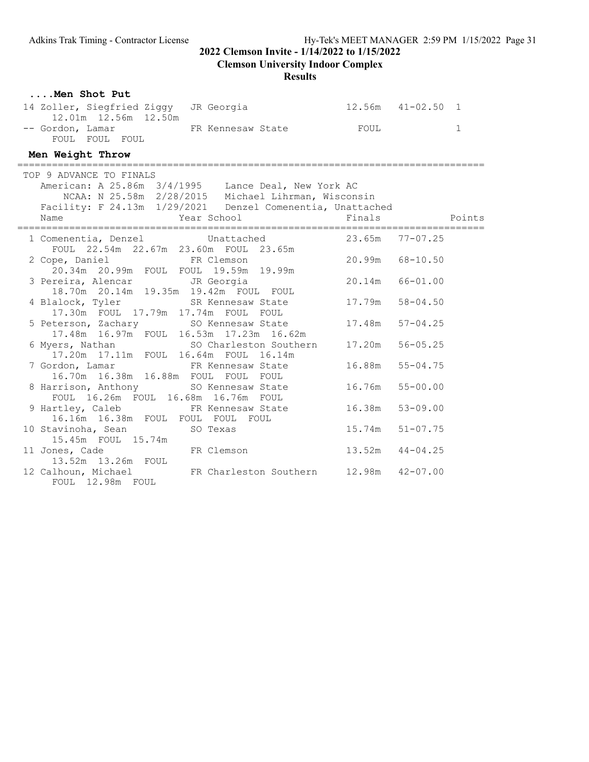**2022 Clemson Invite - 1/14/2022 to 1/15/2022**

**Clemson University Indoor Complex**

**Results**

### ....Men Shot Put

| Place | Name | Year | School | Finals | | Points |
|---|---|---|---|---|---|---|
| 14 | Zoller, Siegfried Ziggy | JR | Georgia | 12.56m | 41-02.50 | 1 |
| | 12.01m 12.56m 12.50m | | | | | |
| -- | Gordon, Lamar | FR | Kennesaw State | FOUL | | 1 |
| | FOUL FOUL FOUL | | | | | |

### Men Weight Throw

TOP 9 ADVANCE TO FINALS

American: A 25.86m 3/4/1995 Lance Deal, New York AC

NCAA: N 25.58m 2/28/2015 Michael Lihrman, Wisconsin

Facility: F 24.13m 1/29/2021 Denzel Comenentia, Unattached

| Place | Name | Year | School | Finals | | Points |
|---|---|---|---|---|---|---|
| 1 | Comenentia, Denzel | | Unattached | 23.65m | 77-07.25 | |
| | FOUL 22.54m 22.67m 23.60m FOUL 23.65m | | | | | |
| 2 | Cope, Daniel | FR | Clemson | 20.99m | 68-10.50 | |
| | 20.34m 20.99m FOUL FOUL 19.59m 19.99m | | | | | |
| 3 | Pereira, Alencar | JR | Georgia | 20.14m | 66-01.00 | |
| | 18.70m 20.14m 19.35m 19.42m FOUL FOUL | | | | | |
| 4 | Blalock, Tyler | SR | Kennesaw State | 17.79m | 58-04.50 | |
| | 17.30m FOUL 17.79m 17.74m FOUL FOUL | | | | | |
| 5 | Peterson, Zachary | SO | Kennesaw State | 17.48m | 57-04.25 | |
| | 17.48m 16.97m FOUL 16.53m 17.23m 16.62m | | | | | |
| 6 | Myers, Nathan | SO | Charleston Southern | 17.20m | 56-05.25 | |
| | 17.20m 17.11m FOUL 16.64m FOUL 16.14m | | | | | |
| 7 | Gordon, Lamar | FR | Kennesaw State | 16.88m | 55-04.75 | |
| | 16.70m 16.38m 16.88m FOUL FOUL FOUL | | | | | |
| 8 | Harrison, Anthony | SO | Kennesaw State | 16.76m | 55-00.00 | |
| | FOUL 16.26m FOUL 16.68m 16.76m FOUL | | | | | |
| 9 | Hartley, Caleb | FR | Kennesaw State | 16.38m | 53-09.00 | |
| | 16.16m 16.38m FOUL FOUL FOUL FOUL | | | | | |
| 10 | Stavinoha, Sean | SO | Texas | 15.74m | 51-07.75 | |
| | 15.45m FOUL 15.74m | | | | | |
| 11 | Jones, Cade | FR | Clemson | 13.52m | 44-04.25 | |
| | 13.52m 13.26m FOUL | | | | | |
| 12 | Calhoun, Michael | FR | Charleston Southern | 12.98m | 42-07.00 | |
| | FOUL 12.98m FOUL | | | | | |